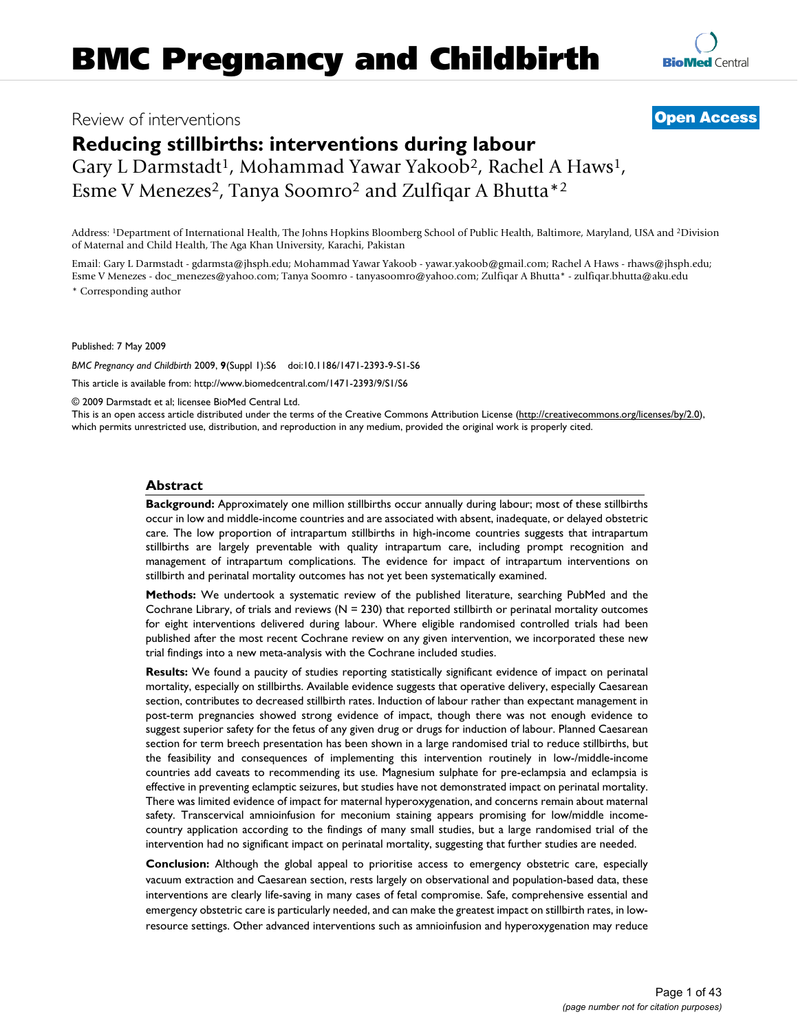# BMC Pregnancy and Childbirth

Review of interventions

**Open Access**

## Reducing stillbirths: interventions during labour

Gary L Darmstadt[1], Mohammad Yawar Yakoob[2], Rachel A Haws[1], Esme V Menezes[2], Tanya Soomro[2] and Zulfiqar A Bhutta*[2]

Address: [1]Department of International Health, The Johns Hopkins Bloomberg School of Public Health, Baltimore, Maryland, USA and [2]Division of Maternal and Child Health, The Aga Khan University, Karachi, Pakistan

Email: Gary L Darmstadt - gdarmsta@jhsph.edu; Mohammad Yawar Yakoob - yawar.yakoob@gmail.com; Rachel A Haws - rhaws@jhsph.edu; Esme V Menezes - doc_menezes@yahoo.com; Tanya Soomro - tanyasoomro@yahoo.com; Zulfiqar A Bhutta* - zulfiqar.bhutta@aku.edu

* Corresponding author

Published: 7 May 2009

*BMC Pregnancy and Childbirth* 2009, **9**(Suppl 1):S6 doi:10.1186/1471-2393-9-S1-S6

This article is available from: http://www.biomedcentral.com/1471-2393/9/S1/S6

© 2009 Darmstadt et al; licensee BioMed Central Ltd.

This is an open access article distributed under the terms of the Creative Commons Attribution License (http://creativecommons.org/licenses/by/2.0), which permits unrestricted use, distribution, and reproduction in any medium, provided the original work is properly cited.

### Abstract

**Background:** Approximately one million stillbirths occur annually during labour; most of these stillbirths occur in low and middle-income countries and are associated with absent, inadequate, or delayed obstetric care. The low proportion of intrapartum stillbirths in high-income countries suggests that intrapartum stillbirths are largely preventable with quality intrapartum care, including prompt recognition and management of intrapartum complications. The evidence for impact of intrapartum interventions on stillbirth and perinatal mortality outcomes has not yet been systematically examined.

**Methods:** We undertook a systematic review of the published literature, searching PubMed and the Cochrane Library, of trials and reviews (N = 230) that reported stillbirth or perinatal mortality outcomes for eight interventions delivered during labour. Where eligible randomised controlled trials had been published after the most recent Cochrane review on any given intervention, we incorporated these new trial findings into a new meta-analysis with the Cochrane included studies.

**Results:** We found a paucity of studies reporting statistically significant evidence of impact on perinatal mortality, especially on stillbirths. Available evidence suggests that operative delivery, especially Caesarean section, contributes to decreased stillbirth rates. Induction of labour rather than expectant management in post-term pregnancies showed strong evidence of impact, though there was not enough evidence to suggest superior safety for the fetus of any given drug or drugs for induction of labour. Planned Caesarean section for term breech presentation has been shown in a large randomised trial to reduce stillbirths, but the feasibility and consequences of implementing this intervention routinely in low-/middle-income countries add caveats to recommending its use. Magnesium sulphate for pre-eclampsia and eclampsia is effective in preventing eclamptic seizures, but studies have not demonstrated impact on perinatal mortality. There was limited evidence of impact for maternal hyperoxygenation, and concerns remain about maternal safety. Transcervical amnioinfusion for meconium staining appears promising for low/middle income-country application according to the findings of many small studies, but a large randomised trial of the intervention had no significant impact on perinatal mortality, suggesting that further studies are needed.

**Conclusion:** Although the global appeal to prioritise access to emergency obstetric care, especially vacuum extraction and Caesarean section, rests largely on observational and population-based data, these interventions are clearly life-saving in many cases of fetal compromise. Safe, comprehensive essential and emergency obstetric care is particularly needed, and can make the greatest impact on stillbirth rates, in low-resource settings. Other advanced interventions such as amnioinfusion and hyperoxygenation may reduce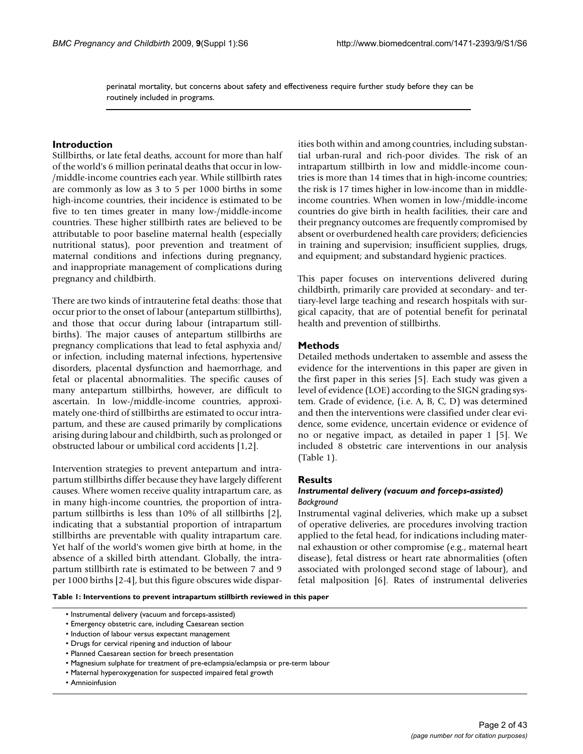perinatal mortality, but concerns about safety and effectiveness require further study before they can be routinely included in programs.

## Introduction

Stillbirths, or late fetal deaths, account for more than half of the world's 6 million perinatal deaths that occur in low-/middle-income countries each year. While stillbirth rates are commonly as low as 3 to 5 per 1000 births in some high-income countries, their incidence is estimated to be five to ten times greater in many low-/middle-income countries. These higher stillbirth rates are believed to be attributable to poor baseline maternal health (especially nutritional status), poor prevention and treatment of maternal conditions and infections during pregnancy, and inappropriate management of complications during pregnancy and childbirth.

There are two kinds of intrauterine fetal deaths: those that occur prior to the onset of labour (antepartum stillbirths), and those that occur during labour (intrapartum stillbirths). The major causes of antepartum stillbirths are pregnancy complications that lead to fetal asphyxia and/or infection, including maternal infections, hypertensive disorders, placental dysfunction and haemorrhage, and fetal or placental abnormalities. The specific causes of many antepartum stillbirths, however, are difficult to ascertain. In low-/middle-income countries, approximately one-third of stillbirths are estimated to occur intrapartum, and these are caused primarily by complications arising during labour and childbirth, such as prolonged or obstructed labour or umbilical cord accidents [1,2].

Intervention strategies to prevent antepartum and intrapartum stillbirths differ because they have largely different causes. Where women receive quality intrapartum care, as in many high-income countries, the proportion of intrapartum stillbirths is less than 10% of all stillbirths [2], indicating that a substantial proportion of intrapartum stillbirths are preventable with quality intrapartum care. Yet half of the world's women give birth at home, in the absence of a skilled birth attendant. Globally, the intrapartum stillbirth rate is estimated to be between 7 and 9 per 1000 births [2-4], but this figure obscures wide disparities both within and among countries, including substantial urban-rural and rich-poor divides. The risk of an intrapartum stillbirth in low and middle-income countries is more than 14 times that in high-income countries; the risk is 17 times higher in low-income than in middle-income countries. When women in low-/middle-income countries do give birth in health facilities, their care and their pregnancy outcomes are frequently compromised by absent or overburdened health care providers; deficiencies in training and supervision; insufficient supplies, drugs, and equipment; and substandard hygienic practices.

This paper focuses on interventions delivered during childbirth, primarily care provided at secondary- and tertiary-level large teaching and research hospitals with surgical capacity, that are of potential benefit for perinatal health and prevention of stillbirths.

## Methods

Detailed methods undertaken to assemble and assess the evidence for the interventions in this paper are given in the first paper in this series [5]. Each study was given a level of evidence (LOE) according to the SIGN grading system. Grade of evidence, (i.e. A, B, C, D) was determined and then the interventions were classified under clear evidence, some evidence, uncertain evidence or evidence of no or negative impact, as detailed in paper 1 [5]. We included 8 obstetric care interventions in our analysis (Table 1).

**Table 1: Interventions to prevent intrapartum stillbirth reviewed in this paper**

- Instrumental delivery (vacuum and forceps-assisted)
- Emergency obstetric care, including Caesarean section
- Induction of labour versus expectant management
- Drugs for cervical ripening and induction of labour
- Planned Caesarean section for breech presentation
- Magnesium sulphate for treatment of pre-eclampsia/eclampsia or pre-term labour
- Maternal hyperoxygenation for suspected impaired fetal growth
- Amnioinfusion

## Results

### *Instrumental delivery (vacuum and forceps-assisted)*

#### *Background*

Instrumental vaginal deliveries, which make up a subset of operative deliveries, are procedures involving traction applied to the fetal head, for indications including maternal exhaustion or other compromise (e.g., maternal heart disease), fetal distress or heart rate abnormalities (often associated with prolonged second stage of labour), and fetal malposition [6]. Rates of instrumental deliveries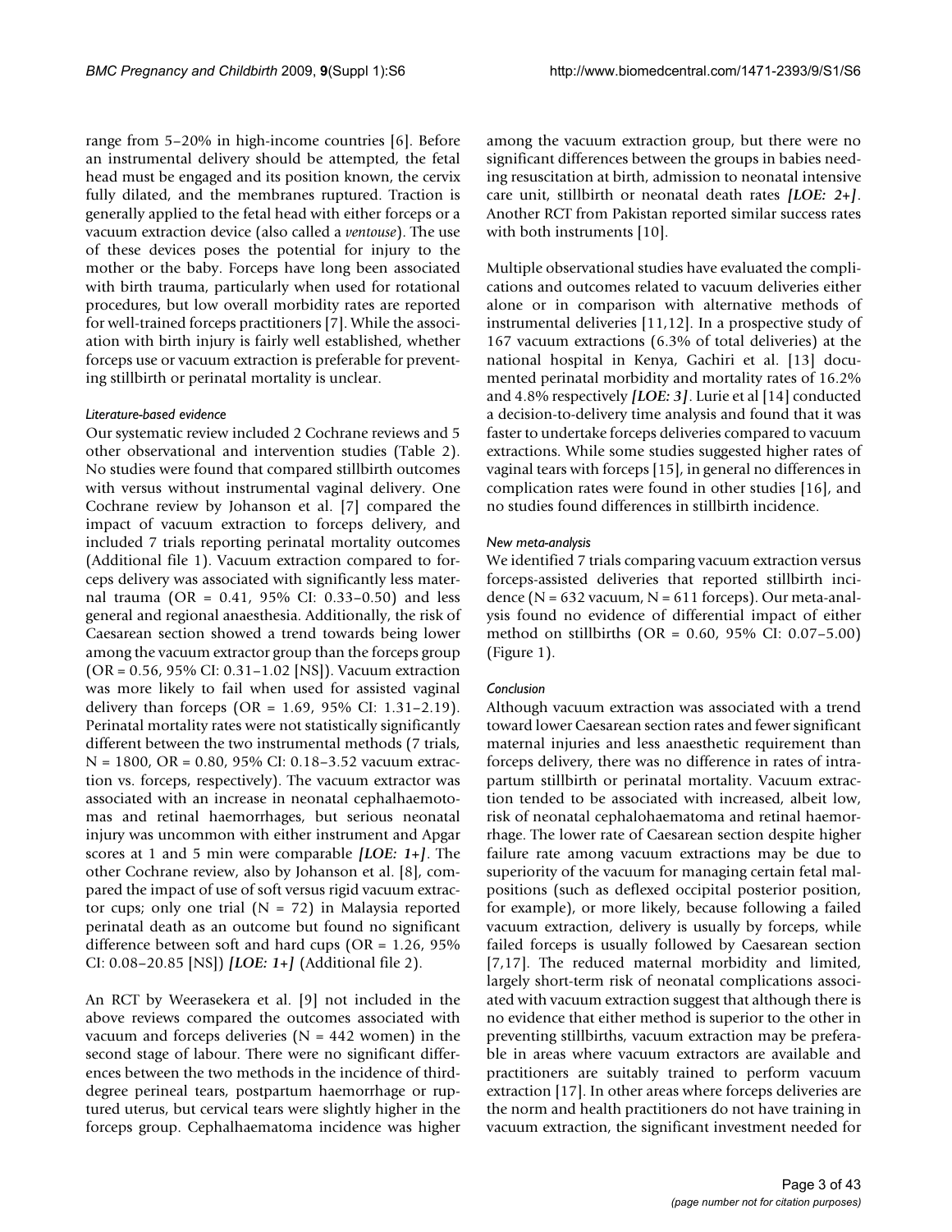range from 5–20% in high-income countries [6]. Before an instrumental delivery should be attempted, the fetal head must be engaged and its position known, the cervix fully dilated, and the membranes ruptured. Traction is generally applied to the fetal head with either forceps or a vacuum extraction device (also called a *ventouse*). The use of these devices poses the potential for injury to the mother or the baby. Forceps have long been associated with birth trauma, particularly when used for rotational procedures, but low overall morbidity rates are reported for well-trained forceps practitioners [7]. While the association with birth injury is fairly well established, whether forceps use or vacuum extraction is preferable for preventing stillbirth or perinatal mortality is unclear.

#### *Literature-based evidence*

Our systematic review included 2 Cochrane reviews and 5 other observational and intervention studies (Table 2). No studies were found that compared stillbirth outcomes with versus without instrumental vaginal delivery. One Cochrane review by Johanson et al. [7] compared the impact of vacuum extraction to forceps delivery, and included 7 trials reporting perinatal mortality outcomes (Additional file 1). Vacuum extraction compared to forceps delivery was associated with significantly less maternal trauma (OR = 0.41, 95% CI: 0.33–0.50) and less general and regional anaesthesia. Additionally, the risk of Caesarean section showed a trend towards being lower among the vacuum extractor group than the forceps group (OR = 0.56, 95% CI: 0.31–1.02 [NS]). Vacuum extraction was more likely to fail when used for assisted vaginal delivery than forceps (OR = 1.69, 95% CI: 1.31–2.19). Perinatal mortality rates were not statistically significantly different between the two instrumental methods (7 trials, N = 1800, OR = 0.80, 95% CI: 0.18–3.52 vacuum extraction vs. forceps, respectively). The vacuum extractor was associated with an increase in neonatal cephalhaemotomas and retinal haemorrhages, but serious neonatal injury was uncommon with either instrument and Apgar scores at 1 and 5 min were comparable ***[LOE: 1+]***. The other Cochrane review, also by Johanson et al. [8], compared the impact of use of soft versus rigid vacuum extractor cups; only one trial (N = 72) in Malaysia reported perinatal death as an outcome but found no significant difference between soft and hard cups (OR = 1.26, 95% CI: 0.08–20.85 [NS]) ***[LOE: 1+]*** (Additional file 2).

An RCT by Weerasekera et al. [9] not included in the above reviews compared the outcomes associated with vacuum and forceps deliveries (N = 442 women) in the second stage of labour. There were no significant differences between the two methods in the incidence of third-degree perineal tears, postpartum haemorrhage or ruptured uterus, but cervical tears were slightly higher in the forceps group. Cephalhaematoma incidence was higher among the vacuum extraction group, but there were no significant differences between the groups in babies needing resuscitation at birth, admission to neonatal intensive care unit, stillbirth or neonatal death rates ***[LOE: 2+]***. Another RCT from Pakistan reported similar success rates with both instruments [10].

Multiple observational studies have evaluated the complications and outcomes related to vacuum deliveries either alone or in comparison with alternative methods of instrumental deliveries [11,12]. In a prospective study of 167 vacuum extractions (6.3% of total deliveries) at the national hospital in Kenya, Gachiri et al. [13] documented perinatal morbidity and mortality rates of 16.2% and 4.8% respectively ***[LOE: 3]***. Lurie et al [14] conducted a decision-to-delivery time analysis and found that it was faster to undertake forceps deliveries compared to vacuum extractions. While some studies suggested higher rates of vaginal tears with forceps [15], in general no differences in complication rates were found in other studies [16], and no studies found differences in stillbirth incidence.

#### *New meta-analysis*

We identified 7 trials comparing vacuum extraction versus forceps-assisted deliveries that reported stillbirth incidence (N = 632 vacuum, N = 611 forceps). Our meta-analysis found no evidence of differential impact of either method on stillbirths (OR = 0.60, 95% CI: 0.07–5.00) (Figure 1).

#### *Conclusion*

Although vacuum extraction was associated with a trend toward lower Caesarean section rates and fewer significant maternal injuries and less anaesthetic requirement than forceps delivery, there was no difference in rates of intrapartum stillbirth or perinatal mortality. Vacuum extraction tended to be associated with increased, albeit low, risk of neonatal cephalohaematoma and retinal haemorrhage. The lower rate of Caesarean section despite higher failure rate among vacuum extractions may be due to superiority of the vacuum for managing certain fetal malpositions (such as deflexed occipital posterior position, for example), or more likely, because following a failed vacuum extraction, delivery is usually by forceps, while failed forceps is usually followed by Caesarean section [7,17]. The reduced maternal morbidity and limited, largely short-term risk of neonatal complications associated with vacuum extraction suggest that although there is no evidence that either method is superior to the other in preventing stillbirths, vacuum extraction may be preferable in areas where vacuum extractors are available and practitioners are suitably trained to perform vacuum extraction [17]. In other areas where forceps deliveries are the norm and health practitioners do not have training in vacuum extraction, the significant investment needed for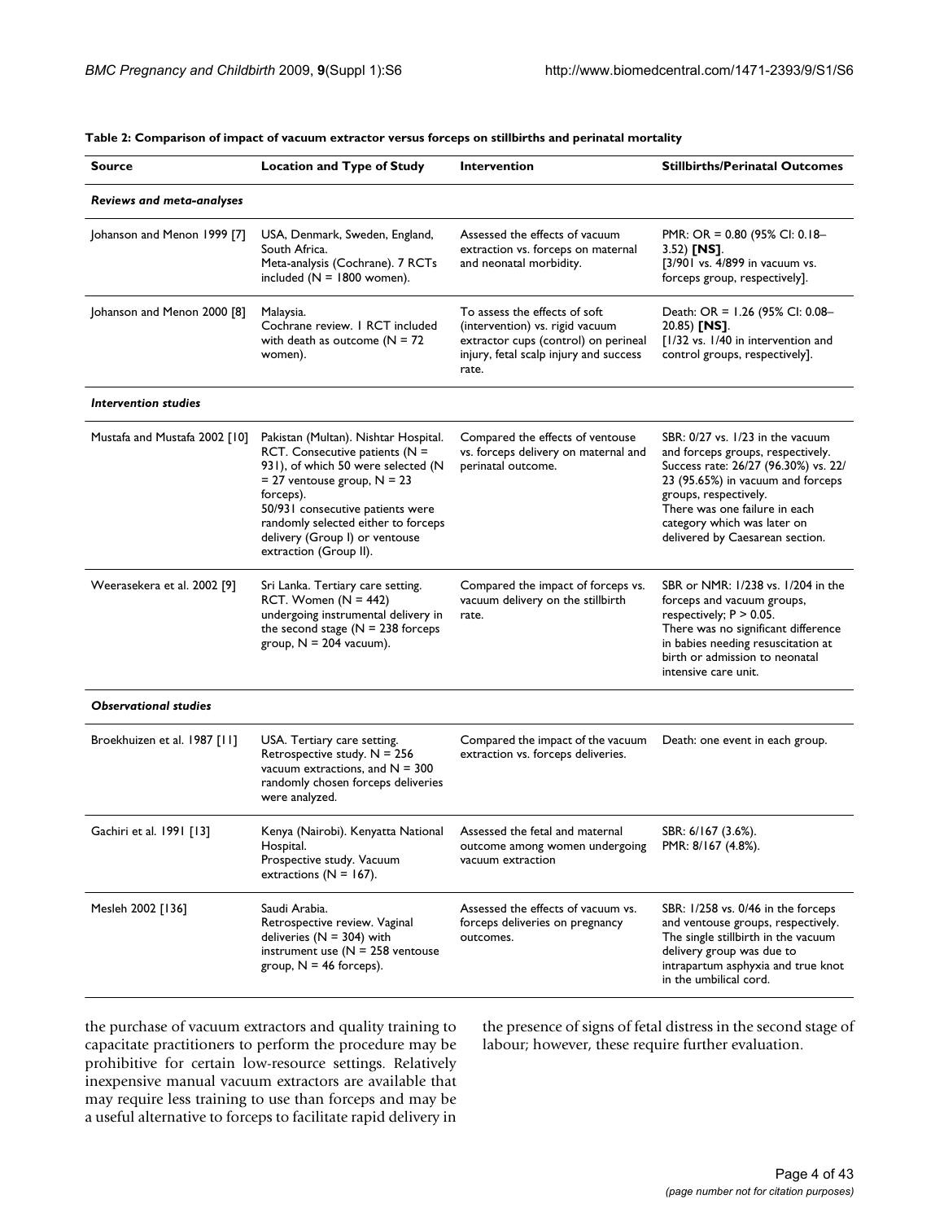**Table 2: Comparison of impact of vacuum extractor versus forceps on stillbirths and perinatal mortality**

| Source | Location and Type of Study | Intervention | Stillbirths/Perinatal Outcomes |
| --- | --- | --- | --- |
| *Reviews and meta-analyses* | | | |
| Johanson and Menon 1999 [7] | USA, Denmark, Sweden, England, South Africa. Meta-analysis (Cochrane). 7 RCTs included (N = 1800 women). | Assessed the effects of vacuum extraction vs. forceps on maternal and neonatal morbidity. | PMR: OR = 0.80 (95% CI: 0.18–3.52) **[NS]**. [3/901 vs. 4/899 in vacuum vs. forceps group, respectively]. |
| Johanson and Menon 2000 [8] | Malaysia. Cochrane review. 1 RCT included with death as outcome (N = 72 women). | To assess the effects of soft (intervention) vs. rigid vacuum extractor cups (control) on perineal injury, fetal scalp injury and success rate. | Death: OR = 1.26 (95% CI: 0.08–20.85) **[NS]**. [1/32 vs. 1/40 in intervention and control groups, respectively]. |
| *Intervention studies* | | | |
| Mustafa and Mustafa 2002 [10] | Pakistan (Multan). Nishtar Hospital. RCT. Consecutive patients (N = 931), of which 50 were selected (N = 27 ventouse group, N = 23 forceps). 50/931 consecutive patients were randomly selected either to forceps delivery (Group I) or ventouse extraction (Group II). | Compared the effects of ventouse vs. forceps delivery on maternal and perinatal outcome. | SBR: 0/27 vs. 1/23 in the vacuum and forceps groups, respectively. Success rate: 26/27 (96.30%) vs. 22/23 (95.65%) in vacuum and forceps groups, respectively. There was one failure in each category which was later on delivered by Caesarean section. |
| Weerasekera et al. 2002 [9] | Sri Lanka. Tertiary care setting. RCT. Women (N = 442) undergoing instrumental delivery in the second stage (N = 238 forceps group, N = 204 vacuum). | Compared the impact of forceps vs. vacuum delivery on the stillbirth rate. | SBR or NMR: 1/238 vs. 1/204 in the forceps and vacuum groups, respectively; P > 0.05. There was no significant difference in babies needing resuscitation at birth or admission to neonatal intensive care unit. |
| *Observational studies* | | | |
| Broekhuizen et al. 1987 [11] | USA. Tertiary care setting. Retrospective study. N = 256 vacuum extractions, and N = 300 randomly chosen forceps deliveries were analyzed. | Compared the impact of the vacuum extraction vs. forceps deliveries. | Death: one event in each group. |
| Gachiri et al. 1991 [13] | Kenya (Nairobi). Kenyatta National Hospital. Prospective study. Vacuum extractions (N = 167). | Assessed the fetal and maternal outcome among women undergoing vacuum extraction | SBR: 6/167 (3.6%). PMR: 8/167 (4.8%). |
| Mesleh 2002 [136] | Saudi Arabia. Retrospective review. Vaginal deliveries (N = 304) with instrument use (N = 258 ventouse group, N = 46 forceps). | Assessed the effects of vacuum vs. forceps deliveries on pregnancy outcomes. | SBR: 1/258 vs. 0/46 in the forceps and ventouse groups, respectively. The single stillbirth in the vacuum delivery group was due to intrapartum asphyxia and true knot in the umbilical cord. |

the purchase of vacuum extractors and quality training to capacitate practitioners to perform the procedure may be prohibitive for certain low-resource settings. Relatively inexpensive manual vacuum extractors are available that may require less training to use than forceps and may be a useful alternative to forceps to facilitate rapid delivery in the presence of signs of fetal distress in the second stage of labour; however, these require further evaluation.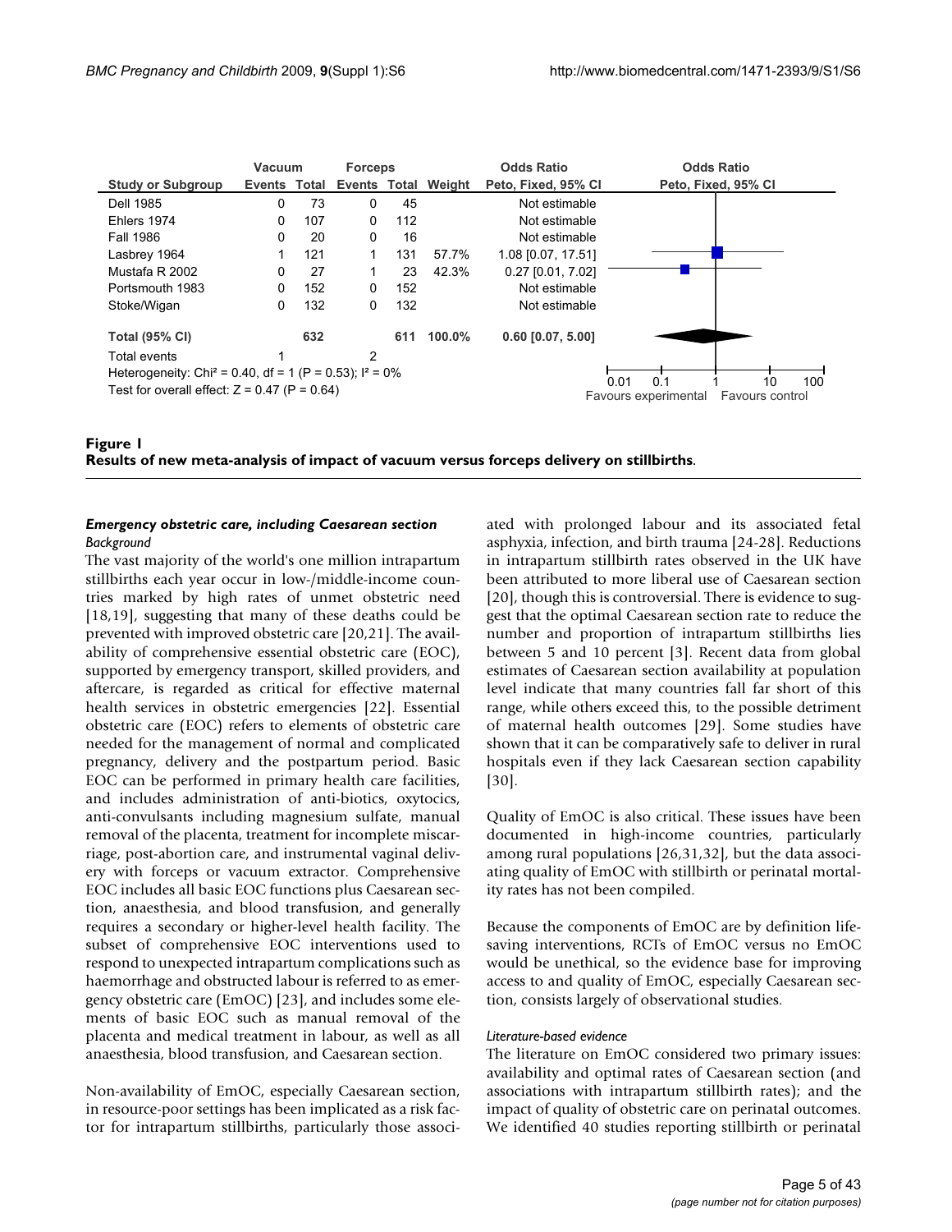| Study or Subgroup | Vacuum Events | Vacuum Total | Forceps Events | Forceps Total | Weight | Odds Ratio Peto, Fixed, 95% CI |
|---|---|---|---|---|---|---|
| Dell 1985 | 0 | 73 | 0 | 45 | | Not estimable |
| Ehlers 1974 | 0 | 107 | 0 | 112 | | Not estimable |
| Fall 1986 | 0 | 20 | 0 | 16 | | Not estimable |
| Lasbrey 1964 | 1 | 121 | 1 | 131 | 57.7% | 1.08 [0.07, 17.51] |
| Mustafa R 2002 | 0 | 27 | 1 | 23 | 42.3% | 0.27 [0.01, 7.02] |
| Portsmouth 1983 | 0 | 152 | 0 | 152 | | Not estimable |
| Stoke/Wigan | 0 | 132 | 0 | 132 | | Not estimable |
| **Total (95% CI)** | | **632** | | **611** | **100.0%** | **0.60 [0.07, 5.00]** |
| Total events | 1 | | 2 | | | |

Heterogeneity: $Chi^2 = 0.40$, df = 1 ($P = 0.53$); $I^2 = 0\%$

Test for overall effect: $Z = 0.47$ ($P = 0.64$)

Favours experimental — Favours control

**Figure 1**
**Results of new meta-analysis of impact of vacuum versus forceps delivery on stillbirths.**

### *Emergency obstetric care, including Caesarean section*

#### *Background*

The vast majority of the world's one million intrapartum stillbirths each year occur in low-/middle-income countries marked by high rates of unmet obstetric need [18,19], suggesting that many of these deaths could be prevented with improved obstetric care [20,21]. The availability of comprehensive essential obstetric care (EOC), supported by emergency transport, skilled providers, and aftercare, is regarded as critical for effective maternal health services in obstetric emergencies [22]. Essential obstetric care (EOC) refers to elements of obstetric care needed for the management of normal and complicated pregnancy, delivery and the postpartum period. Basic EOC can be performed in primary health care facilities, and includes administration of anti-biotics, oxytocics, anti-convulsants including magnesium sulfate, manual removal of the placenta, treatment for incomplete miscarriage, post-abortion care, and instrumental vaginal delivery with forceps or vacuum extractor. Comprehensive EOC includes all basic EOC functions plus Caesarean section, anaesthesia, and blood transfusion, and generally requires a secondary or higher-level health facility. The subset of comprehensive EOC interventions used to respond to unexpected intrapartum complications such as haemorrhage and obstructed labour is referred to as emergency obstetric care (EmOC) [23], and includes some elements of basic EOC such as manual removal of the placenta and medical treatment in labour, as well as all anaesthesia, blood transfusion, and Caesarean section.

Non-availability of EmOC, especially Caesarean section, in resource-poor settings has been implicated as a risk factor for intrapartum stillbirths, particularly those associated with prolonged labour and its associated fetal asphyxia, infection, and birth trauma [24-28]. Reductions in intrapartum stillbirth rates observed in the UK have been attributed to more liberal use of Caesarean section [20], though this is controversial. There is evidence to suggest that the optimal Caesarean section rate to reduce the number and proportion of intrapartum stillbirths lies between 5 and 10 percent [3]. Recent data from global estimates of Caesarean section availability at population level indicate that many countries fall far short of this range, while others exceed this, to the possible detriment of maternal health outcomes [29]. Some studies have shown that it can be comparatively safe to deliver in rural hospitals even if they lack Caesarean section capability [30].

Quality of EmOC is also critical. These issues have been documented in high-income countries, particularly among rural populations [26,31,32], but the data associating quality of EmOC with stillbirth or perinatal mortality rates has not been compiled.

Because the components of EmOC are by definition life-saving interventions, RCTs of EmOC versus no EmOC would be unethical, so the evidence base for improving access to and quality of EmOC, especially Caesarean section, consists largely of observational studies.

#### *Literature-based evidence*

The literature on EmOC considered two primary issues: availability and optimal rates of Caesarean section (and associations with intrapartum stillbirth rates); and the impact of quality of obstetric care on perinatal outcomes. We identified 40 studies reporting stillbirth or perinatal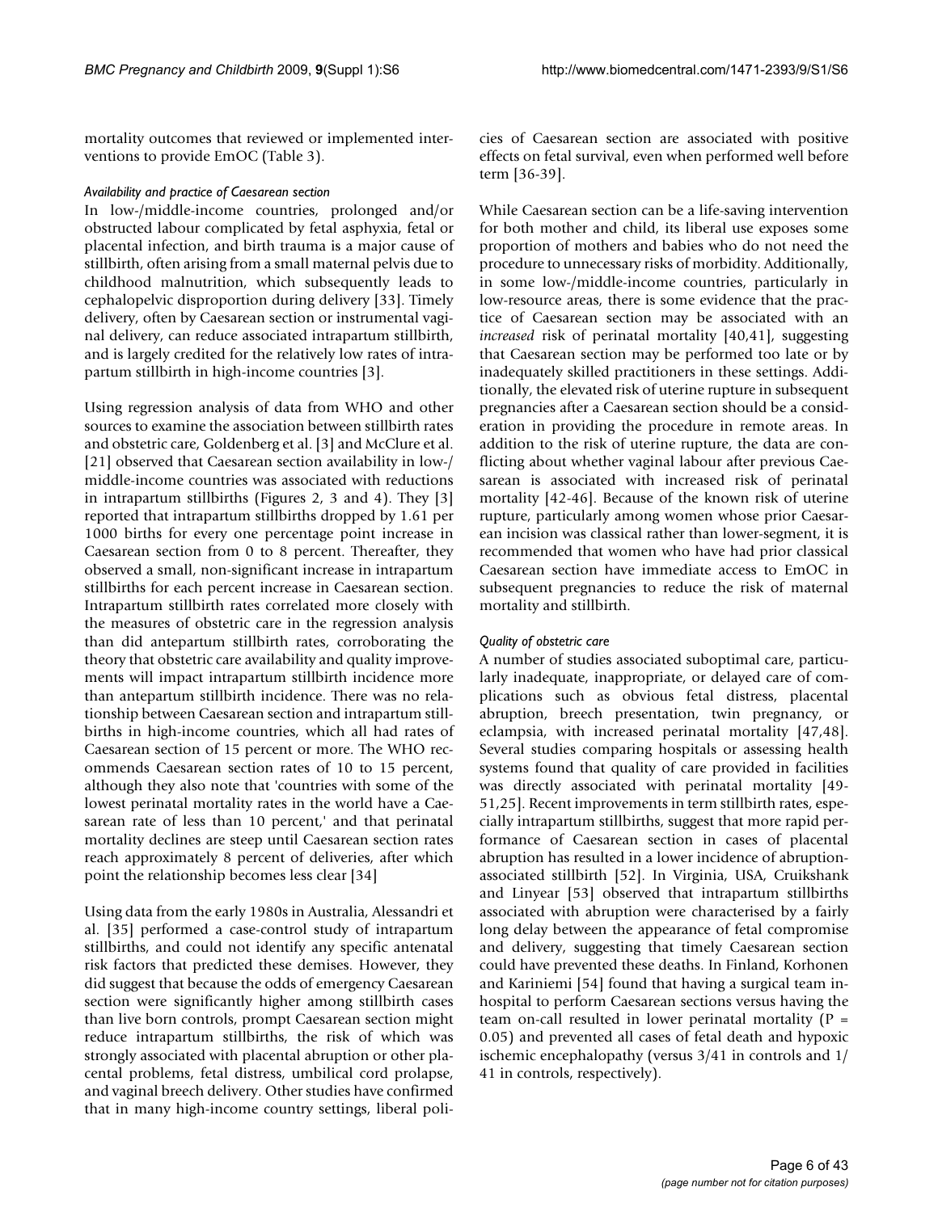mortality outcomes that reviewed or implemented interventions to provide EmOC (Table 3).

#### *Availability and practice of Caesarean section*

In low-/middle-income countries, prolonged and/or obstructed labour complicated by fetal asphyxia, fetal or placental infection, and birth trauma is a major cause of stillbirth, often arising from a small maternal pelvis due to childhood malnutrition, which subsequently leads to cephalopelvic disproportion during delivery [33]. Timely delivery, often by Caesarean section or instrumental vaginal delivery, can reduce associated intrapartum stillbirth, and is largely credited for the relatively low rates of intrapartum stillbirth in high-income countries [3].

Using regression analysis of data from WHO and other sources to examine the association between stillbirth rates and obstetric care, Goldenberg et al. [3] and McClure et al. [21] observed that Caesarean section availability in low-/middle-income countries was associated with reductions in intrapartum stillbirths (Figures 2, 3 and 4). They [3] reported that intrapartum stillbirths dropped by 1.61 per 1000 births for every one percentage point increase in Caesarean section from 0 to 8 percent. Thereafter, they observed a small, non-significant increase in intrapartum stillbirths for each percent increase in Caesarean section. Intrapartum stillbirth rates correlated more closely with the measures of obstetric care in the regression analysis than did antepartum stillbirth rates, corroborating the theory that obstetric care availability and quality improvements will impact intrapartum stillbirth incidence more than antepartum stillbirth incidence. There was no relationship between Caesarean section and intrapartum stillbirths in high-income countries, which all had rates of Caesarean section of 15 percent or more. The WHO recommends Caesarean section rates of 10 to 15 percent, although they also note that 'countries with some of the lowest perinatal mortality rates in the world have a Caesarean rate of less than 10 percent,' and that perinatal mortality declines are steep until Caesarean section rates reach approximately 8 percent of deliveries, after which point the relationship becomes less clear [34]

Using data from the early 1980s in Australia, Alessandri et al. [35] performed a case-control study of intrapartum stillbirths, and could not identify any specific antenatal risk factors that predicted these demises. However, they did suggest that because the odds of emergency Caesarean section were significantly higher among stillbirth cases than live born controls, prompt Caesarean section might reduce intrapartum stillbirths, the risk of which was strongly associated with placental abruption or other placental problems, fetal distress, umbilical cord prolapse, and vaginal breech delivery. Other studies have confirmed that in many high-income country settings, liberal policies of Caesarean section are associated with positive effects on fetal survival, even when performed well before term [36-39].

While Caesarean section can be a life-saving intervention for both mother and child, its liberal use exposes some proportion of mothers and babies who do not need the procedure to unnecessary risks of morbidity. Additionally, in some low-/middle-income countries, particularly in low-resource areas, there is some evidence that the practice of Caesarean section may be associated with an *increased* risk of perinatal mortality [40,41], suggesting that Caesarean section may be performed too late or by inadequately skilled practitioners in these settings. Additionally, the elevated risk of uterine rupture in subsequent pregnancies after a Caesarean section should be a consideration in providing the procedure in remote areas. In addition to the risk of uterine rupture, the data are conflicting about whether vaginal labour after previous Caesarean is associated with increased risk of perinatal mortality [42-46]. Because of the known risk of uterine rupture, particularly among women whose prior Caesarean incision was classical rather than lower-segment, it is recommended that women who have had prior classical Caesarean section have immediate access to EmOC in subsequent pregnancies to reduce the risk of maternal mortality and stillbirth.

#### *Quality of obstetric care*

A number of studies associated suboptimal care, particularly inadequate, inappropriate, or delayed care of complications such as obvious fetal distress, placental abruption, breech presentation, twin pregnancy, or eclampsia, with increased perinatal mortality [47,48]. Several studies comparing hospitals or assessing health systems found that quality of care provided in facilities was directly associated with perinatal mortality [49-51,25]. Recent improvements in term stillbirth rates, especially intrapartum stillbirths, suggest that more rapid performance of Caesarean section in cases of placental abruption has resulted in a lower incidence of abruption-associated stillbirth [52]. In Virginia, USA, Cruikshank and Linyear [53] observed that intrapartum stillbirths associated with abruption were characterised by a fairly long delay between the appearance of fetal compromise and delivery, suggesting that timely Caesarean section could have prevented these deaths. In Finland, Korhonen and Kariniemi [54] found that having a surgical team in-hospital to perform Caesarean sections versus having the team on-call resulted in lower perinatal mortality ($P = 0.05$) and prevented all cases of fetal death and hypoxic ischemic encephalopathy (versus 3/41 in controls and 1/41 in controls, respectively).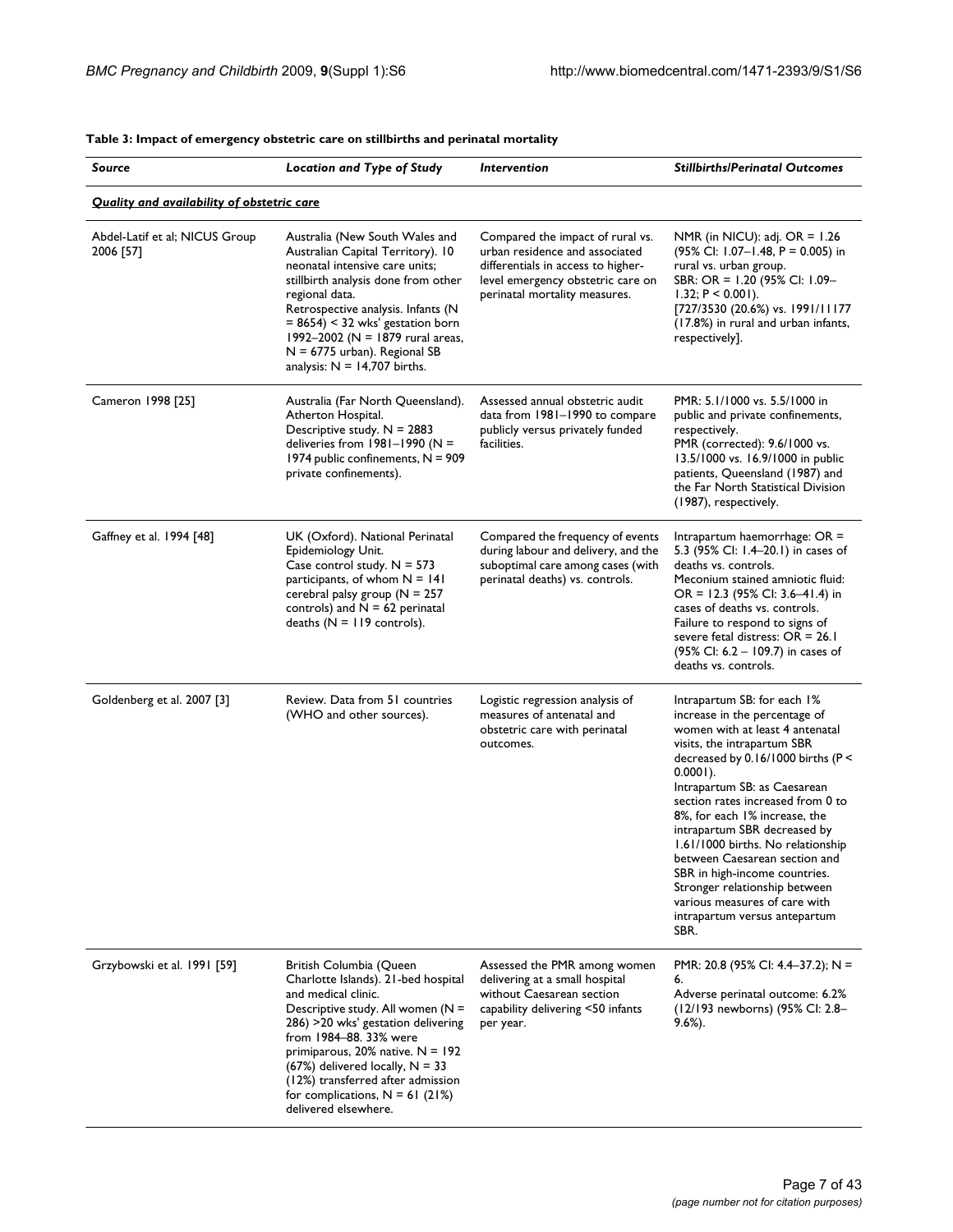**Table 3: Impact of emergency obstetric care on stillbirths and perinatal mortality**

| *Source* | *Location and Type of Study* | *Intervention* | *Stillbirths/Perinatal Outcomes* |
| --- | --- | --- | --- |
| ***Quality and availability of obstetric care*** | | | |
| Abdel-Latif et al; NICUS Group 2006 [57] | Australia (New South Wales and Australian Capital Territory). 10 neonatal intensive care units; stillbirth analysis done from other regional data. Retrospective analysis. Infants (N = 8654) < 32 wks' gestation born 1992–2002 (N = 1879 rural areas, N = 6775 urban). Regional SB analysis: N = 14,707 births. | Compared the impact of rural vs. urban residence and associated differentials in access to higher-level emergency obstetric care on perinatal mortality measures. | NMR (in NICU): adj. OR = 1.26 (95% CI: 1.07–1.48, P = 0.005) in rural vs. urban group. SBR: OR = 1.20 (95% CI: 1.09–1.32; P < 0.001). [727/3530 (20.6%) vs. 1991/11177 (17.8%) in rural and urban infants, respectively]. |
| Cameron 1998 [25] | Australia (Far North Queensland). Atherton Hospital. Descriptive study. N = 2883 deliveries from 1981–1990 (N = 1974 public confinements, N = 909 private confinements). | Assessed annual obstetric audit data from 1981–1990 to compare publicly versus privately funded facilities. | PMR: 5.1/1000 vs. 5.5/1000 in public and private confinements, respectively. PMR (corrected): 9.6/1000 vs. 13.5/1000 vs. 16.9/1000 in public patients, Queensland (1987) and the Far North Statistical Division (1987), respectively. |
| Gaffney et al. 1994 [48] | UK (Oxford). National Perinatal Epidemiology Unit. Case control study. N = 573 participants, of whom N = 141 cerebral palsy group (N = 257 controls) and N = 62 perinatal deaths (N = 119 controls). | Compared the frequency of events during labour and delivery, and the suboptimal care among cases (with perinatal deaths) vs. controls. | Intrapartum haemorrhage: OR = 5.3 (95% CI: 1.4–20.1) in cases of deaths vs. controls. Meconium stained amniotic fluid: OR = 12.3 (95% CI: 3.6–41.4) in cases of deaths vs. controls. Failure to respond to signs of severe fetal distress: OR = 26.1 (95% CI: 6.2 – 109.7) in cases of deaths vs. controls. |
| Goldenberg et al. 2007 [3] | Review. Data from 51 countries (WHO and other sources). | Logistic regression analysis of measures of antenatal and obstetric care with perinatal outcomes. | Intrapartum SB: for each 1% increase in the percentage of women with at least 4 antenatal visits, the intrapartum SBR decreased by 0.16/1000 births (P < 0.0001). Intrapartum SB: as Caesarean section rates increased from 0 to 8%, for each 1% increase, the intrapartum SBR decreased by 1.61/1000 births. No relationship between Caesarean section and SBR in high-income countries. Stronger relationship between various measures of care with intrapartum versus antepartum SBR. |
| Grzybowski et al. 1991 [59] | British Columbia (Queen Charlotte Islands). 21-bed hospital and medical clinic. Descriptive study. All women (N = 286) >20 wks' gestation delivering from 1984–88. 33% were primiparous, 20% native. N = 192 (67%) delivered locally, N = 33 (12%) transferred after admission for complications, N = 61 (21%) delivered elsewhere. | Assessed the PMR among women delivering at a small hospital without Caesarean section capability delivering <50 infants per year. | PMR: 20.8 (95% CI: 4.4–37.2); N = 6. Adverse perinatal outcome: 6.2% (12/193 newborns) (95% CI: 2.8–9.6%). |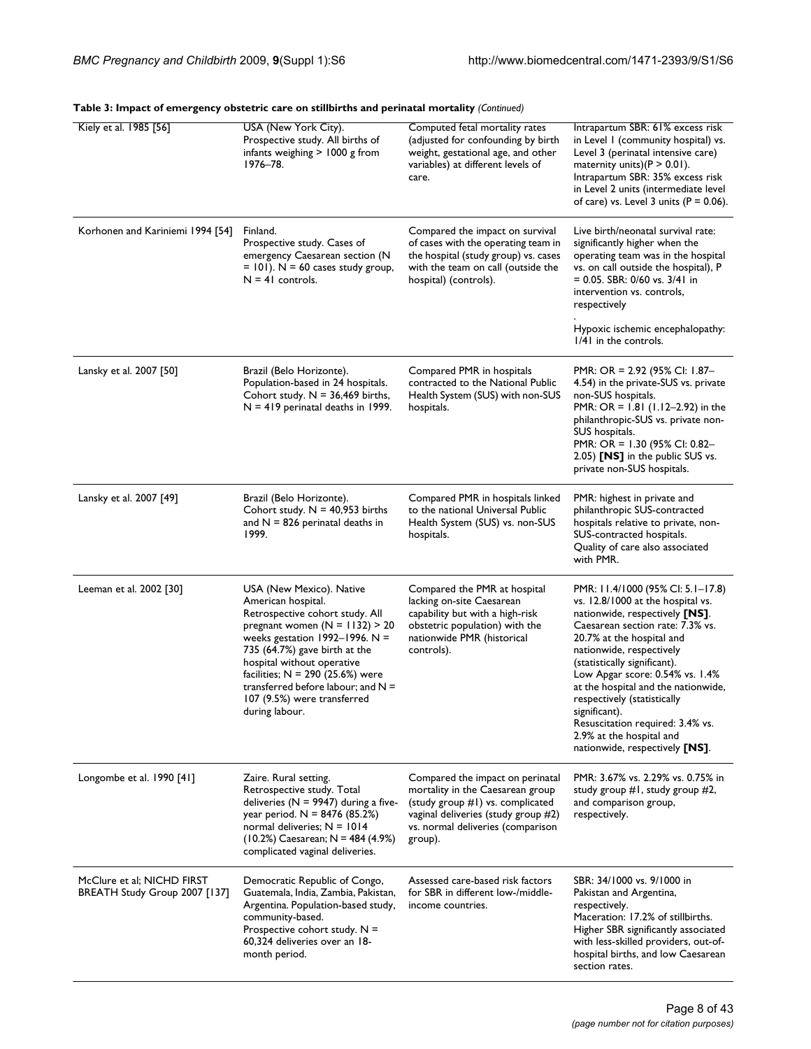**Table 3: Impact of emergency obstetric care on stillbirths and perinatal mortality** *(Continued)*

| | | | |
|---|---|---|---|
| Kiely et al. 1985 [56] | USA (New York City). Prospective study. All births of infants weighing > 1000 g from 1976–78. | Computed fetal mortality rates (adjusted for confounding by birth weight, gestational age, and other variables) at different levels of care. | Intrapartum SBR: 61% excess risk in Level 1 (community hospital) vs. Level 3 (perinatal intensive care) maternity units)(P > 0.01). Intrapartum SBR: 35% excess risk in Level 2 units (intermediate level of care) vs. Level 3 units (P = 0.06). |
| Korhonen and Kariniemi 1994 [54] | Finland. Prospective study. Cases of emergency Caesarean section (N = 101). N = 60 cases study group, N = 41 controls. | Compared the impact on survival of cases with the operating team in the hospital (study group) vs. cases with the team on call (outside the hospital) (controls). | Live birth/neonatal survival rate: significantly higher when the operating team was in the hospital vs. on call outside the hospital), P = 0.05. SBR: 0/60 vs. 3/41 in intervention vs. controls, respectively<br>.<br>Hypoxic ischemic encephalopathy: 1/41 in the controls. |
| Lansky et al. 2007 [50] | Brazil (Belo Horizonte). Population-based in 24 hospitals. Cohort study. N = 36,469 births, N = 419 perinatal deaths in 1999. | Compared PMR in hospitals contracted to the National Public Health System (SUS) with non-SUS hospitals. | PMR: OR = 2.92 (95% CI: 1.87–4.54) in the private-SUS vs. private non-SUS hospitals.<br>PMR: OR = 1.81 (1.12–2.92) in the philanthropic-SUS vs. private non-SUS hospitals.<br>PMR: OR = 1.30 (95% CI: 0.82–2.05) **[NS]** in the public SUS vs. private non-SUS hospitals. |
| Lansky et al. 2007 [49] | Brazil (Belo Horizonte). Cohort study. N = 40,953 births and N = 826 perinatal deaths in 1999. | Compared PMR in hospitals linked to the national Universal Public Health System (SUS) vs. non-SUS hospitals. | PMR: highest in private and philanthropic SUS-contracted hospitals relative to private, non-SUS-contracted hospitals.<br>Quality of care also associated with PMR. |
| Leeman et al. 2002 [30] | USA (New Mexico). Native American hospital. Retrospective cohort study. All pregnant women (N = 1132) > 20 weeks gestation 1992–1996. N = 735 (64.7%) gave birth at the hospital without operative facilities; N = 290 (25.6%) were transferred before labour; and N = 107 (9.5%) were transferred during labour. | Compared the PMR at hospital lacking on-site Caesarean capability but with a high-risk obstetric population) with the nationwide PMR (historical controls). | PMR: 11.4/1000 (95% CI: 5.1–17.8) vs. 12.8/1000 at the hospital vs. nationwide, respectively **[NS]**. Caesarean section rate: 7.3% vs. 20.7% at the hospital and nationwide, respectively (statistically significant).<br>Low Apgar score: 0.54% vs. 1.4% at the hospital and the nationwide, respectively (statistically significant).<br>Resuscitation required: 3.4% vs. 2.9% at the hospital and nationwide, respectively **[NS]**. |
| Longombe et al. 1990 [41] | Zaire. Rural setting. Retrospective study. Total deliveries (N = 9947) during a five-year period. N = 8476 (85.2%) normal deliveries; N = 1014 (10.2%) Caesarean; N = 484 (4.9%) complicated vaginal deliveries. | Compared the impact on perinatal mortality in the Caesarean group (study group #1) vs. complicated vaginal deliveries (study group #2) vs. normal deliveries (comparison group). | PMR: 3.67% vs. 2.29% vs. 0.75% in study group #1, study group #2, and comparison group, respectively. |
| McClure et al; NICHD FIRST BREATH Study Group 2007 [137] | Democratic Republic of Congo, Guatemala, India, Zambia, Pakistan, Argentina. Population-based study, community-based. Prospective cohort study. N = 60,324 deliveries over an 18-month period. | Assessed care-based risk factors for SBR in different low-/middle-income countries. | SBR: 34/1000 vs. 9/1000 in Pakistan and Argentina, respectively.<br>Maceration: 17.2% of stillbirths. Higher SBR significantly associated with less-skilled providers, out-of-hospital births, and low Caesarean section rates. |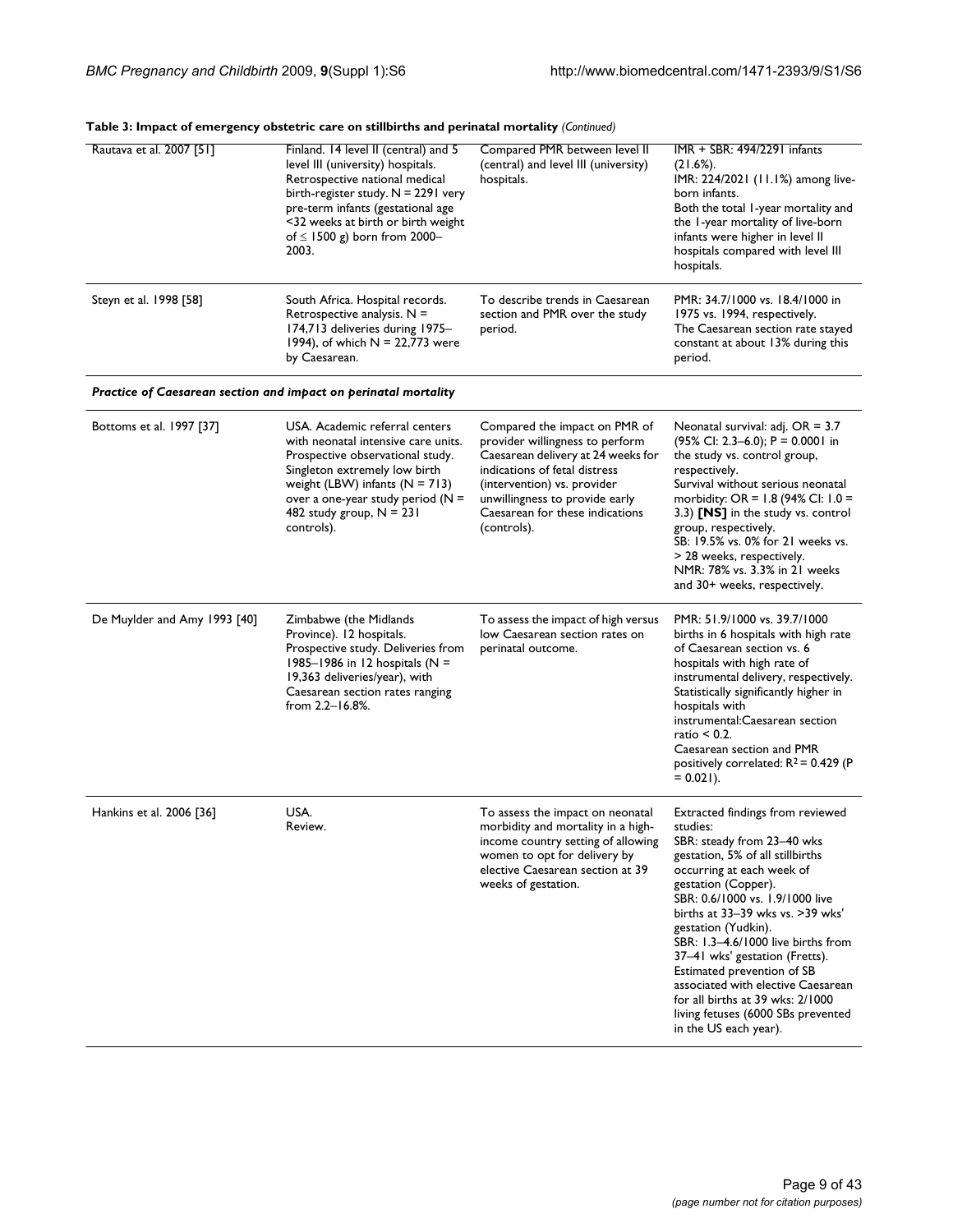**Table 3: Impact of emergency obstetric care on stillbirths and perinatal mortality** *(Continued)*

| | | | |
|---|---|---|---|
| Rautava et al. 2007 [51] | Finland. 14 level II (central) and 5 level III (university) hospitals. Retrospective national medical birth-register study. N = 2291 very pre-term infants (gestational age <32 weeks at birth or birth weight of ≤ 1500 g) born from 2000–2003. | Compared PMR between level II (central) and level III (university) hospitals. | IMR + SBR: 494/2291 infants (21.6%).<br>IMR: 224/2021 (11.1%) among live-born infants.<br>Both the total 1-year mortality and the 1-year mortality of live-born infants were higher in level II hospitals compared with level III hospitals. |
| Steyn et al. 1998 [58] | South Africa. Hospital records. Retrospective analysis. N = 174,713 deliveries during 1975–1994), of which N = 22,773 were by Caesarean. | To describe trends in Caesarean section and PMR over the study period. | PMR: 34.7/1000 vs. 18.4/1000 in 1975 vs. 1994, respectively.<br>The Caesarean section rate stayed constant at about 13% during this period. |
| ***Practice of Caesarean section and impact on perinatal mortality*** | | | |
| Bottoms et al. 1997 [37] | USA. Academic referral centers with neonatal intensive care units. Prospective observational study. Singleton extremely low birth weight (LBW) infants (N = 713) over a one-year study period (N = 482 study group, N = 231 controls). | Compared the impact on PMR of provider willingness to perform Caesarean delivery at 24 weeks for indications of fetal distress (intervention) vs. provider unwillingness to provide early Caesarean for these indications (controls). | Neonatal survival: adj. OR = 3.7 (95% CI: 2.3–6.0); P = 0.0001 in the study vs. control group, respectively.<br>Survival without serious neonatal morbidity: OR = 1.8 (94% CI: 1.0 = 3.3) **[NS]** in the study vs. control group, respectively.<br>SB: 19.5% vs. 0% for 21 weeks vs. > 28 weeks, respectively.<br>NMR: 78% vs. 3.3% in 21 weeks and 30+ weeks, respectively. |
| De Muylder and Amy 1993 [40] | Zimbabwe (the Midlands Province). 12 hospitals. Prospective study. Deliveries from 1985–1986 in 12 hospitals (N = 19,363 deliveries/year), with Caesarean section rates ranging from 2.2–16.8%. | To assess the impact of high versus low Caesarean section rates on perinatal outcome. | PMR: 51.9/1000 vs. 39.7/1000 births in 6 hospitals with high rate of Caesarean section vs. 6 hospitals with high rate of instrumental delivery, respectively. Statistically significantly higher in hospitals with instrumental:Caesarean section ratio < 0.2.<br>Caesarean section and PMR positively correlated: $R^2 = 0.429$ (P = 0.021). |
| Hankins et al. 2006 [36] | USA.<br>Review. | To assess the impact on neonatal morbidity and mortality in a high-income country setting of allowing women to opt for delivery by elective Caesarean section at 39 weeks of gestation. | Extracted findings from reviewed studies:<br>SBR: steady from 23–40 wks gestation, 5% of all stillbirths occurring at each week of gestation (Copper).<br>SBR: 0.6/1000 vs. 1.9/1000 live births at 33–39 wks vs. >39 wks' gestation (Yudkin).<br>SBR: 1.3–4.6/1000 live births from 37–41 wks' gestation (Fretts).<br>Estimated prevention of SB associated with elective Caesarean for all births at 39 wks: 2/1000 living fetuses (6000 SBs prevented in the US each year). |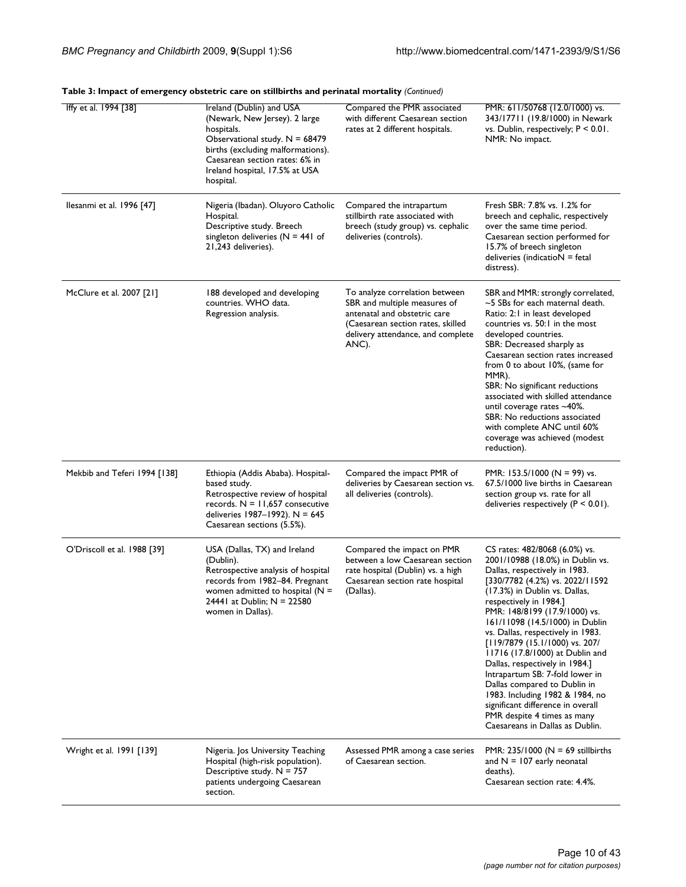**Table 3: Impact of emergency obstetric care on stillbirths and perinatal mortality** *(Continued)*

| | | | |
|---|---|---|---|
| Iffy et al. 1994 [38] | Ireland (Dublin) and USA (Newark, New Jersey). 2 large hospitals.<br>Observational study. N = 68479 births (excluding malformations). Caesarean section rates: 6% in Ireland hospital, 17.5% at USA hospital. | Compared the PMR associated with different Caesarean section rates at 2 different hospitals. | PMR: 611/50768 (12.0/1000) vs. 343/17711 (19.8/1000) in Newark vs. Dublin, respectively; $P < 0.01$.<br>NMR: No impact. |
| Ilesanmi et al. 1996 [47] | Nigeria (Ibadan). Oluyoro Catholic Hospital.<br>Descriptive study. Breech singleton deliveries (N = 441 of 21,243 deliveries). | Compared the intrapartum stillbirth rate associated with breech (study group) vs. cephalic deliveries (controls). | Fresh SBR: 7.8% vs. 1.2% for breech and cephalic, respectively over the same time period. Caesarean section performed for 15.7% of breech singleton deliveries (indicatioN = fetal distress). |
| McClure et al. 2007 [21] | 188 developed and developing countries. WHO data.<br>Regression analysis. | To analyze correlation between SBR and multiple measures of antenatal and obstetric care (Caesarean section rates, skilled delivery attendance, and complete ANC). | SBR and MMR: strongly correlated, ~5 SBs for each maternal death. Ratio: 2:1 in least developed countries vs. 50:1 in the most developed countries.<br>SBR: Decreased sharply as Caesarean section rates increased from 0 to about 10%, (same for MMR).<br>SBR: No significant reductions associated with skilled attendance until coverage rates ~40%.<br>SBR: No reductions associated with complete ANC until 60% coverage was achieved (modest reduction). |
| Mekbib and Teferi 1994 [138] | Ethiopia (Addis Ababa). Hospital-based study.<br>Retrospective review of hospital records. N = 11,657 consecutive deliveries 1987–1992). N = 645 Caesarean sections (5.5%). | Compared the impact PMR of deliveries by Caesarean section vs. all deliveries (controls). | PMR: 153.5/1000 (N = 99) vs. 67.5/1000 live births in Caesarean section group vs. rate for all deliveries respectively ($P < 0.01$). |
| O'Driscoll et al. 1988 [39] | USA (Dallas, TX) and Ireland (Dublin).<br>Retrospective analysis of hospital records from 1982–84. Pregnant women admitted to hospital (N = 24441 at Dublin; N = 22580 women in Dallas). | Compared the impact on PMR between a low Caesarean section rate hospital (Dublin) vs. a high Caesarean section rate hospital (Dallas). | CS rates: 482/8068 (6.0%) vs. 2001/10988 (18.0%) in Dublin vs. Dallas, respectively in 1983. [330/7782 (4.2%) vs. 2022/11592 (17.3%) in Dublin vs. Dallas, respectively in 1984.]<br>PMR: 148/8199 (17.9/1000) vs. 161/11098 (14.5/1000) in Dublin vs. Dallas, respectively in 1983. [119/7879 (15.1/1000) vs. 207/11716 (17.8/1000) at Dublin and Dallas, respectively in 1984.]<br>Intrapartum SB: 7-fold lower in Dallas compared to Dublin in 1983. Including 1982 & 1984, no significant difference in overall PMR despite 4 times as many Caesareans in Dallas as Dublin. |
| Wright et al. 1991 [139] | Nigeria. Jos University Teaching Hospital (high-risk population).<br>Descriptive study. N = 757 patients undergoing Caesarean section. | Assessed PMR among a case series of Caesarean section. | PMR: 235/1000 (N = 69 stillbirths and N = 107 early neonatal deaths).<br>Caesarean section rate: 4.4%. |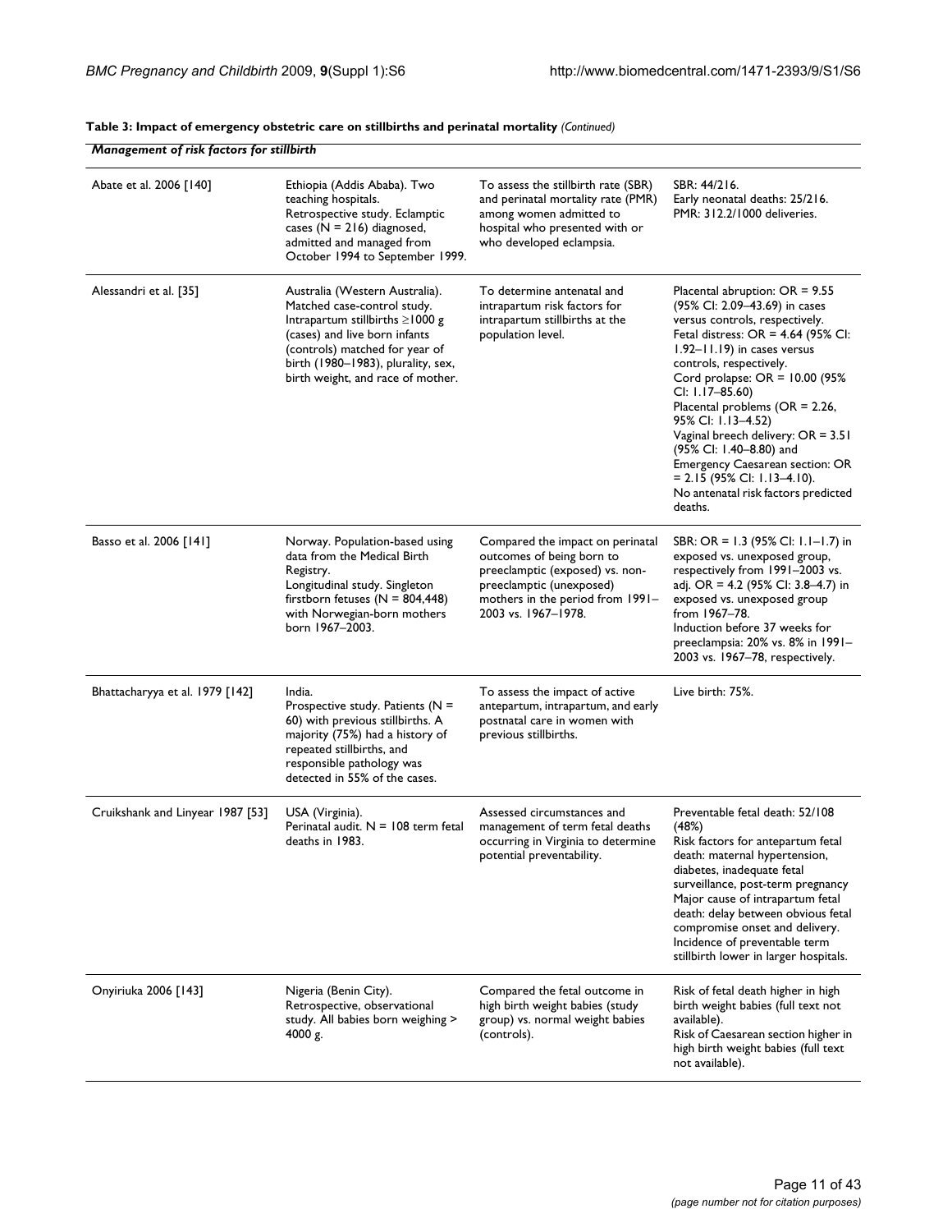**Table 3: Impact of emergency obstetric care on stillbirths and perinatal mortality** *(Continued)*

| *Management of risk factors for stillbirth* | | | |
|---|---|---|---|
| Abate et al. 2006 [140] | Ethiopia (Addis Ababa). Two teaching hospitals. Retrospective study. Eclamptic cases (N = 216) diagnosed, admitted and managed from October 1994 to September 1999. | To assess the stillbirth rate (SBR) and perinatal mortality rate (PMR) among women admitted to hospital who presented with or who developed eclampsia. | SBR: 44/216. Early neonatal deaths: 25/216. PMR: 312.2/1000 deliveries. |
| Alessandri et al. [35] | Australia (Western Australia). Matched case-control study. Intrapartum stillbirths ≥1000 g (cases) and live born infants (controls) matched for year of birth (1980–1983), plurality, sex, birth weight, and race of mother. | To determine antenatal and intrapartum risk factors for intrapartum stillbirths at the population level. | Placental abruption: OR = 9.55 (95% CI: 2.09–43.69) in cases versus controls, respectively. Fetal distress: OR = 4.64 (95% CI: 1.92–11.19) in cases versus controls, respectively. Cord prolapse: OR = 10.00 (95% CI: 1.17–85.60) Placental problems (OR = 2.26, 95% CI: 1.13–4.52) Vaginal breech delivery: OR = 3.51 (95% CI: 1.40–8.80) and Emergency Caesarean section: OR = 2.15 (95% CI: 1.13–4.10). No antenatal risk factors predicted deaths. |
| Basso et al. 2006 [141] | Norway. Population-based using data from the Medical Birth Registry. Longitudinal study. Singleton firstborn fetuses (N = 804,448) with Norwegian-born mothers born 1967–2003. | Compared the impact on perinatal outcomes of being born to preeclamptic (exposed) vs. non-preeclamptic (unexposed) mothers in the period from 1991–2003 vs. 1967–1978. | SBR: OR = 1.3 (95% CI: 1.1–1.7) in exposed vs. unexposed group, respectively from 1991–2003 vs. adj. OR = 4.2 (95% CI: 3.8–4.7) in exposed vs. unexposed group from 1967–78. Induction before 37 weeks for preeclampsia: 20% vs. 8% in 1991–2003 vs. 1967–78, respectively. |
| Bhattacharyya et al. 1979 [142] | India. Prospective study. Patients (N = 60) with previous stillbirths. A majority (75%) had a history of repeated stillbirths, and responsible pathology was detected in 55% of the cases. | To assess the impact of active antepartum, intrapartum, and early postnatal care in women with previous stillbirths. | Live birth: 75%. |
| Cruikshank and Linyear 1987 [53] | USA (Virginia). Perinatal audit. N = 108 term fetal deaths in 1983. | Assessed circumstances and management of term fetal deaths occurring in Virginia to determine potential preventability. | Preventable fetal death: 52/108 (48%) Risk factors for antepartum fetal death: maternal hypertension, diabetes, inadequate fetal surveillance, post-term pregnancy Major cause of intrapartum fetal death: delay between obvious fetal compromise onset and delivery. Incidence of preventable term stillbirth lower in larger hospitals. |
| Onyiriuka 2006 [143] | Nigeria (Benin City). Retrospective, observational study. All babies born weighing > 4000 g. | Compared the fetal outcome in high birth weight babies (study group) vs. normal weight babies (controls). | Risk of fetal death higher in high birth weight babies (full text not available). Risk of Caesarean section higher in high birth weight babies (full text not available). |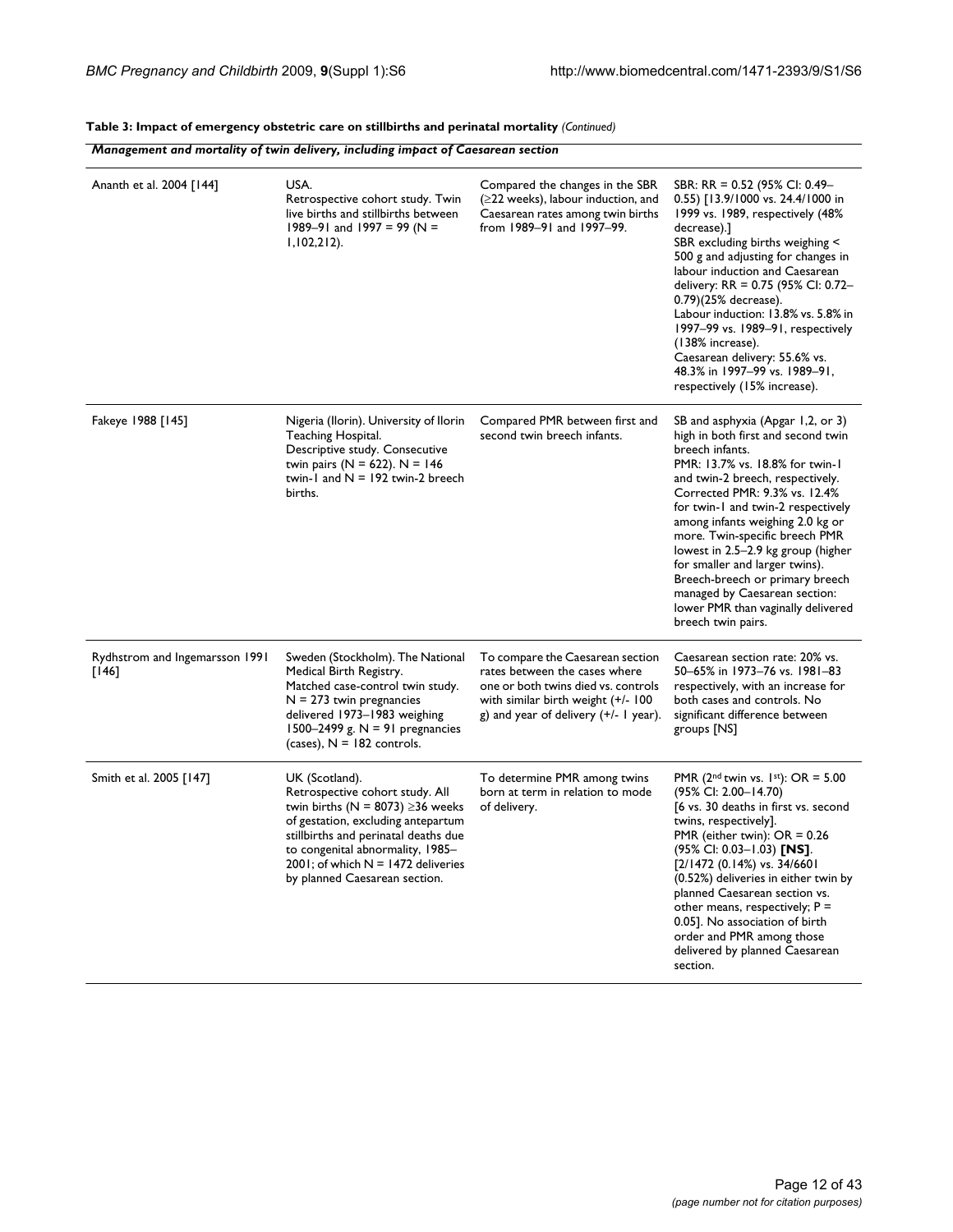**Table 3: Impact of emergency obstetric care on stillbirths and perinatal mortality** *(Continued)*

| *Management and mortality of twin delivery, including impact of Caesarean section* | | | |
|---|---|---|---|
| Ananth et al. 2004 [144] | USA. Retrospective cohort study. Twin live births and stillbirths between 1989–91 and 1997 = 99 (N = 1,102,212). | Compared the changes in the SBR (≥22 weeks), labour induction, and Caesarean rates among twin births from 1989–91 and 1997–99. | SBR: RR = 0.52 (95% CI: 0.49–0.55) [13.9/1000 vs. 24.4/1000 in 1999 vs. 1989, respectively (48% decrease).] SBR excluding births weighing < 500 g and adjusting for changes in labour induction and Caesarean delivery: RR = 0.75 (95% CI: 0.72–0.79)(25% decrease). Labour induction: 13.8% vs. 5.8% in 1997–99 vs. 1989–91, respectively (138% increase). Caesarean delivery: 55.6% vs. 48.3% in 1997–99 vs. 1989–91, respectively (15% increase). |
| Fakeye 1988 [145] | Nigeria (Ilorin). University of Ilorin Teaching Hospital. Descriptive study. Consecutive twin pairs (N = 622). N = 146 twin-1 and N = 192 twin-2 breech births. | Compared PMR between first and second twin breech infants. | SB and asphyxia (Apgar 1,2, or 3) high in both first and second twin breech infants. PMR: 13.7% vs. 18.8% for twin-1 and twin-2 breech, respectively. Corrected PMR: 9.3% vs. 12.4% for twin-1 and twin-2 respectively among infants weighing 2.0 kg or more. Twin-specific breech PMR lowest in 2.5–2.9 kg group (higher for smaller and larger twins). Breech-breech or primary breech managed by Caesarean section: lower PMR than vaginally delivered breech twin pairs. |
| Rydhstrom and Ingemarsson 1991 [146] | Sweden (Stockholm). The National Medical Birth Registry. Matched case-control twin study. N = 273 twin pregnancies delivered 1973–1983 weighing 1500–2499 g. N = 91 pregnancies (cases), N = 182 controls. | To compare the Caesarean section rates between the cases where one or both twins died vs. controls with similar birth weight (+/- 100 g) and year of delivery (+/- 1 year). | Caesarean section rate: 20% vs. 50–65% in 1973–76 vs. 1981–83 respectively, with an increase for both cases and controls. No significant difference between groups [NS] |
| Smith et al. 2005 [147] | UK (Scotland). Retrospective cohort study. All twin births (N = 8073) ≥36 weeks of gestation, excluding antepartum stillbirths and perinatal deaths due to congenital abnormality, 1985–2001; of which N = 1472 deliveries by planned Caesarean section. | To determine PMR among twins born at term in relation to mode of delivery. | PMR (2nd twin vs. 1st): OR = 5.00 (95% CI: 2.00–14.70) [6 vs. 30 deaths in first vs. second twins, respectively]. PMR (either twin): OR = 0.26 (95% CI: 0.03–1.03) **[NS]**. [2/1472 (0.14%) vs. 34/6601 (0.52%) deliveries in either twin by planned Caesarean section vs. other means, respectively; P = 0.05]. No association of birth order and PMR among those delivered by planned Caesarean section. |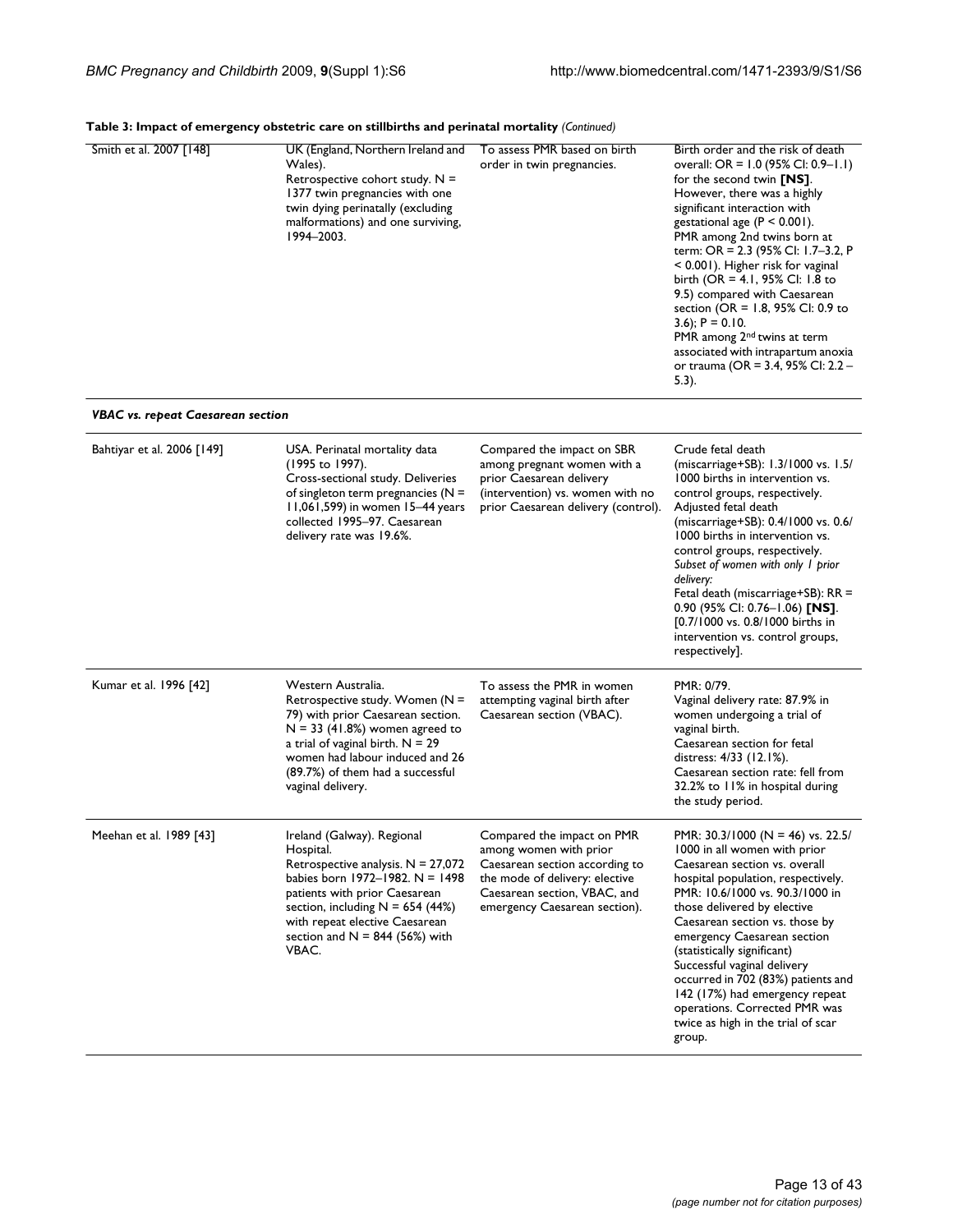**Table 3: Impact of emergency obstetric care on stillbirths and perinatal mortality** *(Continued)*

| | | | |
|---|---|---|---|
| Smith et al. 2007 [148] | UK (England, Northern Ireland and Wales). Retrospective cohort study. N = 1377 twin pregnancies with one twin dying perinatally (excluding malformations) and one surviving, 1994–2003. | To assess PMR based on birth order in twin pregnancies. | Birth order and the risk of death overall: OR = 1.0 (95% CI: 0.9–1.1) for the second twin **[NS]**. However, there was a highly significant interaction with gestational age (P < 0.001). PMR among 2nd twins born at term: OR = 2.3 (95% CI: 1.7–3.2, P < 0.001). Higher risk for vaginal birth (OR = 4.1, 95% CI: 1.8 to 9.5) compared with Caesarean section (OR = 1.8, 95% CI: 0.9 to 3.6); P = 0.10. PMR among 2nd twins at term associated with intrapartum anoxia or trauma (OR = 3.4, 95% CI: 2.2 – 5.3). |
| ***VBAC vs. repeat Caesarean section*** | | | |
| Bahtiyar et al. 2006 [149] | USA. Perinatal mortality data (1995 to 1997). Cross-sectional study. Deliveries of singleton term pregnancies (N = 11,061,599) in women 15–44 years collected 1995–97. Caesarean delivery rate was 19.6%. | Compared the impact on SBR among pregnant women with a prior Caesarean delivery (intervention) vs. women with no prior Caesarean delivery (control). | Crude fetal death (miscarriage+SB): 1.3/1000 vs. 1.5/1000 births in intervention vs. control groups, respectively. Adjusted fetal death (miscarriage+SB): 0.4/1000 vs. 0.6/1000 births in intervention vs. control groups, respectively. *Subset of women with only 1 prior delivery:* Fetal death (miscarriage+SB): RR = 0.90 (95% CI: 0.76–1.06) **[NS]**. [0.7/1000 vs. 0.8/1000 births in intervention vs. control groups, respectively]. |
| Kumar et al. 1996 [42] | Western Australia. Retrospective study. Women (N = 79) with prior Caesarean section. N = 33 (41.8%) women agreed to a trial of vaginal birth. N = 29 women had labour induced and 26 (89.7%) of them had a successful vaginal delivery. | To assess the PMR in women attempting vaginal birth after Caesarean section (VBAC). | PMR: 0/79. Vaginal delivery rate: 87.9% in women undergoing a trial of vaginal birth. Caesarean section for fetal distress: 4/33 (12.1%). Caesarean section rate: fell from 32.2% to 11% in hospital during the study period. |
| Meehan et al. 1989 [43] | Ireland (Galway). Regional Hospital. Retrospective analysis. N = 27,072 babies born 1972–1982. N = 1498 patients with prior Caesarean section, including N = 654 (44%) with repeat elective Caesarean section and N = 844 (56%) with VBAC. | Compared the impact on PMR among women with prior Caesarean section according to the mode of delivery: elective Caesarean section, VBAC, and emergency Caesarean section). | PMR: 30.3/1000 (N = 46) vs. 22.5/1000 in all women with prior Caesarean section vs. overall hospital population, respectively. PMR: 10.6/1000 vs. 90.3/1000 in those delivered by elective Caesarean section vs. those by emergency Caesarean section (statistically significant) Successful vaginal delivery occurred in 702 (83%) patients and 142 (17%) had emergency repeat operations. Corrected PMR was twice as high in the trial of scar group. |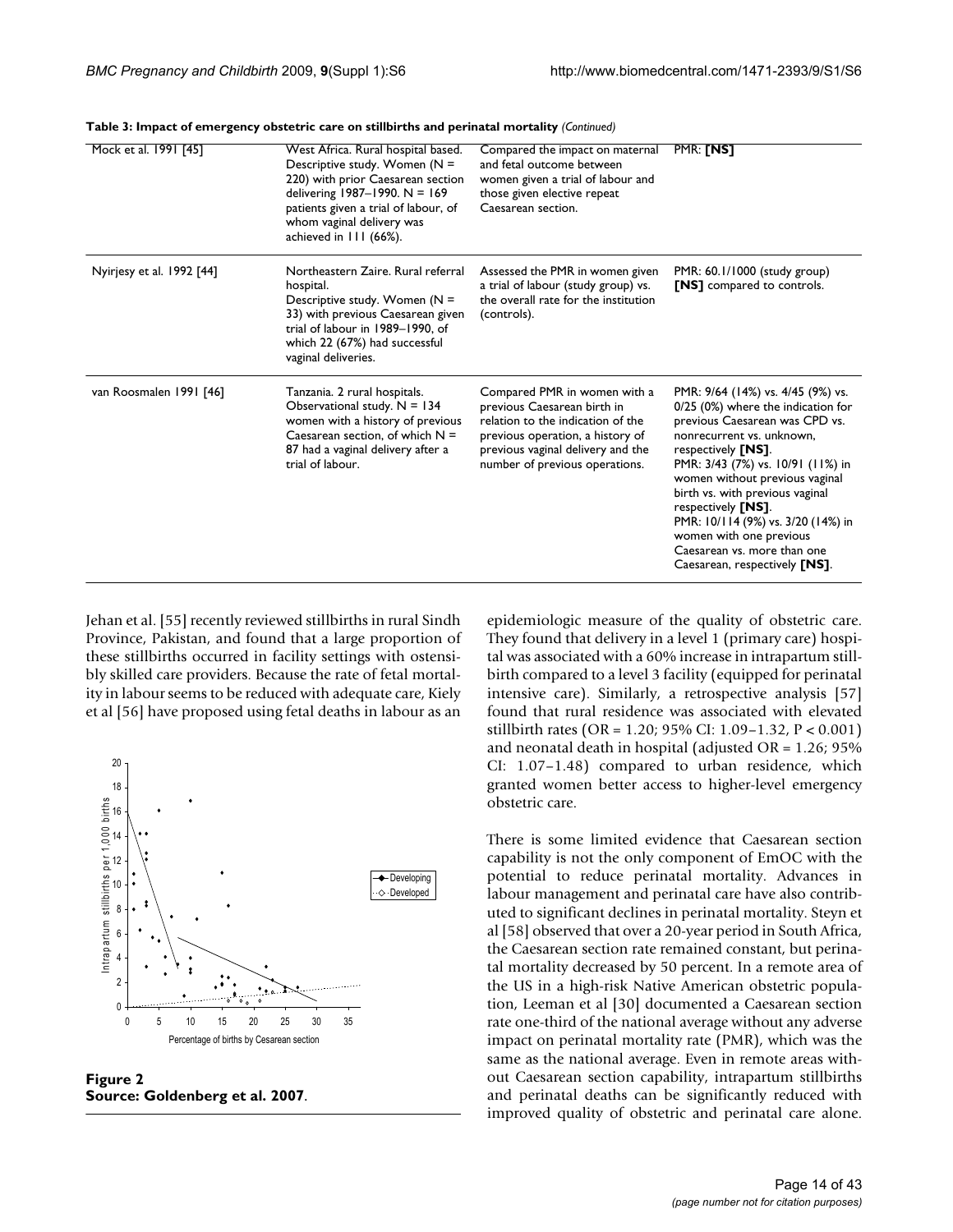**Table 3: Impact of emergency obstetric care on stillbirths and perinatal mortality** *(Continued)*

| | | | |
|---|---|---|---|
| Mock et al. 1991 [45] | West Africa. Rural hospital based. Descriptive study. Women (N = 220) with prior Caesarean section delivering 1987–1990. N = 169 patients given a trial of labour, of whom vaginal delivery was achieved in 111 (66%). | Compared the impact on maternal and fetal outcome between women given a trial of labour and those given elective repeat Caesarean section. | PMR: **[NS]** |
| Nyirjesy et al. 1992 [44] | Northeastern Zaire. Rural referral hospital. Descriptive study. Women (N = 33) with previous Caesarean given trial of labour in 1989–1990, of which 22 (67%) had successful vaginal deliveries. | Assessed the PMR in women given a trial of labour (study group) vs. the overall rate for the institution (controls). | PMR: 60.1/1000 (study group) **[NS]** compared to controls. |
| van Roosmalen 1991 [46] | Tanzania. 2 rural hospitals. Observational study. N = 134 women with a history of previous Caesarean section, of which N = 87 had a vaginal delivery after a trial of labour. | Compared PMR in women with a previous Caesarean birth in relation to the indication of the previous operation, a history of previous vaginal delivery and the number of previous operations. | PMR: 9/64 (14%) vs. 4/45 (9%) vs. 0/25 (0%) where the indication for previous Caesarean was CPD vs. nonrecurrent vs. unknown, respectively **[NS]**. PMR: 3/43 (7%) vs. 10/91 (11%) in women without previous vaginal birth vs. with previous vaginal respectively **[NS]**. PMR: 10/114 (9%) vs. 3/20 (14%) in women with one previous Caesarean vs. more than one Caesarean, respectively **[NS]**. |

Jehan et al. [55] recently reviewed stillbirths in rural Sindh Province, Pakistan, and found that a large proportion of these stillbirths occurred in facility settings with ostensibly skilled care providers. Because the rate of fetal mortality in labour seems to be reduced with adequate care, Kiely et al [56] have proposed using fetal deaths in labour as an epidemiologic measure of the quality of obstetric care. They found that delivery in a level 1 (primary care) hospital was associated with a 60% increase in intrapartum stillbirth compared to a level 3 facility (equipped for perinatal intensive care). Similarly, a retrospective analysis [57] found that rural residence was associated with elevated stillbirth rates (OR = 1.20; 95% CI: 1.09–1.32, $P < 0.001$) and neonatal death in hospital (adjusted OR = 1.26; 95% CI: 1.07–1.48) compared to urban residence, which granted women better access to higher-level emergency obstetric care.

**Figure 2**
**Source: Goldenberg et al. 2007**.

There is some limited evidence that Caesarean section capability is not the only component of EmOC with the potential to reduce perinatal mortality. Advances in labour management and perinatal care have also contributed to significant declines in perinatal mortality. Steyn et al [58] observed that over a 20-year period in South Africa, the Caesarean section rate remained constant, but perinatal mortality decreased by 50 percent. In a remote area of the US in a high-risk Native American obstetric population, Leeman et al [30] documented a Caesarean section rate one-third of the national average without any adverse impact on perinatal mortality rate (PMR), which was the same as the national average. Even in remote areas without Caesarean section capability, intrapartum stillbirths and perinatal deaths can be significantly reduced with improved quality of obstetric and perinatal care alone.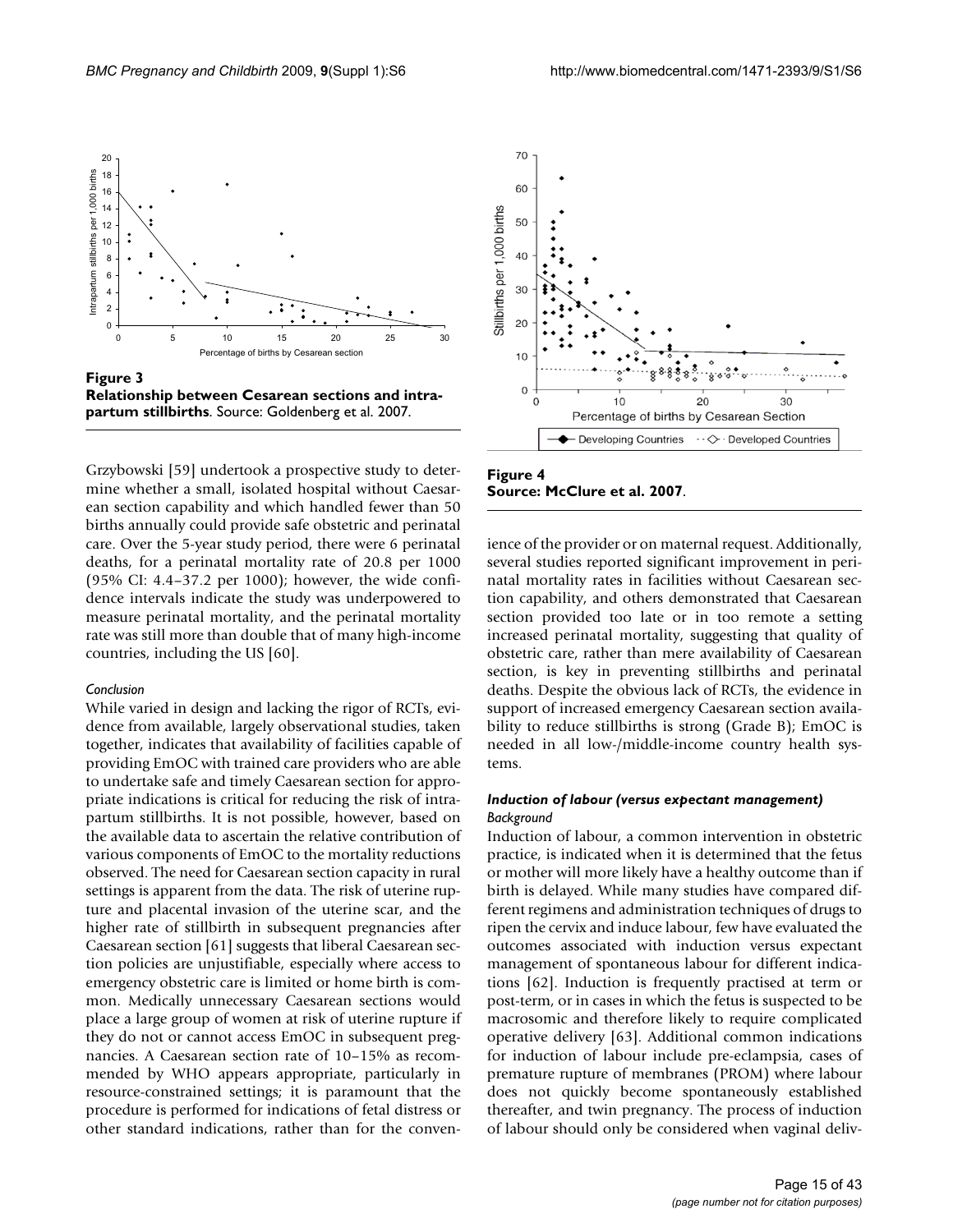**Figure 3**
**Relationship between Cesarean sections and intrapartum stillbirths**. Source: Goldenberg et al. 2007.

**Figure 4**
**Source: McClure et al. 2007**.

Grzybowski [59] undertook a prospective study to determine whether a small, isolated hospital without Caesarean section capability and which handled fewer than 50 births annually could provide safe obstetric and perinatal care. Over the 5-year study period, there were 6 perinatal deaths, for a perinatal mortality rate of 20.8 per 1000 (95% CI: 4.4–37.2 per 1000); however, the wide confidence intervals indicate the study was underpowered to measure perinatal mortality, and the perinatal mortality rate was still more than double that of many high-income countries, including the US [60].

#### *Conclusion*

While varied in design and lacking the rigor of RCTs, evidence from available, largely observational studies, taken together, indicates that availability of facilities capable of providing EmOC with trained care providers who are able to undertake safe and timely Caesarean section for appropriate indications is critical for reducing the risk of intrapartum stillbirths. It is not possible, however, based on the available data to ascertain the relative contribution of various components of EmOC to the mortality reductions observed. The need for Caesarean section capacity in rural settings is apparent from the data. The risk of uterine rupture and placental invasion of the uterine scar, and the higher rate of stillbirth in subsequent pregnancies after Caesarean section [61] suggests that liberal Caesarean section policies are unjustifiable, especially where access to emergency obstetric care is limited or home birth is common. Medically unnecessary Caesarean sections would place a large group of women at risk of uterine rupture if they do not or cannot access EmOC in subsequent pregnancies. A Caesarean section rate of 10–15% as recommended by WHO appears appropriate, particularly in resource-constrained settings; it is paramount that the procedure is performed for indications of fetal distress or other standard indications, rather than for the convenience of the provider or on maternal request. Additionally, several studies reported significant improvement in perinatal mortality rates in facilities without Caesarean section capability, and others demonstrated that Caesarean section provided too late or in too remote a setting increased perinatal mortality, suggesting that quality of obstetric care, rather than mere availability of Caesarean section, is key in preventing stillbirths and perinatal deaths. Despite the obvious lack of RCTs, the evidence in support of increased emergency Caesarean section availability to reduce stillbirths is strong (Grade B); EmOC is needed in all low-/middle-income country health systems.

### *Induction of labour (versus expectant management)*

#### *Background*

Induction of labour, a common intervention in obstetric practice, is indicated when it is determined that the fetus or mother will more likely have a healthy outcome than if birth is delayed. While many studies have compared different regimens and administration techniques of drugs to ripen the cervix and induce labour, few have evaluated the outcomes associated with induction versus expectant management of spontaneous labour for different indications [62]. Induction is frequently practised at term or post-term, or in cases in which the fetus is suspected to be macrosomic and therefore likely to require complicated operative delivery [63]. Additional common indications for induction of labour include pre-eclampsia, cases of premature rupture of membranes (PROM) where labour does not quickly become spontaneously established thereafter, and twin pregnancy. The process of induction of labour should only be considered when vaginal deliv-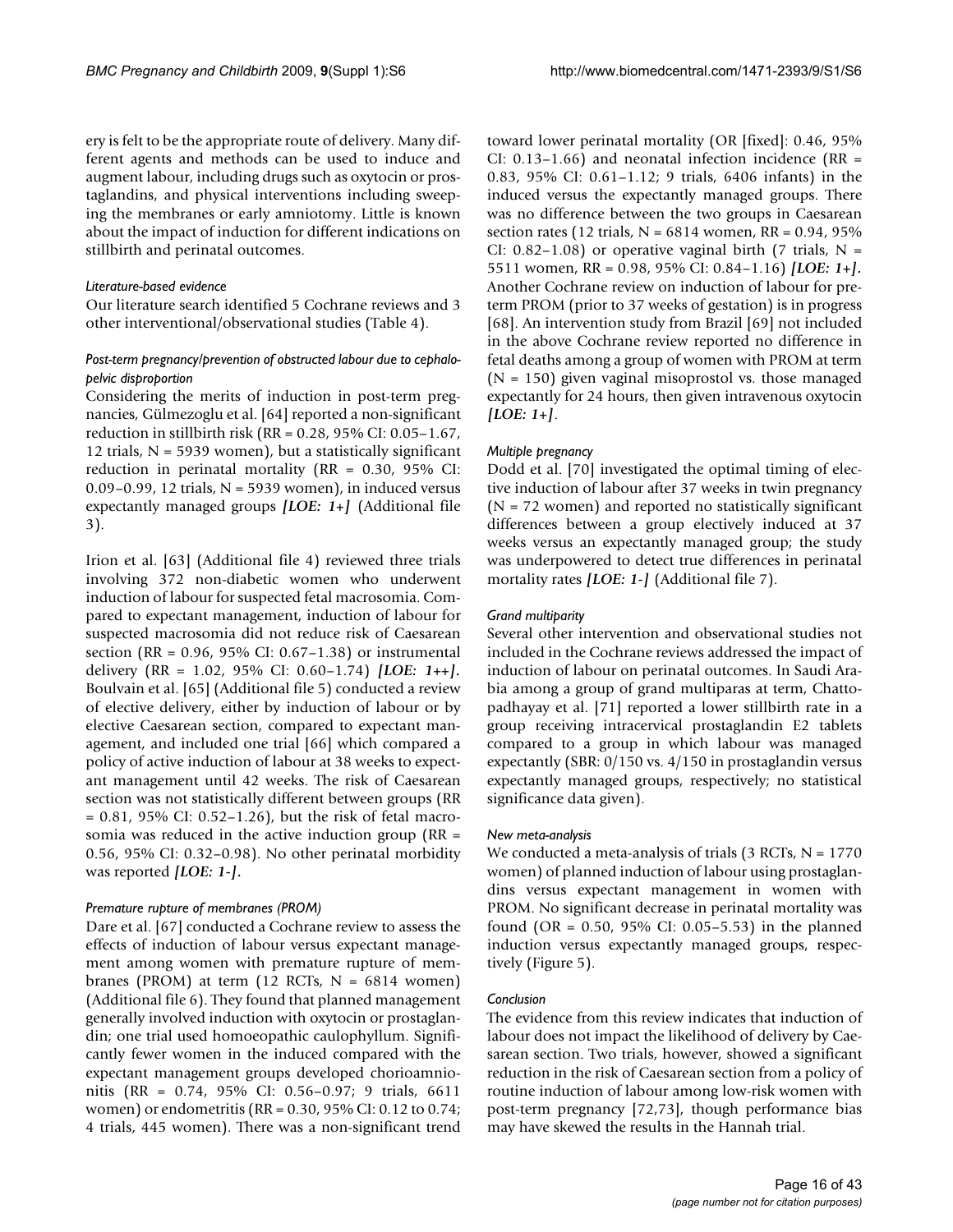ery is felt to be the appropriate route of delivery. Many different agents and methods can be used to induce and augment labour, including drugs such as oxytocin or prostaglandins, and physical interventions including sweeping the membranes or early amniotomy. Little is known about the impact of induction for different indications on stillbirth and perinatal outcomes.

#### *Literature-based evidence*

Our literature search identified 5 Cochrane reviews and 3 other interventional/observational studies (Table 4).

#### *Post-term pregnancy/prevention of obstructed labour due to cephalopelvic disproportion*

Considering the merits of induction in post-term pregnancies, Gülmezoglu et al. [64] reported a non-significant reduction in stillbirth risk (RR = 0.28, 95% CI: 0.05–1.67, 12 trials, N = 5939 women), but a statistically significant reduction in perinatal mortality (RR = 0.30, 95% CI: 0.09–0.99, 12 trials, N = 5939 women), in induced versus expectantly managed groups ***[LOE: 1+]*** (Additional file 3).

Irion et al. [63] (Additional file 4) reviewed three trials involving 372 non-diabetic women who underwent induction of labour for suspected fetal macrosomia. Compared to expectant management, induction of labour for suspected macrosomia did not reduce risk of Caesarean section (RR = 0.96, 95% CI: 0.67–1.38) or instrumental delivery (RR = 1.02, 95% CI: 0.60–1.74) ***[LOE: 1++]***. Boulvain et al. [65] (Additional file 5) conducted a review of elective delivery, either by induction of labour or by elective Caesarean section, compared to expectant management, and included one trial [66] which compared a policy of active induction of labour at 38 weeks to expectant management until 42 weeks. The risk of Caesarean section was not statistically different between groups (RR = 0.81, 95% CI: 0.52–1.26), but the risk of fetal macrosomia was reduced in the active induction group (RR = 0.56, 95% CI: 0.32–0.98). No other perinatal morbidity was reported ***[LOE: 1-]***.

#### *Premature rupture of membranes (PROM)*

Dare et al. [67] conducted a Cochrane review to assess the effects of induction of labour versus expectant management among women with premature rupture of membranes (PROM) at term (12 RCTs, N = 6814 women) (Additional file 6). They found that planned management generally involved induction with oxytocin or prostaglandin; one trial used homoeopathic caulophyllum. Significantly fewer women in the induced compared with the expectant management groups developed chorioamnionitis (RR = 0.74, 95% CI: 0.56–0.97; 9 trials, 6611 women) or endometritis (RR = 0.30, 95% CI: 0.12 to 0.74; 4 trials, 445 women). There was a non-significant trend toward lower perinatal mortality (OR [fixed]: 0.46, 95% CI: 0.13–1.66) and neonatal infection incidence (RR = 0.83, 95% CI: 0.61–1.12; 9 trials, 6406 infants) in the induced versus the expectantly managed groups. There was no difference between the two groups in Caesarean section rates (12 trials, N = 6814 women, RR = 0.94, 95% CI: 0.82–1.08) or operative vaginal birth (7 trials, N = 5511 women, RR = 0.98, 95% CI: 0.84–1.16) ***[LOE: 1+]***. Another Cochrane review on induction of labour for preterm PROM (prior to 37 weeks of gestation) is in progress [68]. An intervention study from Brazil [69] not included in the above Cochrane review reported no difference in fetal deaths among a group of women with PROM at term (N = 150) given vaginal misoprostol vs. those managed expectantly for 24 hours, then given intravenous oxytocin ***[LOE: 1+]***.

#### *Multiple pregnancy*

Dodd et al. [70] investigated the optimal timing of elective induction of labour after 37 weeks in twin pregnancy (N = 72 women) and reported no statistically significant differences between a group electively induced at 37 weeks versus an expectantly managed group; the study was underpowered to detect true differences in perinatal mortality rates ***[LOE: 1-]*** (Additional file 7).

#### *Grand multiparity*

Several other intervention and observational studies not included in the Cochrane reviews addressed the impact of induction of labour on perinatal outcomes. In Saudi Arabia among a group of grand multiparas at term, Chattopadhayay et al. [71] reported a lower stillbirth rate in a group receiving intracervical prostaglandin E2 tablets compared to a group in which labour was managed expectantly (SBR: 0/150 vs. 4/150 in prostaglandin versus expectantly managed groups, respectively; no statistical significance data given).

#### *New meta-analysis*

We conducted a meta-analysis of trials (3 RCTs, N = 1770 women) of planned induction of labour using prostaglandins versus expectant management in women with PROM. No significant decrease in perinatal mortality was found (OR = 0.50, 95% CI: 0.05–5.53) in the planned induction versus expectantly managed groups, respectively (Figure 5).

#### *Conclusion*

The evidence from this review indicates that induction of labour does not impact the likelihood of delivery by Caesarean section. Two trials, however, showed a significant reduction in the risk of Caesarean section from a policy of routine induction of labour among low-risk women with post-term pregnancy [72,73], though performance bias may have skewed the results in the Hannah trial.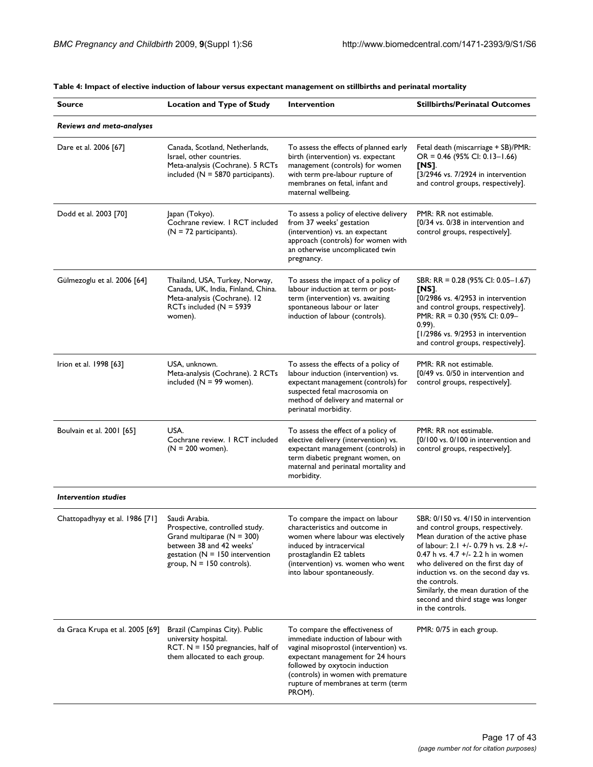**Table 4: Impact of elective induction of labour versus expectant management on stillbirths and perinatal mortality**

| Source | Location and Type of Study | Intervention | Stillbirths/Perinatal Outcomes |
| --- | --- | --- | --- |
| ***Reviews and meta-analyses*** | | | |
| Dare et al. 2006 [67] | Canada, Scotland, Netherlands, Israel, other countries. Meta-analysis (Cochrane). 5 RCTs included (N = 5870 participants). | To assess the effects of planned early birth (intervention) vs. expectant management (controls) for women with term pre-labour rupture of membranes on fetal, infant and maternal wellbeing. | Fetal death (miscarriage + SB)/PMR: OR = 0.46 (95% CI: 0.13–1.66) **[NS]**. [3/2946 vs. 7/2924 in intervention and control groups, respectively]. |
| Dodd et al. 2003 [70] | Japan (Tokyo). Cochrane review. 1 RCT included (N = 72 participants). | To assess a policy of elective delivery from 37 weeks' gestation (intervention) vs. an expectant approach (controls) for women with an otherwise uncomplicated twin pregnancy. | PMR: RR not estimable. [0/34 vs. 0/38 in intervention and control groups, respectively]. |
| Gülmezoglu et al. 2006 [64] | Thailand, USA, Turkey, Norway, Canada, UK, India, Finland, China. Meta-analysis (Cochrane). 12 RCTs included (N = 5939 women). | To assess the impact of a policy of labour induction at term or post-term (intervention) vs. awaiting spontaneous labour or later induction of labour (controls). | SBR: RR = 0.28 (95% CI: 0.05–1.67) **[NS]**. [0/2986 vs. 4/2953 in intervention and control groups, respectively]. PMR: RR = 0.30 (95% CI: 0.09–0.99). [1/2986 vs. 9/2953 in intervention and control groups, respectively]. |
| Irion et al. 1998 [63] | USA, unknown. Meta-analysis (Cochrane). 2 RCTs included (N = 99 women). | To assess the effects of a policy of labour induction (intervention) vs. expectant management (controls) for suspected fetal macrosomia on method of delivery and maternal or perinatal morbidity. | PMR: RR not estimable. [0/49 vs. 0/50 in intervention and control groups, respectively]. |
| Boulvain et al. 2001 [65] | USA. Cochrane review. 1 RCT included (N = 200 women). | To assess the effect of a policy of elective delivery (intervention) vs. expectant management (controls) in term diabetic pregnant women, on maternal and perinatal mortality and morbidity. | PMR: RR not estimable. [0/100 vs. 0/100 in intervention and control groups, respectively]. |
| ***Intervention studies*** | | | |
| Chattopadhyay et al. 1986 [71] | Saudi Arabia. Prospective, controlled study. Grand multiparae (N = 300) between 38 and 42 weeks' gestation (N = 150 intervention group, N = 150 controls). | To compare the impact on labour characteristics and outcome in women where labour was electively induced by intracervical prostaglandin E2 tablets (intervention) vs. women who went into labour spontaneously. | SBR: 0/150 vs. 4/150 in intervention and control groups, respectively. Mean duration of the active phase of labour: 2.1 +/- 0.79 h vs. 2.8 +/- 0.47 h vs. 4.7 +/- 2.2 h in women who delivered on the first day of induction vs. on the second day vs. the controls. Similarly, the mean duration of the second and third stage was longer in the controls. |
| da Graca Krupa et al. 2005 [69] | Brazil (Campinas City). Public university hospital. RCT. N = 150 pregnancies, half of them allocated to each group. | To compare the effectiveness of immediate induction of labour with vaginal misoprostol (intervention) vs. expectant management for 24 hours followed by oxytocin induction (controls) in women with premature rupture of membranes at term (term PROM). | PMR: 0/75 in each group. |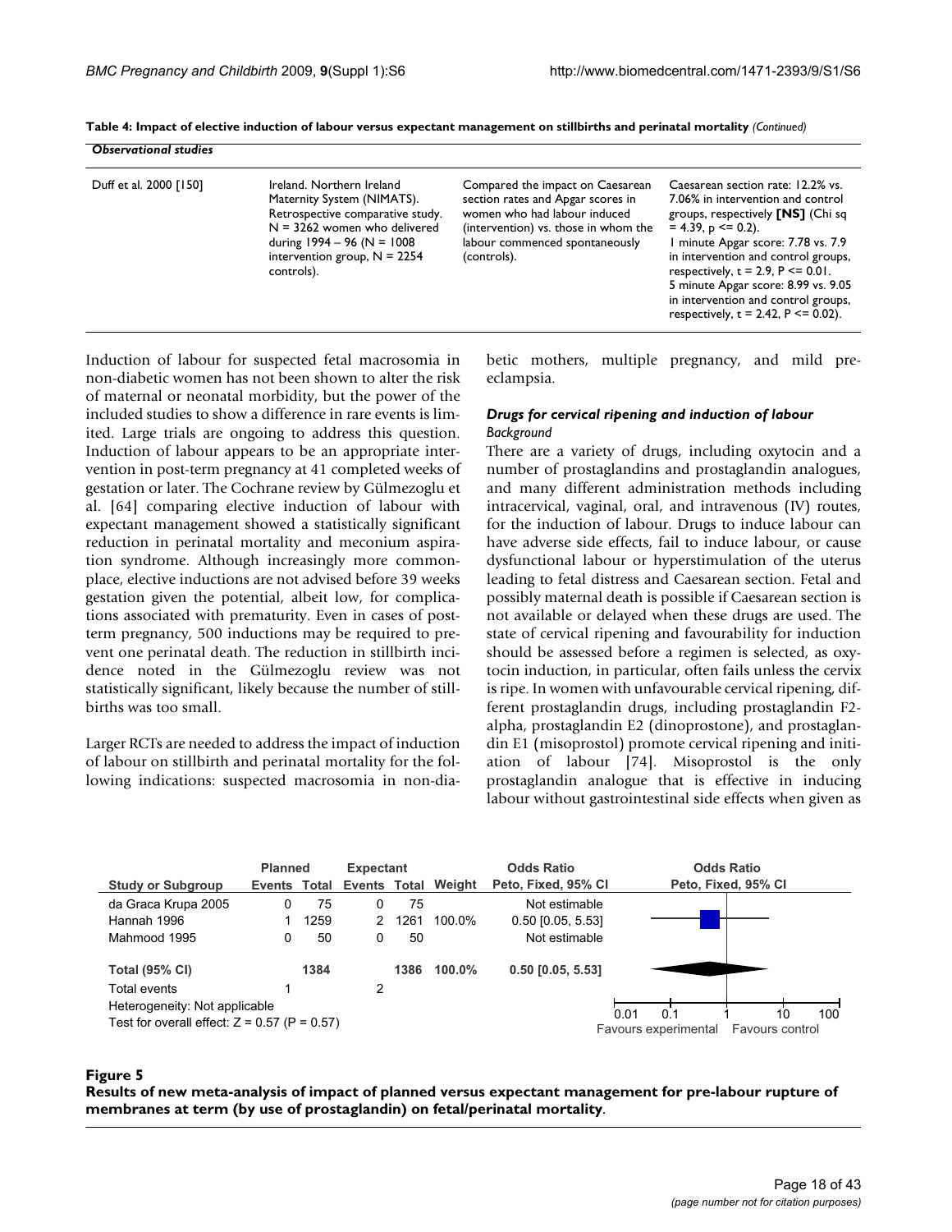**Table 4: Impact of elective induction of labour versus expectant management on stillbirths and perinatal mortality** *(Continued)*

| *Observational studies* | | | |
|---|---|---|---|
| Duff et al. 2000 [150] | Ireland. Northern Ireland Maternity System (NIMATS). Retrospective comparative study. N = 3262 women who delivered during 1994 – 96 (N = 1008 intervention group, N = 2254 controls). | Compared the impact on Caesarean section rates and Apgar scores in women who had labour induced (intervention) vs. those in whom the labour commenced spontaneously (controls). | Caesarean section rate: 12.2% vs. 7.06% in intervention and control groups, respectively **[NS]** (Chi sq = 4.39, p <= 0.2). 1 minute Apgar score: 7.78 vs. 7.9 in intervention and control groups, respectively, t = 2.9, P <= 0.01. 5 minute Apgar score: 8.99 vs. 9.05 in intervention and control groups, respectively, t = 2.42, P <= 0.02). |

Induction of labour for suspected fetal macrosomia in non-diabetic women has not been shown to alter the risk of maternal or neonatal morbidity, but the power of the included studies to show a difference in rare events is limited. Large trials are ongoing to address this question. Induction of labour appears to be an appropriate intervention in post-term pregnancy at 41 completed weeks of gestation or later. The Cochrane review by Gülmezoglu et al. [64] comparing elective induction of labour with expectant management showed a statistically significant reduction in perinatal mortality and meconium aspiration syndrome. Although increasingly more commonplace, elective inductions are not advised before 39 weeks gestation given the potential, albeit low, for complications associated with prematurity. Even in cases of post-term pregnancy, 500 inductions may be required to prevent one perinatal death. The reduction in stillbirth incidence noted in the Gülmezoglu review was not statistically significant, likely because the number of stillbirths was too small.

Larger RCTs are needed to address the impact of induction of labour on stillbirth and perinatal mortality for the following indications: suspected macrosomia in non-diabetic mothers, multiple pregnancy, and mild pre-eclampsia.

### *Drugs for cervical ripening and induction of labour*

*Background*

There are a variety of drugs, including oxytocin and a number of prostaglandins and prostaglandin analogues, and many different administration methods including intracervical, vaginal, oral, and intravenous (IV) routes, for the induction of labour. Drugs to induce labour can have adverse side effects, fail to induce labour, or cause dysfunctional labour or hyperstimulation of the uterus leading to fetal distress and Caesarean section. Fetal and possibly maternal death is possible if Caesarean section is not available or delayed when these drugs are used. The state of cervical ripening and favourability for induction should be assessed before a regimen is selected, as oxytocin induction, in particular, often fails unless the cervix is ripe. In women with unfavourable cervical ripening, different prostaglandin drugs, including prostaglandin F2-alpha, prostaglandin E2 (dinoprostone), and prostaglandin E1 (misoprostol) promote cervical ripening and initiation of labour [74]. Misoprostol is the only prostaglandin analogue that is effective in inducing labour without gastrointestinal side effects when given as

| Study or Subgroup | Planned Events | Planned Total | Expectant Events | Expectant Total | Weight | Odds Ratio Peto, Fixed, 95% CI |
|---|---|---|---|---|---|---|
| da Graca Krupa 2005 | 0 | 75 | 0 | 75 | | Not estimable |
| Hannah 1996 | 1 | 1259 | 2 | 1261 | 100.0% | 0.50 [0.05, 5.53] |
| Mahmood 1995 | 0 | 50 | 0 | 50 | | Not estimable |
| **Total (95% CI)** | | **1384** | | **1386** | **100.0%** | **0.50 [0.05, 5.53]** |
| Total events | 1 | | 2 | | | |

Heterogeneity: Not applicable
Test for overall effect: Z = 0.57 (P = 0.57)

Odds Ratio Peto, Fixed, 95% CI: 0.01, 0.1, 1, 10, 100 — Favours experimental / Favours control

**Figure 5**
**Results of new meta-analysis of impact of planned versus expectant management for pre-labour rupture of membranes at term (by use of prostaglandin) on fetal/perinatal mortality**.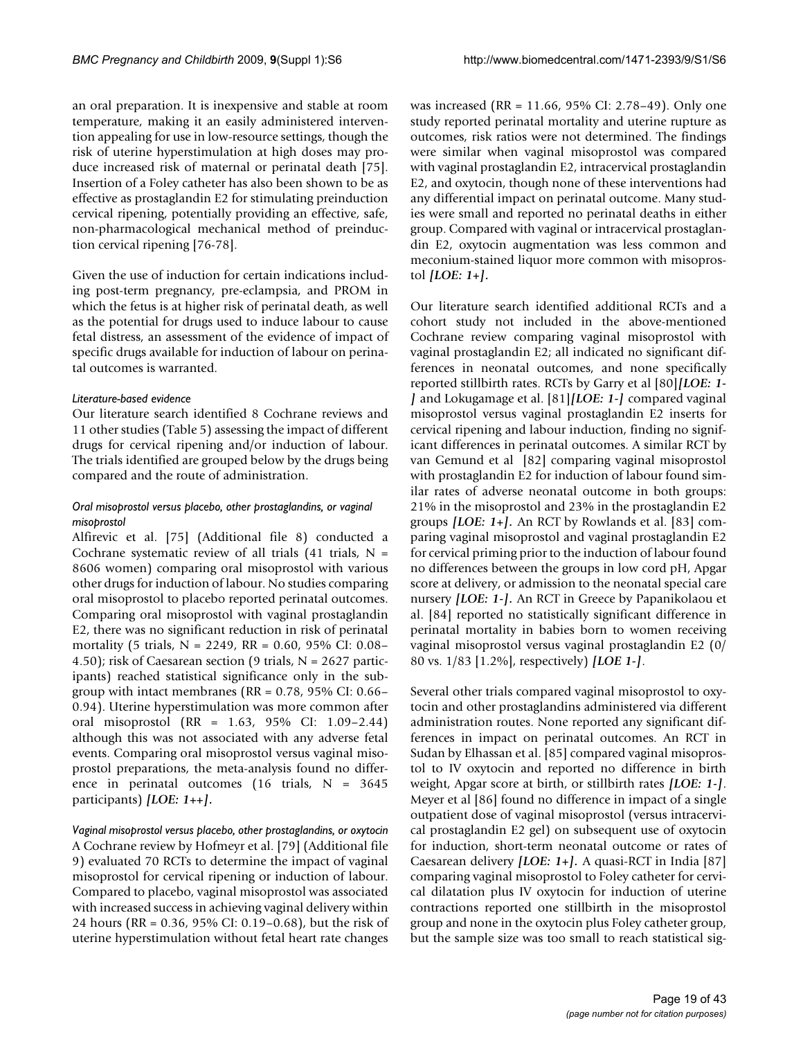an oral preparation. It is inexpensive and stable at room temperature, making it an easily administered intervention appealing for use in low-resource settings, though the risk of uterine hyperstimulation at high doses may produce increased risk of maternal or perinatal death [75]. Insertion of a Foley catheter has also been shown to be as effective as prostaglandin E2 for stimulating preinduction cervical ripening, potentially providing an effective, safe, non-pharmacological mechanical method of preinduction cervical ripening [76-78].

Given the use of induction for certain indications including post-term pregnancy, pre-eclampsia, and PROM in which the fetus is at higher risk of perinatal death, as well as the potential for drugs used to induce labour to cause fetal distress, an assessment of the evidence of impact of specific drugs available for induction of labour on perinatal outcomes is warranted.

#### *Literature-based evidence*

Our literature search identified 8 Cochrane reviews and 11 other studies (Table 5) assessing the impact of different drugs for cervical ripening and/or induction of labour. The trials identified are grouped below by the drugs being compared and the route of administration.

#### *Oral misoprostol versus placebo, other prostaglandins, or vaginal misoprostol*

Alfirevic et al. [75] (Additional file 8) conducted a Cochrane systematic review of all trials (41 trials, N = 8606 women) comparing oral misoprostol with various other drugs for induction of labour. No studies comparing oral misoprostol to placebo reported perinatal outcomes. Comparing oral misoprostol with vaginal prostaglandin E2, there was no significant reduction in risk of perinatal mortality (5 trials, N = 2249, RR = 0.60, 95% CI: 0.08–4.50); risk of Caesarean section (9 trials, N = 2627 participants) reached statistical significance only in the subgroup with intact membranes (RR = 0.78, 95% CI: 0.66–0.94). Uterine hyperstimulation was more common after oral misoprostol (RR = 1.63, 95% CI: 1.09–2.44) although this was not associated with any adverse fetal events. Comparing oral misoprostol versus vaginal misoprostol preparations, the meta-analysis found no difference in perinatal outcomes (16 trials, N = 3645 participants) ***[LOE: 1++]***.

#### *Vaginal misoprostol versus placebo, other prostaglandins, or oxytocin*

A Cochrane review by Hofmeyr et al. [79] (Additional file 9) evaluated 70 RCTs to determine the impact of vaginal misoprostol for cervical ripening or induction of labour. Compared to placebo, vaginal misoprostol was associated with increased success in achieving vaginal delivery within 24 hours (RR = 0.36, 95% CI: 0.19–0.68), but the risk of uterine hyperstimulation without fetal heart rate changes was increased (RR = 11.66, 95% CI: 2.78–49). Only one study reported perinatal mortality and uterine rupture as outcomes, risk ratios were not determined. The findings were similar when vaginal misoprostol was compared with vaginal prostaglandin E2, intracervical prostaglandin E2, and oxytocin, though none of these interventions had any differential impact on perinatal outcome. Many studies were small and reported no perinatal deaths in either group. Compared with vaginal or intracervical prostaglandin E2, oxytocin augmentation was less common and meconium-stained liquor more common with misoprostol ***[LOE: 1+]***.

Our literature search identified additional RCTs and a cohort study not included in the above-mentioned Cochrane review comparing vaginal misoprostol with vaginal prostaglandin E2; all indicated no significant differences in neonatal outcomes, and none specifically reported stillbirth rates. RCTs by Garry et al [80]***[LOE: 1-]*** and Lokugamage et al. [81]***[LOE: 1-]*** compared vaginal misoprostol versus vaginal prostaglandin E2 inserts for cervical ripening and labour induction, finding no significant differences in perinatal outcomes. A similar RCT by van Gemund et al [82] comparing vaginal misoprostol with prostaglandin E2 for induction of labour found similar rates of adverse neonatal outcome in both groups: 21% in the misoprostol and 23% in the prostaglandin E2 groups ***[LOE: 1+]***. An RCT by Rowlands et al. [83] comparing vaginal misoprostol and vaginal prostaglandin E2 for cervical priming prior to the induction of labour found no differences between the groups in low cord pH, Apgar score at delivery, or admission to the neonatal special care nursery ***[LOE: 1-]***. An RCT in Greece by Papanikolaou et al. [84] reported no statistically significant difference in perinatal mortality in babies born to women receiving vaginal misoprostol versus vaginal prostaglandin E2 (0/80 vs. 1/83 [1.2%], respectively) ***[LOE 1-]***.

Several other trials compared vaginal misoprostol to oxytocin and other prostaglandins administered via different administration routes. None reported any significant differences in impact on perinatal outcomes. An RCT in Sudan by Elhassan et al. [85] compared vaginal misoprostol to IV oxytocin and reported no difference in birth weight, Apgar score at birth, or stillbirth rates ***[LOE: 1-]***. Meyer et al [86] found no difference in impact of a single outpatient dose of vaginal misoprostol (versus intracervical prostaglandin E2 gel) on subsequent use of oxytocin for induction, short-term neonatal outcome or rates of Caesarean delivery ***[LOE: 1+]***. A quasi-RCT in India [87] comparing vaginal misoprostol to Foley catheter for cervical dilatation plus IV oxytocin for induction of uterine contractions reported one stillbirth in the misoprostol group and none in the oxytocin plus Foley catheter group, but the sample size was too small to reach statistical sig-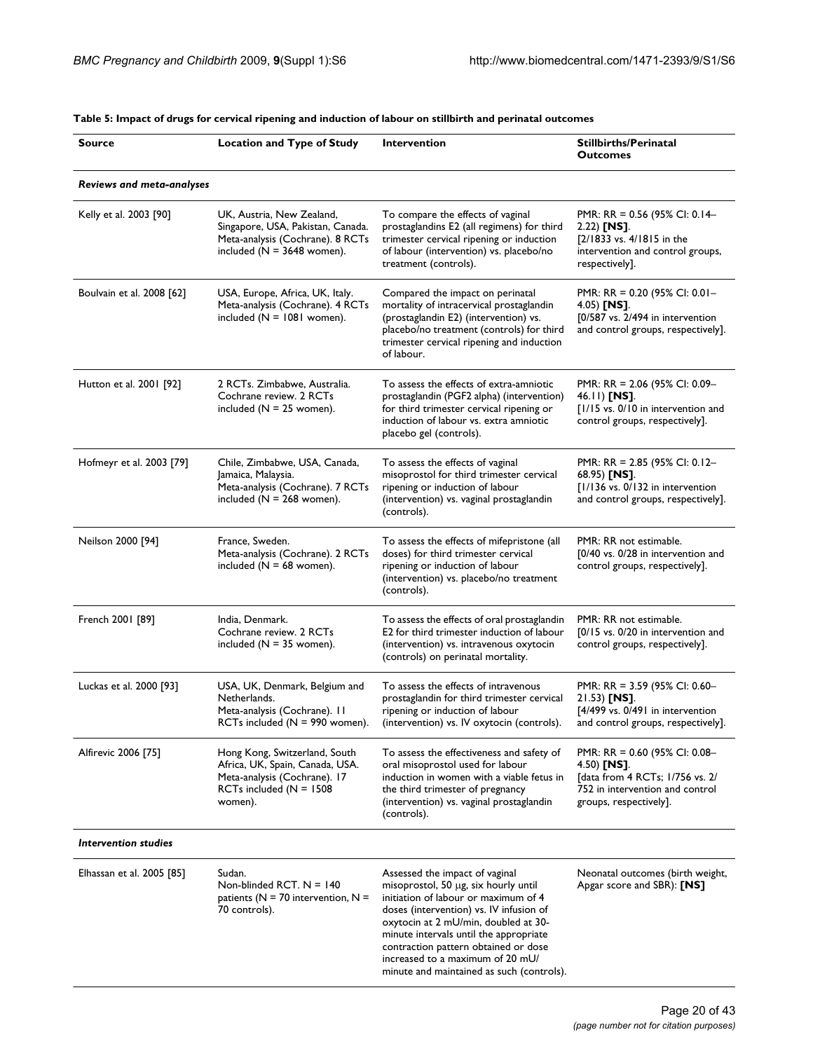**Table 5: Impact of drugs for cervical ripening and induction of labour on stillbirth and perinatal outcomes**

| Source | Location and Type of Study | Intervention | Stillbirths/Perinatal Outcomes |
|---|---|---|---|
| ***Reviews and meta-analyses*** | | | |
| Kelly et al. 2003 [90] | UK, Austria, New Zealand, Singapore, USA, Pakistan, Canada. Meta-analysis (Cochrane). 8 RCTs included (N = 3648 women). | To compare the effects of vaginal prostaglandins E2 (all regimens) for third trimester cervical ripening or induction of labour (intervention) vs. placebo/no treatment (controls). | PMR: RR = 0.56 (95% CI: 0.14–2.22) **[NS]**. [2/1833 vs. 4/1815 in the intervention and control groups, respectively]. |
| Boulvain et al. 2008 [62] | USA, Europe, Africa, UK, Italy. Meta-analysis (Cochrane). 4 RCTs included (N = 1081 women). | Compared the impact on perinatal mortality of intracervical prostaglandin (prostaglandin E2) (intervention) vs. placebo/no treatment (controls) for third trimester cervical ripening and induction of labour. | PMR: RR = 0.20 (95% CI: 0.01–4.05) **[NS]**. [0/587 vs. 2/494 in intervention and control groups, respectively]. |
| Hutton et al. 2001 [92] | 2 RCTs. Zimbabwe, Australia. Cochrane review. 2 RCTs included (N = 25 women). | To assess the effects of extra-amniotic prostaglandin (PGF2 alpha) (intervention) for third trimester cervical ripening or induction of labour vs. extra amniotic placebo gel (controls). | PMR: RR = 2.06 (95% CI: 0.09–46.11) **[NS]**. [1/15 vs. 0/10 in intervention and control groups, respectively]. |
| Hofmeyr et al. 2003 [79] | Chile, Zimbabwe, USA, Canada, Jamaica, Malaysia. Meta-analysis (Cochrane). 7 RCTs included (N = 268 women). | To assess the effects of vaginal misoprostol for third trimester cervical ripening or induction of labour (intervention) vs. vaginal prostaglandin (controls). | PMR: RR = 2.85 (95% CI: 0.12–68.95) **[NS]**. [1/136 vs. 0/132 in intervention and control groups, respectively]. |
| Neilson 2000 [94] | France, Sweden. Meta-analysis (Cochrane). 2 RCTs included (N = 68 women). | To assess the effects of mifepristone (all doses) for third trimester cervical ripening or induction of labour (intervention) vs. placebo/no treatment (controls). | PMR: RR not estimable. [0/40 vs. 0/28 in intervention and control groups, respectively]. |
| French 2001 [89] | India, Denmark. Cochrane review. 2 RCTs included (N = 35 women). | To assess the effects of oral prostaglandin E2 for third trimester induction of labour (intervention) vs. intravenous oxytocin (controls) on perinatal mortality. | PMR: RR not estimable. [0/15 vs. 0/20 in intervention and control groups, respectively]. |
| Luckas et al. 2000 [93] | USA, UK, Denmark, Belgium and Netherlands. Meta-analysis (Cochrane). 11 RCTs included (N = 990 women). | To assess the effects of intravenous prostaglandin for third trimester cervical ripening or induction of labour (intervention) vs. IV oxytocin (controls). | PMR: RR = 3.59 (95% CI: 0.60–21.53) **[NS]**. [4/499 vs. 0/491 in intervention and control groups, respectively]. |
| Alfirevic 2006 [75] | Hong Kong, Switzerland, South Africa, UK, Spain, Canada, USA. Meta-analysis (Cochrane). 17 RCTs included (N = 1508 women). | To assess the effectiveness and safety of oral misoprostol used for labour induction in women with a viable fetus in the third trimester of pregnancy (intervention) vs. vaginal prostaglandin (controls). | PMR: RR = 0.60 (95% CI: 0.08–4.50) **[NS]**. [data from 4 RCTs; 1/756 vs. 2/752 in intervention and control groups, respectively]. |
| ***Intervention studies*** | | | |
| Elhassan et al. 2005 [85] | Sudan. Non-blinded RCT. N = 140 patients (N = 70 intervention, N = 70 controls). | Assessed the impact of vaginal misoprostol, 50 μg, six hourly until initiation of labour or maximum of 4 doses (intervention) vs. IV infusion of oxytocin at 2 mU/min, doubled at 30-minute intervals until the appropriate contraction pattern obtained or dose increased to a maximum of 20 mU/minute and maintained as such (controls). | Neonatal outcomes (birth weight, Apgar score and SBR): **[NS]** |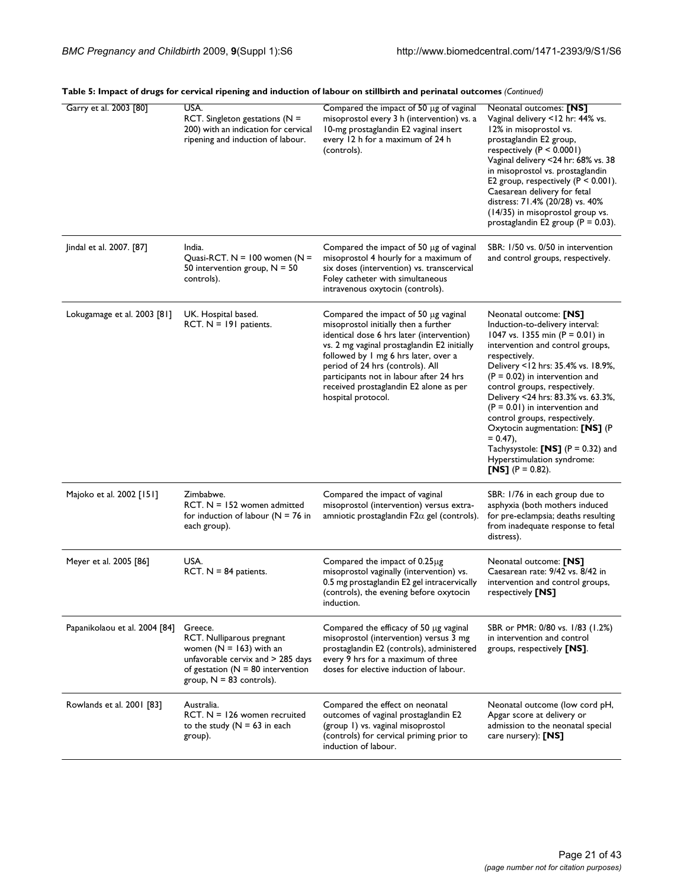**Table 5: Impact of drugs for cervical ripening and induction of labour on stillbirth and perinatal outcomes** *(Continued)*

| | | | |
|---|---|---|---|
| Garry et al. 2003 [80] | USA. RCT. Singleton gestations (N = 200) with an indication for cervical ripening and induction of labour. | Compared the impact of 50 μg of vaginal misoprostol every 3 h (intervention) vs. a 10-mg prostaglandin E2 vaginal insert every 12 h for a maximum of 24 h (controls). | Neonatal outcomes: **[NS]** Vaginal delivery <12 hr: 44% vs. 12% in misoprostol vs. prostaglandin E2 group, respectively ($P < 0.0001$) Vaginal delivery <24 hr: 68% vs. 38 in misoprostol vs. prostaglandin E2 group, respectively ($P < 0.001$). Caesarean delivery for fetal distress: 71.4% (20/28) vs. 40% (14/35) in misoprostol group vs. prostaglandin E2 group ($P = 0.03$). |
| Jindal et al. 2007. [87] | India. Quasi-RCT. N = 100 women (N = 50 intervention group, N = 50 controls). | Compared the impact of 50 μg of vaginal misoprostol 4 hourly for a maximum of six doses (intervention) vs. transcervical Foley catheter with simultaneous intravenous oxytocin (controls). | SBR: 1/50 vs. 0/50 in intervention and control groups, respectively. |
| Lokugamage et al. 2003 [81] | UK. Hospital based. RCT. N = 191 patients. | Compared the impact of 50 μg vaginal misoprostol initially then a further identical dose 6 hrs later (intervention) vs. 2 mg vaginal prostaglandin E2 initially followed by 1 mg 6 hrs later, over a period of 24 hrs (controls). All participants not in labour after 24 hrs received prostaglandin E2 alone as per hospital protocol. | Neonatal outcome: **[NS]** Induction-to-delivery interval: 1047 vs. 1355 min ($P = 0.01$) in intervention and control groups, respectively. Delivery <12 hrs: 35.4% vs. 18.9%, ($P = 0.02$) in intervention and control groups, respectively. Delivery <24 hrs: 83.3% vs. 63.3%, ($P = 0.01$) in intervention and control groups, respectively. Oxytocin augmentation: **[NS]** ($P = 0.47$), Tachysystole: **[NS]** ($P = 0.32$) and Hyperstimulation syndrome: **[NS]** ($P = 0.82$). |
| Majoko et al. 2002 [151] | Zimbabwe. RCT. N = 152 women admitted for induction of labour (N = 76 in each group). | Compared the impact of vaginal misoprostol (intervention) versus extra-amniotic prostaglandin F2α gel (controls). | SBR: 1/76 in each group due to asphyxia (both mothers induced for pre-eclampsia; deaths resulting from inadequate response to fetal distress). |
| Meyer et al. 2005 [86] | USA. RCT. N = 84 patients. | Compared the impact of 0.25μg misoprostol vaginally (intervention) vs. 0.5 mg prostaglandin E2 gel intracervically (controls), the evening before oxytocin induction. | Neonatal outcome: **[NS]** Caesarean rate: 9/42 vs. 8/42 in intervention and control groups, respectively **[NS]** |
| Papanikolaou et al. 2004 [84] | Greece. RCT. Nulliparous pregnant women (N = 163) with an unfavorable cervix and > 285 days of gestation (N = 80 intervention group, N = 83 controls). | Compared the efficacy of 50 μg vaginal misoprostol (intervention) versus 3 mg prostaglandin E2 (controls), administered every 9 hrs for a maximum of three doses for elective induction of labour. | SBR or PMR: 0/80 vs. 1/83 (1.2%) in intervention and control groups, respectively **[NS]**. |
| Rowlands et al. 2001 [83] | Australia. RCT. N = 126 women recruited to the study (N = 63 in each group). | Compared the effect on neonatal outcomes of vaginal prostaglandin E2 (group 1) vs. vaginal misoprostol (controls) for cervical priming prior to induction of labour. | Neonatal outcome (low cord pH, Apgar score at delivery or admission to the neonatal special care nursery): **[NS]** |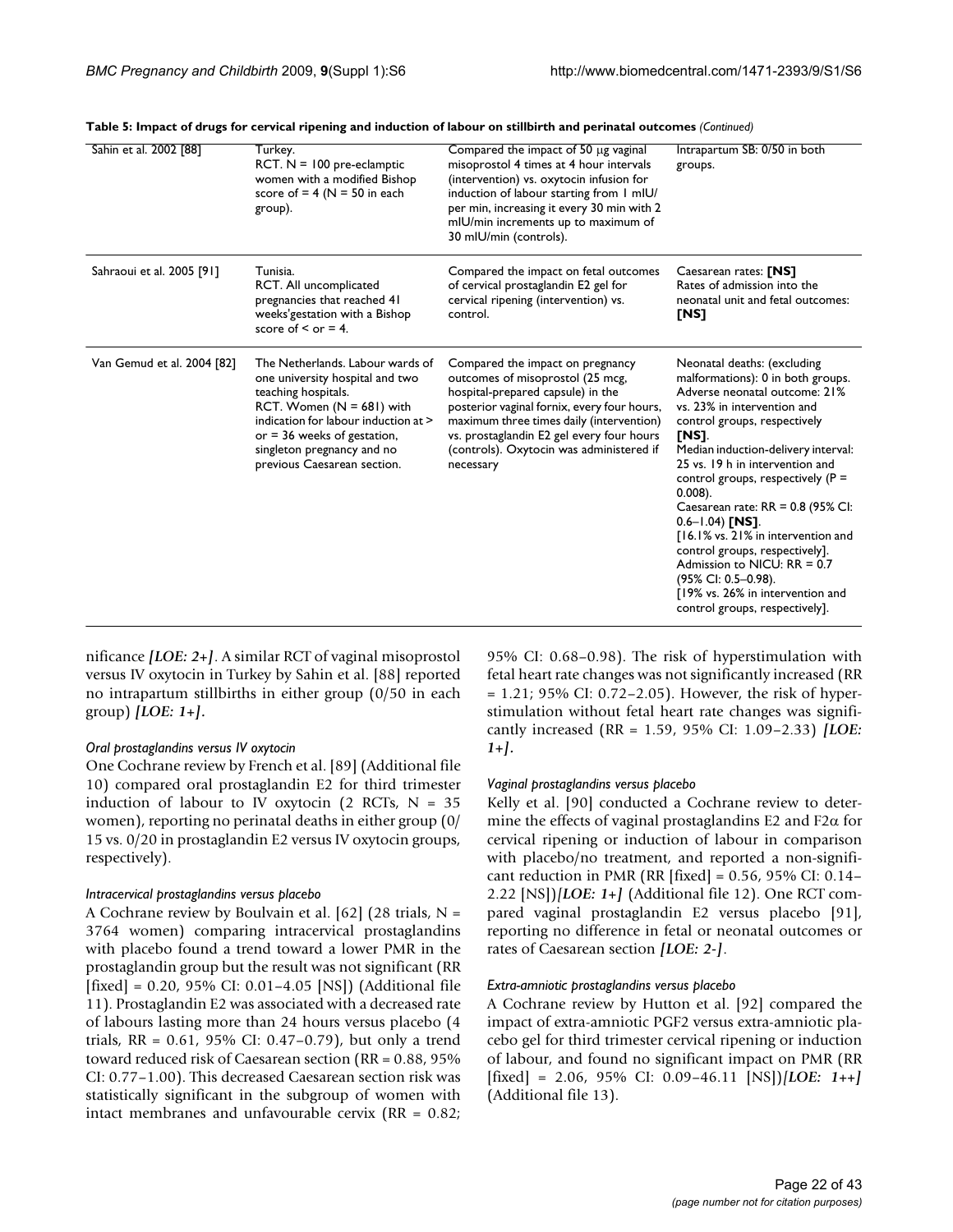**Table 5: Impact of drugs for cervical ripening and induction of labour on stillbirth and perinatal outcomes** *(Continued)*

| | | | |
|---|---|---|---|
| Sahin et al. 2002 [88] | Turkey.<br>RCT. N = 100 pre-eclamptic women with a modified Bishop score of = 4 (N = 50 in each group). | Compared the impact of 50 μg vaginal misoprostol 4 times at 4 hour intervals (intervention) vs. oxytocin infusion for induction of labour starting from 1 mIU/ per min, increasing it every 30 min with 2 mIU/min increments up to maximum of 30 mIU/min (controls). | Intrapartum SB: 0/50 in both groups. |
| Sahraoui et al. 2005 [91] | Tunisia.<br>RCT. All uncomplicated pregnancies that reached 41 weeks'gestation with a Bishop score of < or = 4. | Compared the impact on fetal outcomes of cervical prostaglandin E2 gel for cervical ripening (intervention) vs. control. | Caesarean rates: **[NS]**<br>Rates of admission into the neonatal unit and fetal outcomes: **[NS]** |
| Van Gemud et al. 2004 [82] | The Netherlands. Labour wards of one university hospital and two teaching hospitals.<br>RCT. Women (N = 681) with indication for labour induction at > or = 36 weeks of gestation, singleton pregnancy and no previous Caesarean section. | Compared the impact on pregnancy outcomes of misoprostol (25 mcg, hospital-prepared capsule) in the posterior vaginal fornix, every four hours, maximum three times daily (intervention) vs. prostaglandin E2 gel every four hours (controls). Oxytocin was administered if necessary | Neonatal deaths: (excluding malformations): 0 in both groups.<br>Adverse neonatal outcome: 21% vs. 23% in intervention and control groups, respectively **[NS]**.<br>Median induction-delivery interval: 25 vs. 19 h in intervention and control groups, respectively (P = 0.008).<br>Caesarean rate: RR = 0.8 (95% CI: 0.6–1.04) **[NS]**.<br>[16.1% vs. 21% in intervention and control groups, respectively].<br>Admission to NICU: RR = 0.7 (95% CI: 0.5–0.98).<br>[19% vs. 26% in intervention and control groups, respectively]. |

nificance ***[LOE: 2+]***. A similar RCT of vaginal misoprostol versus IV oxytocin in Turkey by Sahin et al. [88] reported no intrapartum stillbirths in either group (0/50 in each group) ***[LOE: 1+]***.

*Oral prostaglandins versus IV oxytocin*

One Cochrane review by French et al. [89] (Additional file 10) compared oral prostaglandin E2 for third trimester induction of labour to IV oxytocin (2 RCTs, N = 35 women), reporting no perinatal deaths in either group (0/15 vs. 0/20 in prostaglandin E2 versus IV oxytocin groups, respectively).

*Intracervical prostaglandins versus placebo*

A Cochrane review by Boulvain et al. [62] (28 trials, N = 3764 women) comparing intracervical prostaglandins with placebo found a trend toward a lower PMR in the prostaglandin group but the result was not significant (RR [fixed] = 0.20, 95% CI: 0.01–4.05 [NS]) (Additional file 11). Prostaglandin E2 was associated with a decreased rate of labours lasting more than 24 hours versus placebo (4 trials, RR = 0.61, 95% CI: 0.47–0.79), but only a trend toward reduced risk of Caesarean section (RR = 0.88, 95% CI: 0.77–1.00). This decreased Caesarean section risk was statistically significant in the subgroup of women with intact membranes and unfavourable cervix (RR = 0.82; 95% CI: 0.68–0.98). The risk of hyperstimulation with fetal heart rate changes was not significantly increased (RR = 1.21; 95% CI: 0.72–2.05). However, the risk of hyperstimulation without fetal heart rate changes was significantly increased (RR = 1.59, 95% CI: 1.09–2.33) ***[LOE: 1+]***.

*Vaginal prostaglandins versus placebo*

Kelly et al. [90] conducted a Cochrane review to determine the effects of vaginal prostaglandins E2 and F2α for cervical ripening or induction of labour in comparison with placebo/no treatment, and reported a non-significant reduction in PMR (RR [fixed] = 0.56, 95% CI: 0.14–2.22 [NS])***[LOE: 1+]*** (Additional file 12). One RCT compared vaginal prostaglandin E2 versus placebo [91], reporting no difference in fetal or neonatal outcomes or rates of Caesarean section ***[LOE: 2-]***.

*Extra-amniotic prostaglandins versus placebo*

A Cochrane review by Hutton et al. [92] compared the impact of extra-amniotic PGF2 versus extra-amniotic placebo gel for third trimester cervical ripening or induction of labour, and found no significant impact on PMR (RR [fixed] = 2.06, 95% CI: 0.09–46.11 [NS])***[LOE: 1++]*** (Additional file 13).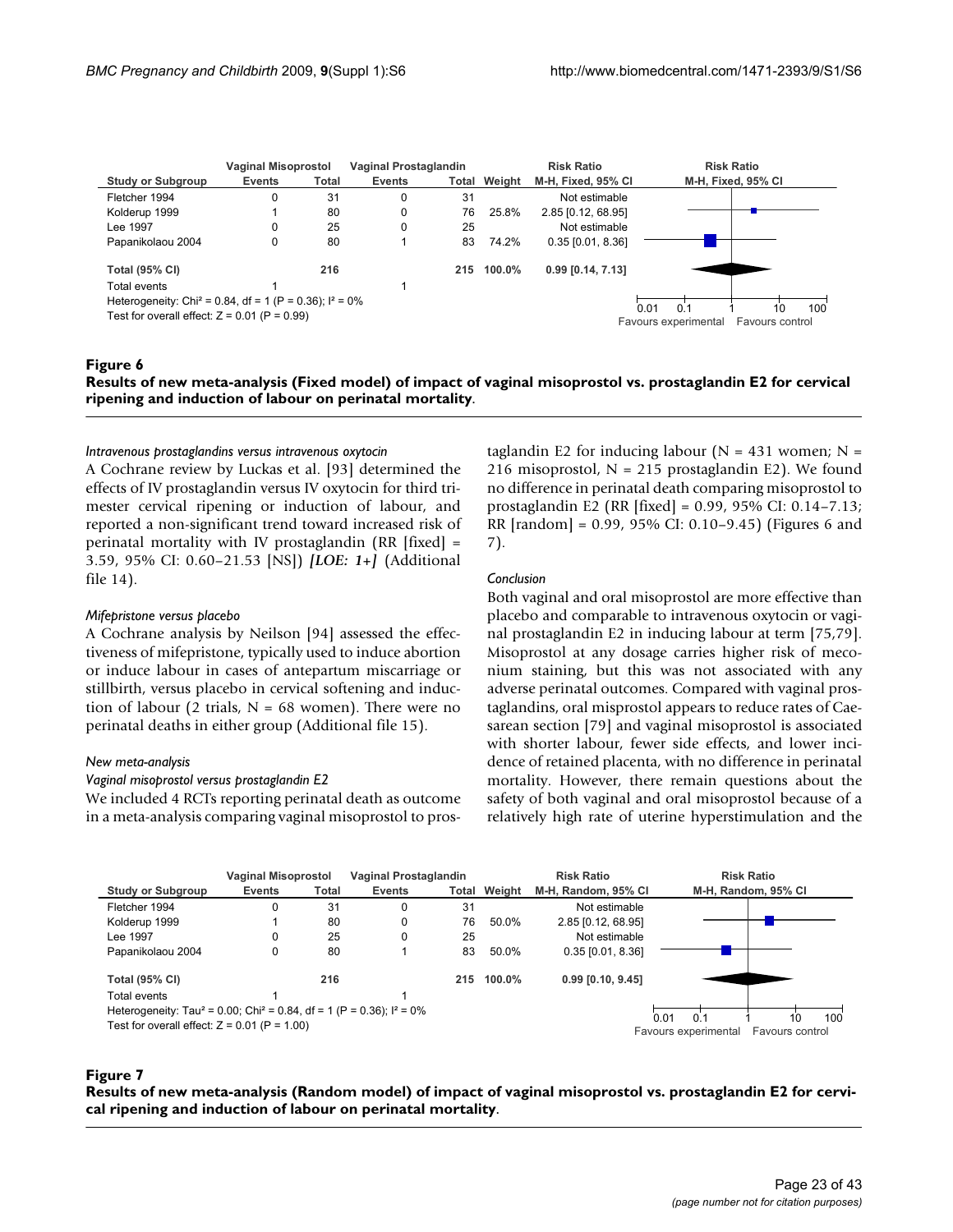| Study or Subgroup | Vaginal Misoprostol Events | Vaginal Misoprostol Total | Vaginal Prostaglandin Events | Vaginal Prostaglandin Total | Weight | Risk Ratio M-H, Fixed, 95% CI |
|---|---|---|---|---|---|---|
| Fletcher 1994 | 0 | 31 | 0 | 31 | | Not estimable |
| Kolderup 1999 | 1 | 80 | 0 | 76 | 25.8% | 2.85 [0.12, 68.95] |
| Lee 1997 | 0 | 25 | 0 | 25 | | Not estimable |
| Papanikolaou 2004 | 0 | 80 | 1 | 83 | 74.2% | 0.35 [0.01, 8.36] |
| **Total (95% CI)** | | **216** | | **215** | **100.0%** | **0.99 [0.14, 7.13]** |
| Total events | 1 | | 1 | | | |

Heterogeneity: Chi² = 0.84, df = 1 (P = 0.36); I² = 0%
Test for overall effect: Z = 0.01 (P = 0.99)

0.01 0.1 1 10 100
Favours experimental Favours control

**Figure 6**
**Results of new meta-analysis (Fixed model) of impact of vaginal misoprostol vs. prostaglandin E2 for cervical ripening and induction of labour on perinatal mortality.**

*Intravenous prostaglandins versus intravenous oxytocin*

A Cochrane review by Luckas et al. [93] determined the effects of IV prostaglandin versus IV oxytocin for third trimester cervical ripening or induction of labour, and reported a non-significant trend toward increased risk of perinatal mortality with IV prostaglandin (RR [fixed] = 3.59, 95% CI: 0.60–21.53 [NS]) ***[LOE: 1+]*** (Additional file 14).

*Mifepristone versus placebo*

A Cochrane analysis by Neilson [94] assessed the effectiveness of mifepristone, typically used to induce abortion or induce labour in cases of antepartum miscarriage or stillbirth, versus placebo in cervical softening and induction of labour (2 trials, N = 68 women). There were no perinatal deaths in either group (Additional file 15).

*New meta-analysis*

*Vaginal misoprostol versus prostaglandin E2*

We included 4 RCTs reporting perinatal death as outcome in a meta-analysis comparing vaginal misoprostol to prostaglandin E2 for inducing labour (N = 431 women; N = 216 misoprostol, N = 215 prostaglandin E2). We found no difference in perinatal death comparing misoprostol to prostaglandin E2 (RR [fixed] = 0.99, 95% CI: 0.14–7.13; RR [random] = 0.99, 95% CI: 0.10–9.45) (Figures 6 and 7).

*Conclusion*

Both vaginal and oral misoprostol are more effective than placebo and comparable to intravenous oxytocin or vaginal prostaglandin E2 in inducing labour at term [75,79]. Misoprostol at any dosage carries higher risk of meconium staining, but this was not associated with any adverse perinatal outcomes. Compared with vaginal prostaglandins, oral misprostol appears to reduce rates of Caesarean section [79] and vaginal misoprostol is associated with shorter labour, fewer side effects, and lower incidence of retained placenta, with no difference in perinatal mortality. However, there remain questions about the safety of both vaginal and oral misoprostol because of a relatively high rate of uterine hyperstimulation and the

| Study or Subgroup | Vaginal Misoprostol Events | Vaginal Misoprostol Total | Vaginal Prostaglandin Events | Vaginal Prostaglandin Total | Weight | Risk Ratio M-H, Random, 95% CI |
|---|---|---|---|---|---|---|
| Fletcher 1994 | 0 | 31 | 0 | 31 | | Not estimable |
| Kolderup 1999 | 1 | 80 | 0 | 76 | 50.0% | 2.85 [0.12, 68.95] |
| Lee 1997 | 0 | 25 | 0 | 25 | | Not estimable |
| Papanikolaou 2004 | 0 | 80 | 1 | 83 | 50.0% | 0.35 [0.01, 8.36] |
| **Total (95% CI)** | | **216** | | **215** | **100.0%** | **0.99 [0.10, 9.45]** |
| Total events | 1 | | 1 | | | |

Heterogeneity: Tau² = 0.00; Chi² = 0.84, df = 1 (P = 0.36); I² = 0%
Test for overall effect: Z = 0.01 (P = 1.00)

0.01 0.1 1 10 100
Favours experimental Favours control

**Figure 7**
**Results of new meta-analysis (Random model) of impact of vaginal misoprostol vs. prostaglandin E2 for cervical ripening and induction of labour on perinatal mortality.**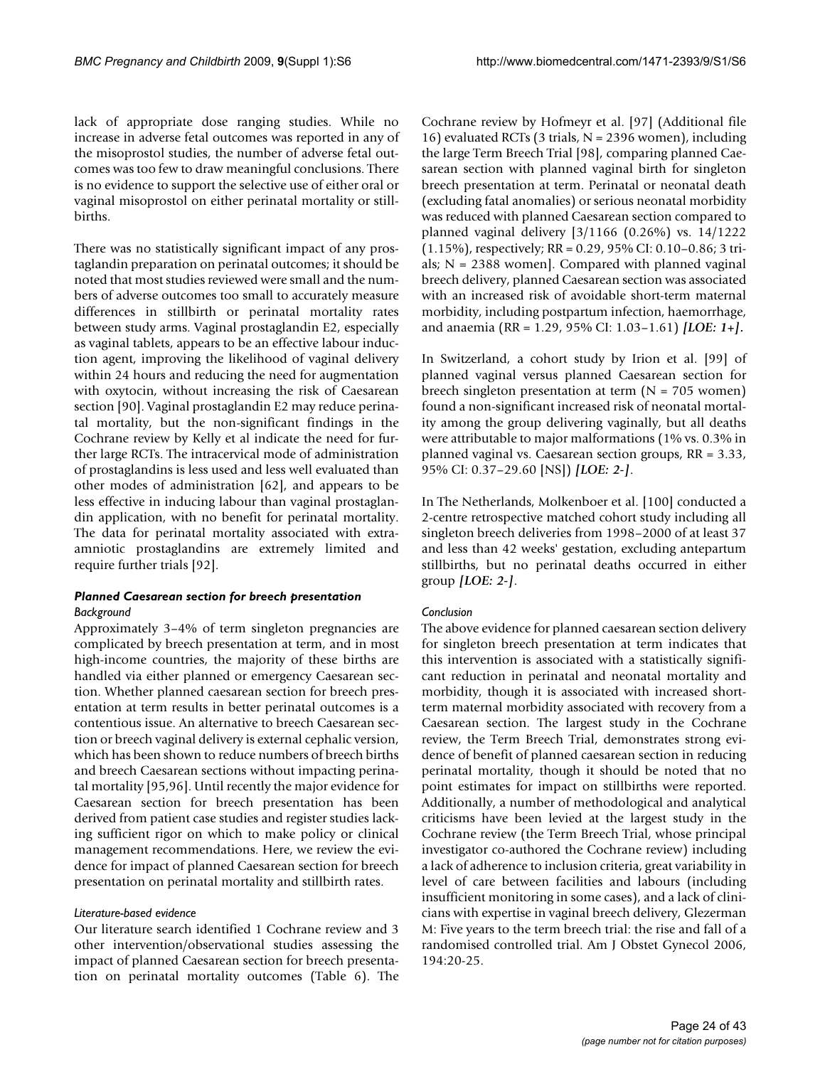lack of appropriate dose ranging studies. While no increase in adverse fetal outcomes was reported in any of the misoprostol studies, the number of adverse fetal outcomes was too few to draw meaningful conclusions. There is no evidence to support the selective use of either oral or vaginal misoprostol on either perinatal mortality or stillbirths.

There was no statistically significant impact of any prostaglandin preparation on perinatal outcomes; it should be noted that most studies reviewed were small and the numbers of adverse outcomes too small to accurately measure differences in stillbirth or perinatal mortality rates between study arms. Vaginal prostaglandin E2, especially as vaginal tablets, appears to be an effective labour induction agent, improving the likelihood of vaginal delivery within 24 hours and reducing the need for augmentation with oxytocin, without increasing the risk of Caesarean section [90]. Vaginal prostaglandin E2 may reduce perinatal mortality, but the non-significant findings in the Cochrane review by Kelly et al indicate the need for further large RCTs. The intracervical mode of administration of prostaglandins is less used and less well evaluated than other modes of administration [62], and appears to be less effective in inducing labour than vaginal prostaglandin application, with no benefit for perinatal mortality. The data for perinatal mortality associated with extra-amniotic prostaglandins are extremely limited and require further trials [92].

### *Planned Caesarean section for breech presentation*

#### *Background*

Approximately 3–4% of term singleton pregnancies are complicated by breech presentation at term, and in most high-income countries, the majority of these births are handled via either planned or emergency Caesarean section. Whether planned caesarean section for breech presentation at term results in better perinatal outcomes is a contentious issue. An alternative to breech Caesarean section or breech vaginal delivery is external cephalic version, which has been shown to reduce numbers of breech births and breech Caesarean sections without impacting perinatal mortality [95,96]. Until recently the major evidence for Caesarean section for breech presentation has been derived from patient case studies and register studies lacking sufficient rigor on which to make policy or clinical management recommendations. Here, we review the evidence for impact of planned Caesarean section for breech presentation on perinatal mortality and stillbirth rates.

#### *Literature-based evidence*

Our literature search identified 1 Cochrane review and 3 other intervention/observational studies assessing the impact of planned Caesarean section for breech presentation on perinatal mortality outcomes (Table 6). The Cochrane review by Hofmeyr et al. [97] (Additional file 16) evaluated RCTs (3 trials, N = 2396 women), including the large Term Breech Trial [98], comparing planned Caesarean section with planned vaginal birth for singleton breech presentation at term. Perinatal or neonatal death (excluding fatal anomalies) or serious neonatal morbidity was reduced with planned Caesarean section compared to planned vaginal delivery [3/1166 (0.26%) vs. 14/1222 (1.15%), respectively; RR = 0.29, 95% CI: 0.10–0.86; 3 trials; N = 2388 women]. Compared with planned vaginal breech delivery, planned Caesarean section was associated with an increased risk of avoidable short-term maternal morbidity, including postpartum infection, haemorrhage, and anaemia (RR = 1.29, 95% CI: 1.03–1.61) ***[LOE: 1+]***.

In Switzerland, a cohort study by Irion et al. [99] of planned vaginal versus planned Caesarean section for breech singleton presentation at term (N = 705 women) found a non-significant increased risk of neonatal mortality among the group delivering vaginally, but all deaths were attributable to major malformations (1% vs. 0.3% in planned vaginal vs. Caesarean section groups, RR = 3.33, 95% CI: 0.37–29.60 [NS]) ***[LOE: 2-]***.

In The Netherlands, Molkenboer et al. [100] conducted a 2-centre retrospective matched cohort study including all singleton breech deliveries from 1998–2000 of at least 37 and less than 42 weeks' gestation, excluding antepartum stillbirths, but no perinatal deaths occurred in either group ***[LOE: 2-]***.

#### *Conclusion*

The above evidence for planned caesarean section delivery for singleton breech presentation at term indicates that this intervention is associated with a statistically significant reduction in perinatal and neonatal mortality and morbidity, though it is associated with increased short-term maternal morbidity associated with recovery from a Caesarean section. The largest study in the Cochrane review, the Term Breech Trial, demonstrates strong evidence of benefit of planned caesarean section in reducing perinatal mortality, though it should be noted that no point estimates for impact on stillbirths were reported. Additionally, a number of methodological and analytical criticisms have been levied at the largest study in the Cochrane review (the Term Breech Trial, whose principal investigator co-authored the Cochrane review) including a lack of adherence to inclusion criteria, great variability in level of care between facilities and labours (including insufficient monitoring in some cases), and a lack of clinicians with expertise in vaginal breech delivery, Glezerman M: Five years to the term breech trial: the rise and fall of a randomised controlled trial. Am J Obstet Gynecol 2006, 194:20-25.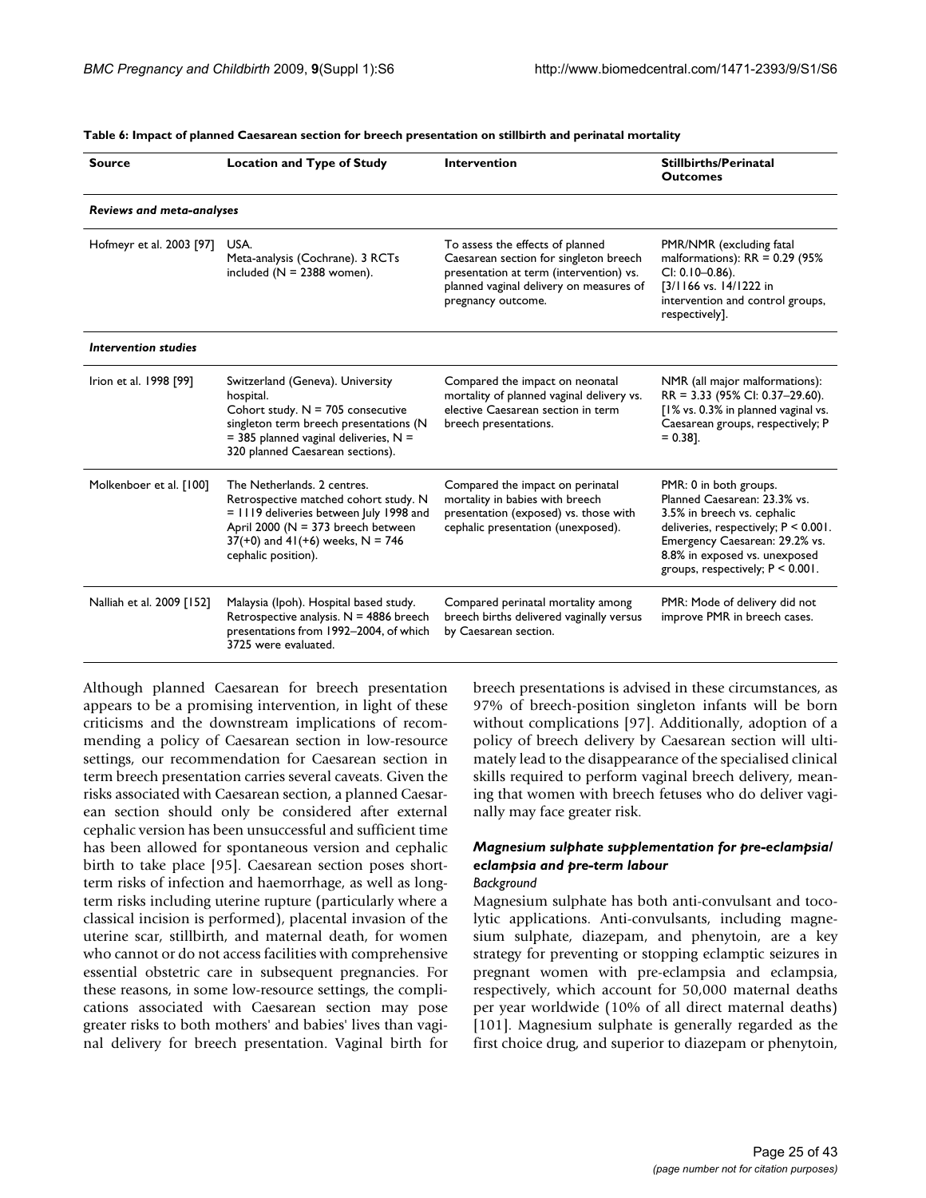**Table 6: Impact of planned Caesarean section for breech presentation on stillbirth and perinatal mortality**

| Source | Location and Type of Study | Intervention | Stillbirths/Perinatal Outcomes |
|---|---|---|---|
| ***Reviews and meta-analyses*** | | | |
| Hofmeyr et al. 2003 [97] | USA. Meta-analysis (Cochrane). 3 RCTs included (N = 2388 women). | To assess the effects of planned Caesarean section for singleton breech presentation at term (intervention) vs. planned vaginal delivery on measures of pregnancy outcome. | PMR/NMR (excluding fatal malformations): RR = 0.29 (95% CI: 0.10–0.86). [3/1166 vs. 14/1222 in intervention and control groups, respectively]. |
| ***Intervention studies*** | | | |
| Irion et al. 1998 [99] | Switzerland (Geneva). University hospital. Cohort study. N = 705 consecutive singleton term breech presentations (N = 385 planned vaginal deliveries, N = 320 planned Caesarean sections). | Compared the impact on neonatal mortality of planned vaginal delivery vs. elective Caesarean section in term breech presentations. | NMR (all major malformations): RR = 3.33 (95% CI: 0.37–29.60). [1% vs. 0.3% in planned vaginal vs. Caesarean groups, respectively; P = 0.38]. |
| Molkenboer et al. [100] | The Netherlands. 2 centres. Retrospective matched cohort study. N = 1119 deliveries between July 1998 and April 2000 (N = 373 breech between 37(+0) and 41(+6) weeks, N = 746 cephalic position). | Compared the impact on perinatal mortality in babies with breech presentation (exposed) vs. those with cephalic presentation (unexposed). | PMR: 0 in both groups. Planned Caesarean: 23.3% vs. 3.5% in breech vs. cephalic deliveries, respectively; P < 0.001. Emergency Caesarean: 29.2% vs. 8.8% in exposed vs. unexposed groups, respectively; P < 0.001. |
| Nalliah et al. 2009 [152] | Malaysia (Ipoh). Hospital based study. Retrospective analysis. N = 4886 breech presentations from 1992–2004, of which 3725 were evaluated. | Compared perinatal mortality among breech births delivered vaginally versus by Caesarean section. | PMR: Mode of delivery did not improve PMR in breech cases. |

Although planned Caesarean for breech presentation appears to be a promising intervention, in light of these criticisms and the downstream implications of recommending a policy of Caesarean section in low-resource settings, our recommendation for Caesarean section in term breech presentation carries several caveats. Given the risks associated with Caesarean section, a planned Caesarean section should only be considered after external cephalic version has been unsuccessful and sufficient time has been allowed for spontaneous version and cephalic birth to take place [95]. Caesarean section poses short-term risks of infection and haemorrhage, as well as long-term risks including uterine rupture (particularly where a classical incision is performed), placental invasion of the uterine scar, stillbirth, and maternal death, for women who cannot or do not access facilities with comprehensive essential obstetric care in subsequent pregnancies. For these reasons, in some low-resource settings, the complications associated with Caesarean section may pose greater risks to both mothers' and babies' lives than vaginal delivery for breech presentation. Vaginal birth for breech presentations is advised in these circumstances, as 97% of breech-position singleton infants will be born without complications [97]. Additionally, adoption of a policy of breech delivery by Caesarean section will ultimately lead to the disappearance of the specialised clinical skills required to perform vaginal breech delivery, meaning that women with breech fetuses who do deliver vaginally may face greater risk.

### *Magnesium sulphate supplementation for pre-eclampsia/eclampsia and pre-term labour*

*Background*

Magnesium sulphate has both anti-convulsant and tocolytic applications. Anti-convulsants, including magnesium sulphate, diazepam, and phenytoin, are a key strategy for preventing or stopping eclamptic seizures in pregnant women with pre-eclampsia and eclampsia, respectively, which account for 50,000 maternal deaths per year worldwide (10% of all direct maternal deaths) [101]. Magnesium sulphate is generally regarded as the first choice drug, and superior to diazepam or phenytoin,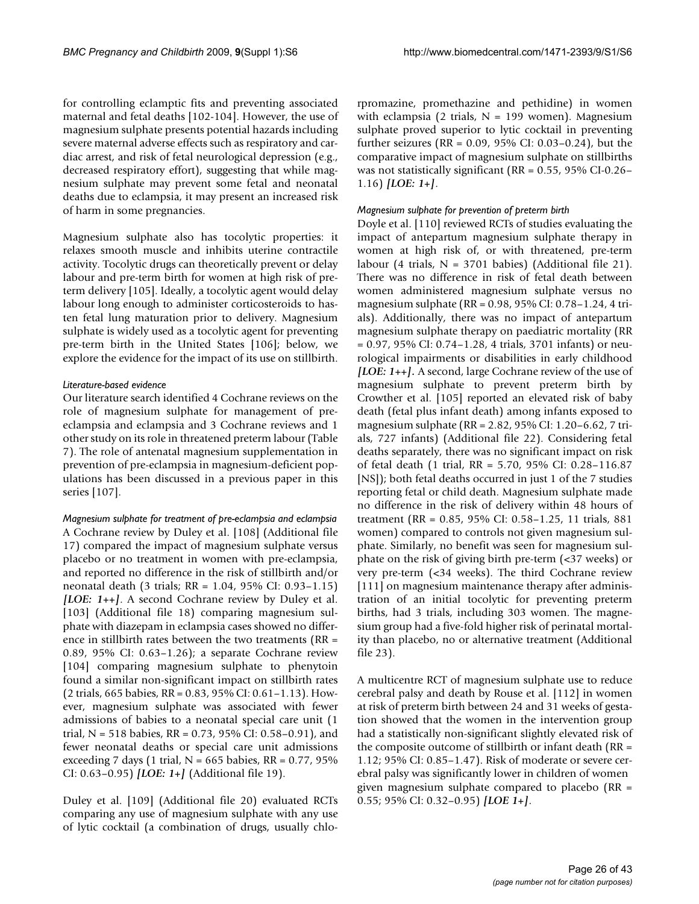for controlling eclamptic fits and preventing associated maternal and fetal deaths [102-104]. However, the use of magnesium sulphate presents potential hazards including severe maternal adverse effects such as respiratory and cardiac arrest, and risk of fetal neurological depression (e.g., decreased respiratory effort), suggesting that while magnesium sulphate may prevent some fetal and neonatal deaths due to eclampsia, it may present an increased risk of harm in some pregnancies.

Magnesium sulphate also has tocolytic properties: it relaxes smooth muscle and inhibits uterine contractile activity. Tocolytic drugs can theoretically prevent or delay labour and pre-term birth for women at high risk of preterm delivery [105]. Ideally, a tocolytic agent would delay labour long enough to administer corticosteroids to hasten fetal lung maturation prior to delivery. Magnesium sulphate is widely used as a tocolytic agent for preventing pre-term birth in the United States [106]; below, we explore the evidence for the impact of its use on stillbirth.

*Literature-based evidence*

Our literature search identified 4 Cochrane reviews on the role of magnesium sulphate for management of preeclampsia and eclampsia and 3 Cochrane reviews and 1 other study on its role in threatened preterm labour (Table 7). The role of antenatal magnesium supplementation in prevention of pre-eclampsia in magnesium-deficient populations has been discussed in a previous paper in this series [107].

*Magnesium sulphate for treatment of pre-eclampsia and eclampsia*

A Cochrane review by Duley et al. [108] (Additional file 17) compared the impact of magnesium sulphate versus placebo or no treatment in women with pre-eclampsia, and reported no difference in the risk of stillbirth and/or neonatal death (3 trials; RR = 1.04, 95% CI: 0.93–1.15) ***[LOE: 1++]***. A second Cochrane review by Duley et al. [103] (Additional file 18) comparing magnesium sulphate with diazepam in eclampsia cases showed no difference in stillbirth rates between the two treatments (RR = 0.89, 95% CI: 0.63–1.26); a separate Cochrane review [104] comparing magnesium sulphate to phenytoin found a similar non-significant impact on stillbirth rates (2 trials, 665 babies, RR = 0.83, 95% CI: 0.61–1.13). However, magnesium sulphate was associated with fewer admissions of babies to a neonatal special care unit (1 trial, N = 518 babies, RR = 0.73, 95% CI: 0.58–0.91), and fewer neonatal deaths or special care unit admissions exceeding 7 days (1 trial, N = 665 babies, RR = 0.77, 95% CI: 0.63–0.95) ***[LOE: 1+]*** (Additional file 19).

Duley et al. [109] (Additional file 20) evaluated RCTs comparing any use of magnesium sulphate with any use of lytic cocktail (a combination of drugs, usually chlorpromazine, promethazine and pethidine) in women with eclampsia (2 trials, N = 199 women). Magnesium sulphate proved superior to lytic cocktail in preventing further seizures (RR = 0.09, 95% CI: 0.03–0.24), but the comparative impact of magnesium sulphate on stillbirths was not statistically significant (RR = 0.55, 95% CI-0.26–1.16) ***[LOE: 1+]***.

*Magnesium sulphate for prevention of preterm birth*

Doyle et al. [110] reviewed RCTs of studies evaluating the impact of antepartum magnesium sulphate therapy in women at high risk of, or with threatened, pre-term labour (4 trials, N = 3701 babies) (Additional file 21). There was no difference in risk of fetal death between women administered magnesium sulphate versus no magnesium sulphate (RR = 0.98, 95% CI: 0.78–1.24, 4 trials). Additionally, there was no impact of antepartum magnesium sulphate therapy on paediatric mortality (RR = 0.97, 95% CI: 0.74–1.28, 4 trials, 3701 infants) or neurological impairments or disabilities in early childhood ***[LOE: 1++]***. A second, large Cochrane review of the use of magnesium sulphate to prevent preterm birth by Crowther et al. [105] reported an elevated risk of baby death (fetal plus infant death) among infants exposed to magnesium sulphate (RR = 2.82, 95% CI: 1.20–6.62, 7 trials, 727 infants) (Additional file 22). Considering fetal deaths separately, there was no significant impact on risk of fetal death (1 trial, RR = 5.70, 95% CI: 0.28–116.87 [NS]); both fetal deaths occurred in just 1 of the 7 studies reporting fetal or child death. Magnesium sulphate made no difference in the risk of delivery within 48 hours of treatment (RR = 0.85, 95% CI: 0.58–1.25, 11 trials, 881 women) compared to controls not given magnesium sulphate. Similarly, no benefit was seen for magnesium sulphate on the risk of giving birth pre-term (<37 weeks) or very pre-term (<34 weeks). The third Cochrane review [111] on magnesium maintenance therapy after administration of an initial tocolytic for preventing preterm births, had 3 trials, including 303 women. The magnesium group had a five-fold higher risk of perinatal mortality than placebo, no or alternative treatment (Additional file 23).

A multicentre RCT of magnesium sulphate use to reduce cerebral palsy and death by Rouse et al. [112] in women at risk of preterm birth between 24 and 31 weeks of gestation showed that the women in the intervention group had a statistically non-significant slightly elevated risk of the composite outcome of stillbirth or infant death (RR = 1.12; 95% CI: 0.85–1.47). Risk of moderate or severe cerebral palsy was significantly lower in children of women given magnesium sulphate compared to placebo (RR = 0.55; 95% CI: 0.32–0.95) ***[LOE 1+]***.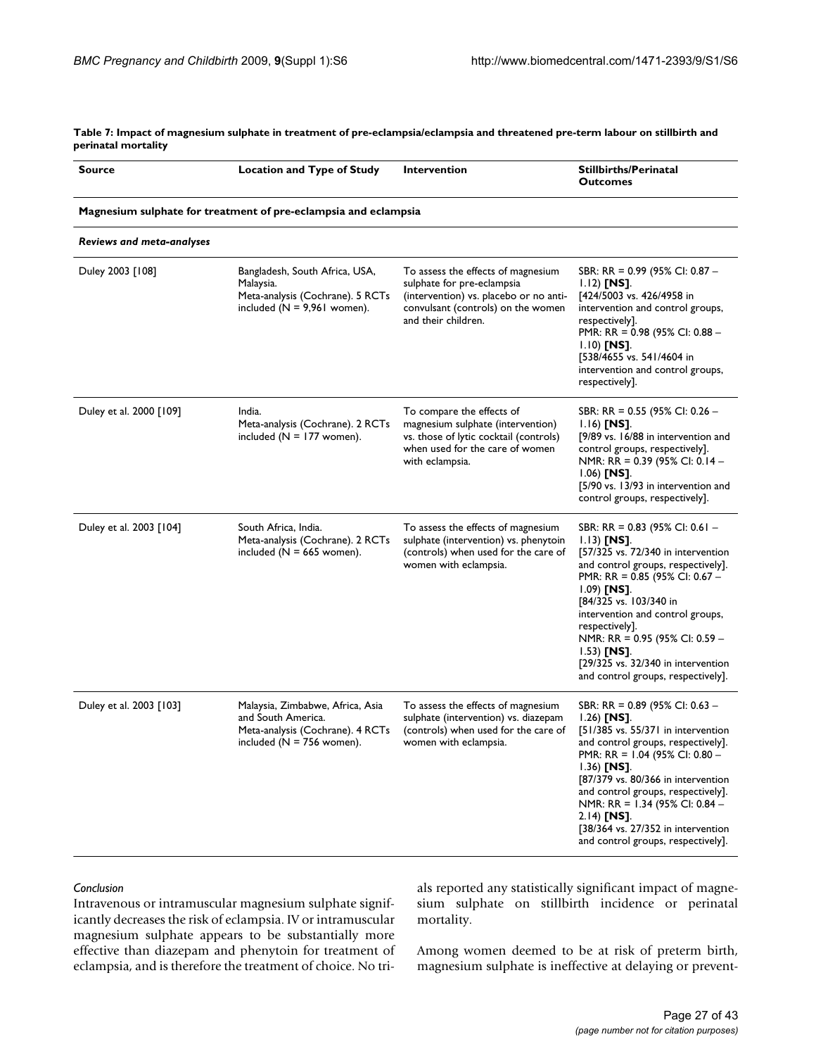**Table 7: Impact of magnesium sulphate in treatment of pre-eclampsia/eclampsia and threatened pre-term labour on stillbirth and perinatal mortality**

| Source | Location and Type of Study | Intervention | Stillbirths/Perinatal Outcomes |
| --- | --- | --- | --- |
| **Magnesium sulphate for treatment of pre-eclampsia and eclampsia** | | | |
| ***Reviews and meta-analyses*** | | | |
| Duley 2003 [108] | Bangladesh, South Africa, USA, Malaysia. Meta-analysis (Cochrane). 5 RCTs included (N = 9,961 women). | To assess the effects of magnesium sulphate for pre-eclampsia (intervention) vs. placebo or no anti-convulsant (controls) on the women and their children. | SBR: RR = 0.99 (95% CI: 0.87 – 1.12) **[NS]**. [424/5003 vs. 426/4958 in intervention and control groups, respectively]. PMR: RR = 0.98 (95% CI: 0.88 – 1.10) **[NS]**. [538/4655 vs. 541/4604 in intervention and control groups, respectively]. |
| Duley et al. 2000 [109] | India. Meta-analysis (Cochrane). 2 RCTs included (N = 177 women). | To compare the effects of magnesium sulphate (intervention) vs. those of lytic cocktail (controls) when used for the care of women with eclampsia. | SBR: RR = 0.55 (95% CI: 0.26 – 1.16) **[NS]**. [9/89 vs. 16/88 in intervention and control groups, respectively]. NMR: RR = 0.39 (95% CI: 0.14 – 1.06) **[NS]**. [5/90 vs. 13/93 in intervention and control groups, respectively]. |
| Duley et al. 2003 [104] | South Africa, India. Meta-analysis (Cochrane). 2 RCTs included (N = 665 women). | To assess the effects of magnesium sulphate (intervention) vs. phenytoin (controls) when used for the care of women with eclampsia. | SBR: RR = 0.83 (95% CI: 0.61 – 1.13) **[NS]**. [57/325 vs. 72/340 in intervention and control groups, respectively]. PMR: RR = 0.85 (95% CI: 0.67 – 1.09) **[NS]**. [84/325 vs. 103/340 in intervention and control groups, respectively]. NMR: RR = 0.95 (95% CI: 0.59 – 1.53) **[NS]**. [29/325 vs. 32/340 in intervention and control groups, respectively]. |
| Duley et al. 2003 [103] | Malaysia, Zimbabwe, Africa, Asia and South America. Meta-analysis (Cochrane). 4 RCTs included (N = 756 women). | To assess the effects of magnesium sulphate (intervention) vs. diazepam (controls) when used for the care of women with eclampsia. | SBR: RR = 0.89 (95% CI: 0.63 – 1.26) **[NS]**. [51/385 vs. 55/371 in intervention and control groups, respectively]. PMR: RR = 1.04 (95% CI: 0.80 – 1.36) **[NS]**. [87/379 vs. 80/366 in intervention and control groups, respectively]. NMR: RR = 1.34 (95% CI: 0.84 – 2.14) **[NS]**. [38/364 vs. 27/352 in intervention and control groups, respectively]. |

*Conclusion*

Intravenous or intramuscular magnesium sulphate significantly decreases the risk of eclampsia. IV or intramuscular magnesium sulphate appears to be substantially more effective than diazepam and phenytoin for treatment of eclampsia, and is therefore the treatment of choice. No trials reported any statistically significant impact of magnesium sulphate on stillbirth incidence or perinatal mortality.

Among women deemed to be at risk of preterm birth, magnesium sulphate is ineffective at delaying or prevent-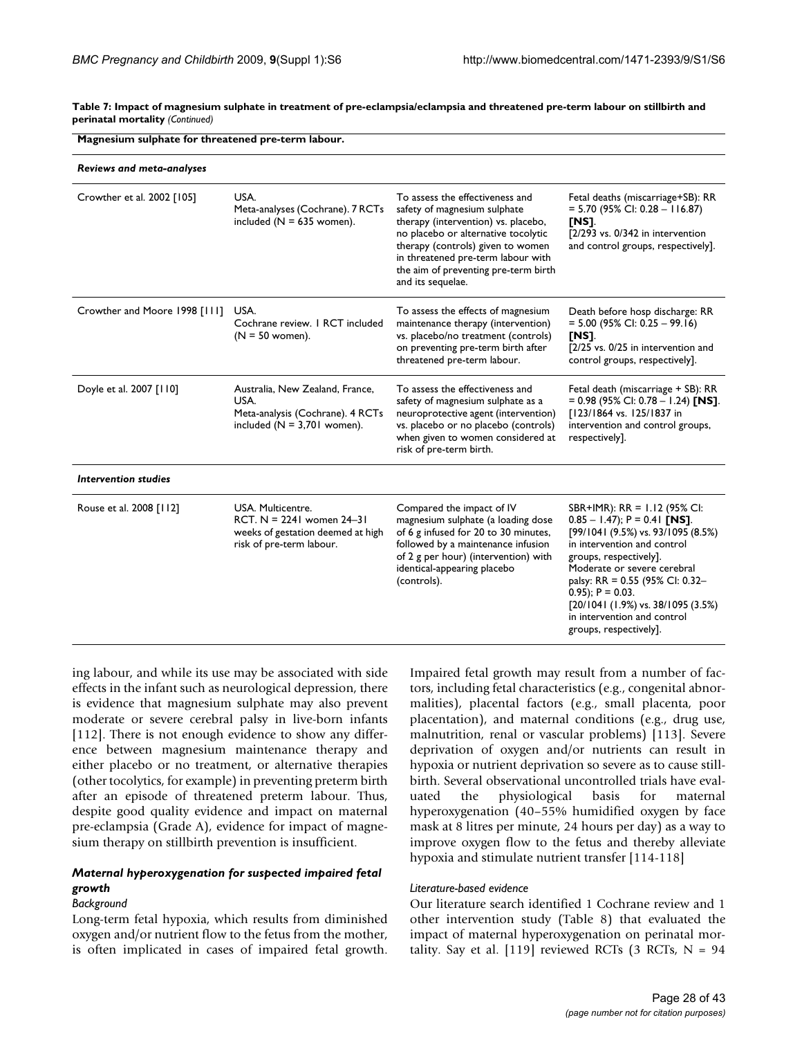**Table 7: Impact of magnesium sulphate in treatment of pre-eclampsia/eclampsia and threatened pre-term labour on stillbirth and perinatal mortality** *(Continued)*

| **Magnesium sulphate for threatened pre-term labour.** | | | |
|---|---|---|---|
| ***Reviews and meta-analyses*** | | | |
| Crowther et al. 2002 [105] | USA. Meta-analyses (Cochrane). 7 RCTs included (N = 635 women). | To assess the effectiveness and safety of magnesium sulphate therapy (intervention) vs. placebo, no placebo or alternative tocolytic therapy (controls) given to women in threatened pre-term labour with the aim of preventing pre-term birth and its sequelae. | Fetal deaths (miscarriage+SB): RR = 5.70 (95% CI: 0.28 – 116.87) **[NS]**. [2/293 vs. 0/342 in intervention and control groups, respectively]. |
| Crowther and Moore 1998 [111] | USA. Cochrane review. 1 RCT included (N = 50 women). | To assess the effects of magnesium maintenance therapy (intervention) vs. placebo/no treatment (controls) on preventing pre-term birth after threatened pre-term labour. | Death before hosp discharge: RR = 5.00 (95% CI: 0.25 – 99.16) **[NS]**. [2/25 vs. 0/25 in intervention and control groups, respectively]. |
| Doyle et al. 2007 [110] | Australia, New Zealand, France, USA. Meta-analysis (Cochrane). 4 RCTs included (N = 3,701 women). | To assess the effectiveness and safety of magnesium sulphate as a neuroprotective agent (intervention) vs. placebo or no placebo (controls) when given to women considered at risk of pre-term birth. | Fetal death (miscarriage + SB): RR = 0.98 (95% CI: 0.78 – 1.24) **[NS]**. [123/1864 vs. 125/1837 in intervention and control groups, respectively]. |
| ***Intervention studies*** | | | |
| Rouse et al. 2008 [112] | USA. Multicentre. RCT. N = 2241 women 24–31 weeks of gestation deemed at high risk of pre-term labour. | Compared the impact of IV magnesium sulphate (a loading dose of 6 g infused for 20 to 30 minutes, followed by a maintenance infusion of 2 g per hour) (intervention) with identical-appearing placebo (controls). | SBR+IMR): RR = 1.12 (95% CI: 0.85 – 1.47); P = 0.41 **[NS]**. [99/1041 (9.5%) vs. 93/1095 (8.5%) in intervention and control groups, respectively]. Moderate or severe cerebral palsy: RR = 0.55 (95% CI: 0.32–0.95); P = 0.03. [20/1041 (1.9%) vs. 38/1095 (3.5%) in intervention and control groups, respectively]. |

ing labour, and while its use may be associated with side effects in the infant such as neurological depression, there is evidence that magnesium sulphate may also prevent moderate or severe cerebral palsy in live-born infants [112]. There is not enough evidence to show any difference between magnesium maintenance therapy and either placebo or no treatment, or alternative therapies (other tocolytics, for example) in preventing preterm birth after an episode of threatened preterm labour. Thus, despite good quality evidence and impact on maternal pre-eclampsia (Grade A), evidence for impact of magnesium therapy on stillbirth prevention is insufficient.

### *Maternal hyperoxygenation for suspected impaired fetal growth*

#### *Background*

Long-term fetal hypoxia, which results from diminished oxygen and/or nutrient flow to the fetus from the mother, is often implicated in cases of impaired fetal growth. Impaired fetal growth may result from a number of factors, including fetal characteristics (e.g., congenital abnormalities), placental factors (e.g., small placenta, poor placentation), and maternal conditions (e.g., drug use, malnutrition, renal or vascular problems) [113]. Severe deprivation of oxygen and/or nutrients can result in hypoxia or nutrient deprivation so severe as to cause stillbirth. Several observational uncontrolled trials have evaluated the physiological basis for maternal hyperoxygenation (40–55% humidified oxygen by face mask at 8 litres per minute, 24 hours per day) as a way to improve oxygen flow to the fetus and thereby alleviate hypoxia and stimulate nutrient transfer [114-118]

#### *Literature-based evidence*

Our literature search identified 1 Cochrane review and 1 other intervention study (Table 8) that evaluated the impact of maternal hyperoxygenation on perinatal mortality. Say et al. [119] reviewed RCTs (3 RCTs, N = 94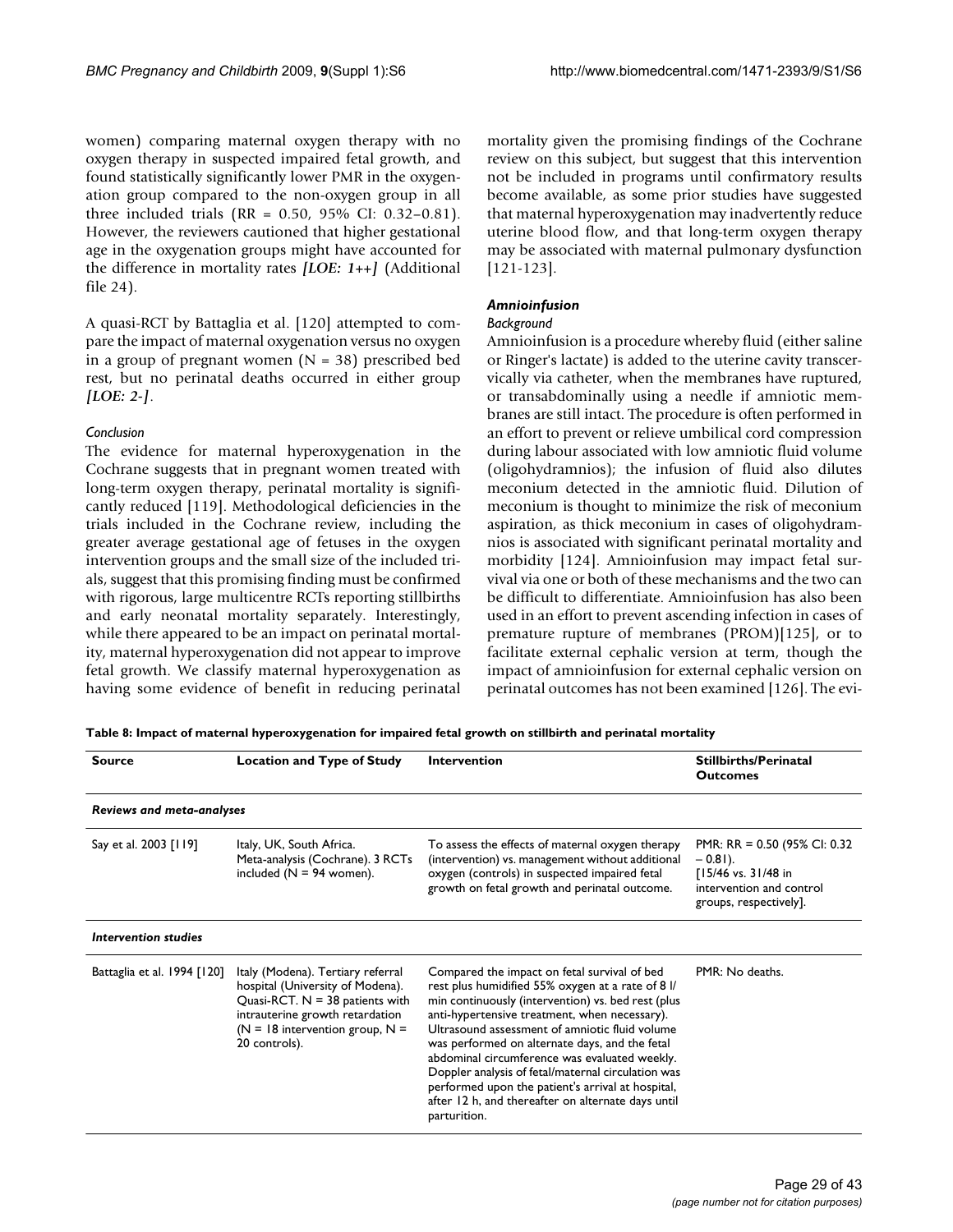women) comparing maternal oxygen therapy with no oxygen therapy in suspected impaired fetal growth, and found statistically significantly lower PMR in the oxygenation group compared to the non-oxygen group in all three included trials (RR = 0.50, 95% CI: 0.32–0.81). However, the reviewers cautioned that higher gestational age in the oxygenation groups might have accounted for the difference in mortality rates ***[LOE: 1++]*** (Additional file 24).

A quasi-RCT by Battaglia et al. [120] attempted to compare the impact of maternal oxygenation versus no oxygen in a group of pregnant women (N = 38) prescribed bed rest, but no perinatal deaths occurred in either group ***[LOE: 2-]***.

*Conclusion*

The evidence for maternal hyperoxygenation in the Cochrane suggests that in pregnant women treated with long-term oxygen therapy, perinatal mortality is significantly reduced [119]. Methodological deficiencies in the trials included in the Cochrane review, including the greater average gestational age of fetuses in the oxygen intervention groups and the small size of the included trials, suggest that this promising finding must be confirmed with rigorous, large multicentre RCTs reporting stillbirths and early neonatal mortality separately. Interestingly, while there appeared to be an impact on perinatal mortality, maternal hyperoxygenation did not appear to improve fetal growth. We classify maternal hyperoxygenation as having some evidence of benefit in reducing perinatal mortality given the promising findings of the Cochrane review on this subject, but suggest that this intervention not be included in programs until confirmatory results become available, as some prior studies have suggested that maternal hyperoxygenation may inadvertently reduce uterine blood flow, and that long-term oxygen therapy may be associated with maternal pulmonary dysfunction [121-123].

### *Amnioinfusion*

*Background*

Amnioinfusion is a procedure whereby fluid (either saline or Ringer's lactate) is added to the uterine cavity transcervically via catheter, when the membranes have ruptured, or transabdominally using a needle if amniotic membranes are still intact. The procedure is often performed in an effort to prevent or relieve umbilical cord compression during labour associated with low amniotic fluid volume (oligohydramnios); the infusion of fluid also dilutes meconium detected in the amniotic fluid. Dilution of meconium is thought to minimize the risk of meconium aspiration, as thick meconium in cases of oligohydramnios is associated with significant perinatal mortality and morbidity [124]. Amnioinfusion may impact fetal survival via one or both of these mechanisms and the two can be difficult to differentiate. Amnioinfusion has also been used in an effort to prevent ascending infection in cases of premature rupture of membranes (PROM)[125], or to facilitate external cephalic version at term, though the impact of amnioinfusion for external cephalic version on perinatal outcomes has not been examined [126]. The evi-

**Table 8: Impact of maternal hyperoxygenation for impaired fetal growth on stillbirth and perinatal mortality**

| Source | Location and Type of Study | Intervention | Stillbirths/Perinatal Outcomes |
|---|---|---|---|
| ***Reviews and meta-analyses*** | | | |
| Say et al. 2003 [119] | Italy, UK, South Africa. Meta-analysis (Cochrane). 3 RCTs included (N = 94 women). | To assess the effects of maternal oxygen therapy (intervention) vs. management without additional oxygen (controls) in suspected impaired fetal growth on fetal growth and perinatal outcome. | PMR: RR = 0.50 (95% CI: 0.32 – 0.81). [15/46 vs. 31/48 in intervention and control groups, respectively]. |
| ***Intervention studies*** | | | |
| Battaglia et al. 1994 [120] | Italy (Modena). Tertiary referral hospital (University of Modena). Quasi-RCT. N = 38 patients with intrauterine growth retardation (N = 18 intervention group, N = 20 controls). | Compared the impact on fetal survival of bed rest plus humidified 55% oxygen at a rate of 8 l/min continuously (intervention) vs. bed rest (plus anti-hypertensive treatment, when necessary). Ultrasound assessment of amniotic fluid volume was performed on alternate days, and the fetal abdominal circumference was evaluated weekly. Doppler analysis of fetal/maternal circulation was performed upon the patient's arrival at hospital, after 12 h, and thereafter on alternate days until parturition. | PMR: No deaths. |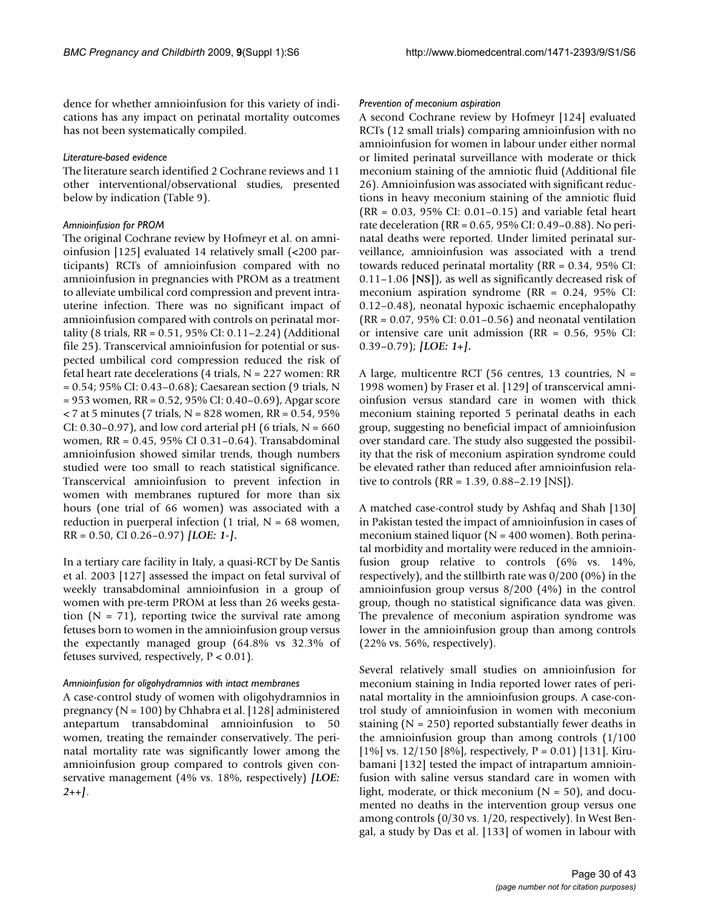dence for whether amnioinfusion for this variety of indications has any impact on perinatal mortality outcomes has not been systematically compiled.

#### *Literature-based evidence*

The literature search identified 2 Cochrane reviews and 11 other interventional/observational studies, presented below by indication (Table 9).

#### *Amnioinfusion for PROM*

The original Cochrane review by Hofmeyr et al. on amnioinfusion [125] evaluated 14 relatively small (<200 participants) RCTs of amnioinfusion compared with no amnioinfusion in pregnancies with PROM as a treatment to alleviate umbilical cord compression and prevent intrauterine infection. There was no significant impact of amnioinfusion compared with controls on perinatal mortality (8 trials, RR = 0.51, 95% CI: 0.11–2.24) (Additional file 25). Transcervical amnioinfusion for potential or suspected umbilical cord compression reduced the risk of fetal heart rate decelerations (4 trials, N = 227 women: RR = 0.54; 95% CI: 0.43–0.68); Caesarean section (9 trials, N = 953 women, RR = 0.52, 95% CI: 0.40–0.69), Apgar score < 7 at 5 minutes (7 trials, N = 828 women, RR = 0.54, 95% CI: 0.30–0.97), and low cord arterial pH (6 trials, N = 660 women, RR = 0.45, 95% CI 0.31–0.64). Transabdominal amnioinfusion showed similar trends, though numbers studied were too small to reach statistical significance. Transcervical amnioinfusion to prevent infection in women with membranes ruptured for more than six hours (one trial of 66 women) was associated with a reduction in puerperal infection (1 trial, N = 68 women, RR = 0.50, CI 0.26–0.97) ***[LOE: 1-].***

In a tertiary care facility in Italy, a quasi-RCT by De Santis et al. 2003 [127] assessed the impact on fetal survival of weekly transabdominal amnioinfusion in a group of women with pre-term PROM at less than 26 weeks gestation (N = 71), reporting twice the survival rate among fetuses born to women in the amnioinfusion group versus the expectantly managed group (64.8% vs 32.3% of fetuses survived, respectively, P < 0.01).

#### *Amnioinfusion for oligohydramnios with intact membranes*

A case-control study of women with oligohydramnios in pregnancy (N = 100) by Chhabra et al. [128] administered antepartum transabdominal amnioinfusion to 50 women, treating the remainder conservatively. The perinatal mortality rate was significantly lower among the amnioinfusion group compared to controls given conservative management (4% vs. 18%, respectively) ***[LOE: 2++]***.

#### *Prevention of meconium aspiration*

A second Cochrane review by Hofmeyr [124] evaluated RCTs (12 small trials) comparing amnioinfusion with no amnioinfusion for women in labour under either normal or limited perinatal surveillance with moderate or thick meconium staining of the amniotic fluid (Additional file 26). Amnioinfusion was associated with significant reductions in heavy meconium staining of the amniotic fluid (RR = 0.03, 95% CI: 0.01–0.15) and variable fetal heart rate deceleration (RR = 0.65, 95% CI: 0.49–0.88). No perinatal deaths were reported. Under limited perinatal surveillance, amnioinfusion was associated with a trend towards reduced perinatal mortality (RR = 0.34, 95% CI: 0.11–1.06 **[NS]**), as well as significantly decreased risk of meconium aspiration syndrome (RR = 0.24, 95% CI: 0.12–0.48), neonatal hypoxic ischaemic encephalopathy (RR = 0.07, 95% CI: 0.01–0.56) and neonatal ventilation or intensive care unit admission (RR = 0.56, 95% CI: 0.39–0.79); ***[LOE: 1+].***

A large, multicentre RCT (56 centres, 13 countries, N = 1998 women) by Fraser et al. [129] of transcervical amnioinfusion versus standard care in women with thick meconium staining reported 5 perinatal deaths in each group, suggesting no beneficial impact of amnioinfusion over standard care. The study also suggested the possibility that the risk of meconium aspiration syndrome could be elevated rather than reduced after amnioinfusion relative to controls (RR = 1.39, 0.88–2.19 [NS]).

A matched case-control study by Ashfaq and Shah [130] in Pakistan tested the impact of amnioinfusion in cases of meconium stained liquor (N = 400 women). Both perinatal morbidity and mortality were reduced in the amnioinfusion group relative to controls (6% vs. 14%, respectively), and the stillbirth rate was 0/200 (0%) in the amnioinfusion group versus 8/200 (4%) in the control group, though no statistical significance data was given. The prevalence of meconium aspiration syndrome was lower in the amnioinfusion group than among controls (22% vs. 56%, respectively).

Several relatively small studies on amnioinfusion for meconium staining in India reported lower rates of perinatal mortality in the amnioinfusion groups. A case-control study of amnioinfusion in women with meconium staining (N = 250) reported substantially fewer deaths in the amnioinfusion group than among controls (1/100 [1%] vs. 12/150 [8%], respectively, P = 0.01) [131]. Kirubamani [132] tested the impact of intrapartum amnioinfusion with saline versus standard care in women with light, moderate, or thick meconium (N = 50), and documented no deaths in the intervention group versus one among controls (0/30 vs. 1/20, respectively). In West Bengal, a study by Das et al. [133] of women in labour with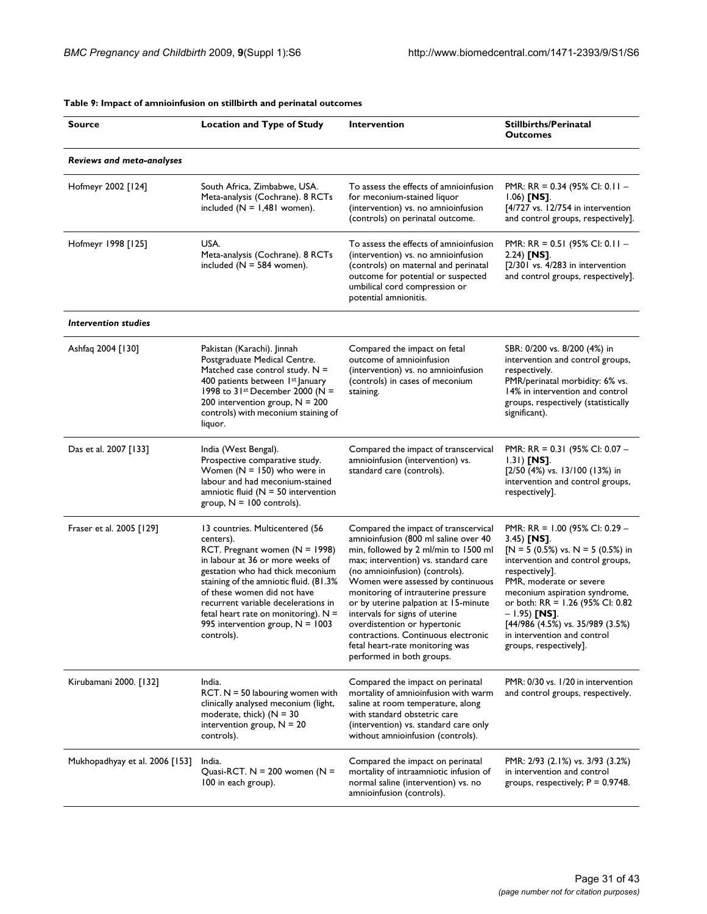**Table 9: Impact of amnioinfusion on stillbirth and perinatal outcomes**

| Source | Location and Type of Study | Intervention | Stillbirths/Perinatal Outcomes |
| --- | --- | --- | --- |
| ***Reviews and meta-analyses*** | | | |
| Hofmeyr 2002 [124] | South Africa, Zimbabwe, USA. Meta-analysis (Cochrane). 8 RCTs included (N = 1,481 women). | To assess the effects of amnioinfusion for meconium-stained liquor (intervention) vs. no amnioinfusion (controls) on perinatal outcome. | PMR: RR = 0.34 (95% CI: 0.11 – 1.06) **[NS]**. [4/727 vs. 12/754 in intervention and control groups, respectively]. |
| Hofmeyr 1998 [125] | USA. Meta-analysis (Cochrane). 8 RCTs included (N = 584 women). | To assess the effects of amnioinfusion (intervention) vs. no amnioinfusion (controls) on maternal and perinatal outcome for potential or suspected umbilical cord compression or potential amnionitis. | PMR: RR = 0.51 (95% CI: 0.11 – 2.24) **[NS]**. [2/301 vs. 4/283 in intervention and control groups, respectively]. |
| ***Intervention studies*** | | | |
| Ashfaq 2004 [130] | Pakistan (Karachi). Jinnah Postgraduate Medical Centre. Matched case control study. N = 400 patients between 1st January 1998 to 31st December 2000 (N = 200 intervention group, N = 200 controls) with meconium staining of liquor. | Compared the impact on fetal outcome of amnioinfusion (intervention) vs. no amnioinfusion (controls) in cases of meconium staining. | SBR: 0/200 vs. 8/200 (4%) in intervention and control groups, respectively. PMR/perinatal morbidity: 6% vs. 14% in intervention and control groups, respectively (statistically significant). |
| Das et al. 2007 [133] | India (West Bengal). Prospective comparative study. Women (N = 150) who were in labour and had meconium-stained amniotic fluid (N = 50 intervention group, N = 100 controls). | Compared the impact of transcervical amnioinfusion (intervention) vs. standard care (controls). | PMR: RR = 0.31 (95% CI: 0.07 – 1.31) **[NS]**. [2/50 (4%) vs. 13/100 (13%) in intervention and control groups, respectively]. |
| Fraser et al. 2005 [129] | 13 countries. Multicentered (56 centers). RCT. Pregnant women (N = 1998) in labour at 36 or more weeks of gestation who had thick meconium staining of the amniotic fluid. (81.3% of these women did not have recurrent variable decelerations in fetal heart rate on monitoring). N = 995 intervention group, N = 1003 controls). | Compared the impact of transcervical amnioinfusion (800 ml saline over 40 min, followed by 2 ml/min to 1500 ml max; intervention) vs. standard care (no amnioinfusion) (controls). Women were assessed by continuous monitoring of intrauterine pressure or by uterine palpation at 15-minute intervals for signs of uterine overdistention or hypertonic contractions. Continuous electronic fetal heart-rate monitoring was performed in both groups. | PMR: RR = 1.00 (95% CI: 0.29 – 3.45) **[NS]**. [N = 5 (0.5%) vs. N = 5 (0.5%) in intervention and control groups, respectively]. PMR, moderate or severe meconium aspiration syndrome, or both: RR = 1.26 (95% CI: 0.82 – 1.95) **[NS]**. [44/986 (4.5%) vs. 35/989 (3.5%) in intervention and control groups, respectively]. |
| Kirubamani 2000. [132] | India. RCT. N = 50 labouring women with clinically analysed meconium (light, moderate, thick) (N = 30 intervention group, N = 20 controls). | Compared the impact on perinatal mortality of amnioinfusion with warm saline at room temperature, along with standard obstetric care (intervention) vs. standard care only without amnioinfusion (controls). | PMR: 0/30 vs. 1/20 in intervention and control groups, respectively. |
| Mukhopadhyay et al. 2006 [153] | India. Quasi-RCT. N = 200 women (N = 100 in each group). | Compared the impact on perinatal mortality of intraamniotic infusion of normal saline (intervention) vs. no amnioinfusion (controls). | PMR: 2/93 (2.1%) vs. 3/93 (3.2%) in intervention and control groups, respectively; P = 0.9748. |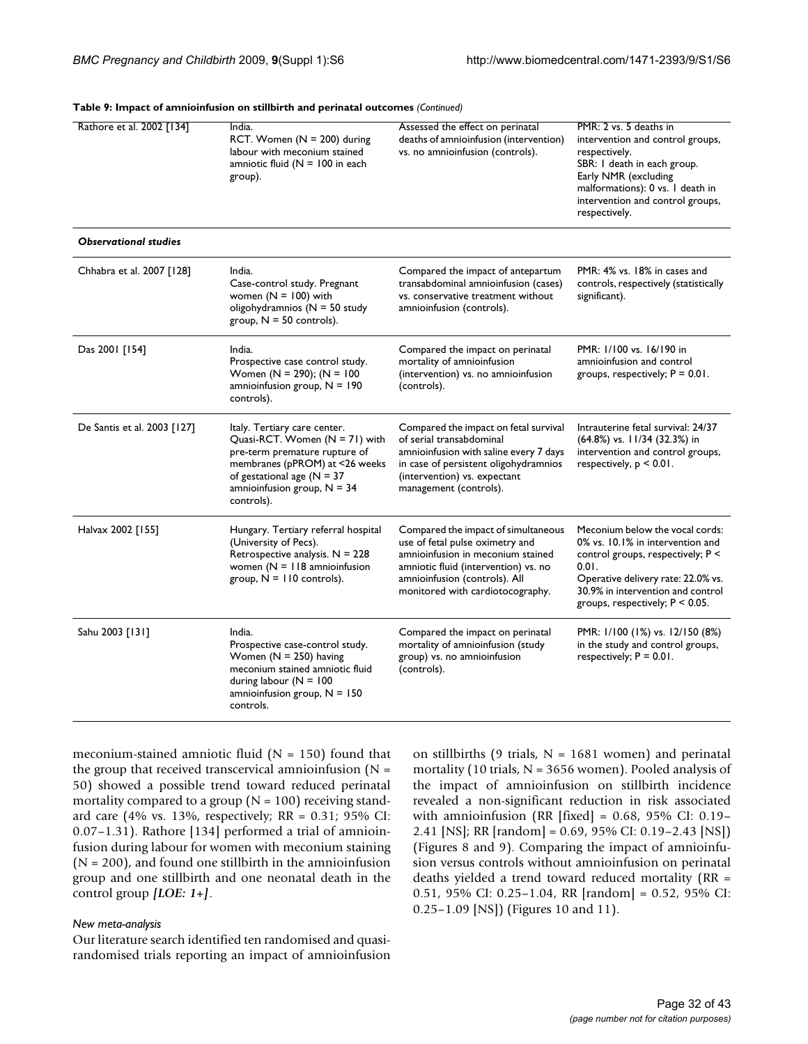**Table 9: Impact of amnioinfusion on stillbirth and perinatal outcomes** *(Continued)*

| | | | |
|---|---|---|---|
| Rathore et al. 2002 [134] | India.<br>RCT. Women (N = 200) during labour with meconium stained amniotic fluid (N = 100 in each group). | Assessed the effect on perinatal deaths of amnioinfusion (intervention) vs. no amnioinfusion (controls). | PMR: 2 vs. 5 deaths in intervention and control groups, respectively.<br>SBR: 1 death in each group.<br>Early NMR (excluding malformations): 0 vs. 1 death in intervention and control groups, respectively. |
| ***Observational studies*** | | | |
| Chhabra et al. 2007 [128] | India.<br>Case-control study. Pregnant women (N = 100) with oligohydramnios (N = 50 study group, N = 50 controls). | Compared the impact of antepartum transabdominal amnioinfusion (cases) vs. conservative treatment without amnioinfusion (controls). | PMR: 4% vs. 18% in cases and controls, respectively (statistically significant). |
| Das 2001 [154] | India.<br>Prospective case control study. Women (N = 290); (N = 100 amnioinfusion group, N = 190 controls). | Compared the impact on perinatal mortality of amnioinfusion (intervention) vs. no amnioinfusion (controls). | PMR: 1/100 vs. 16/190 in amnioinfusion and control groups, respectively; P = 0.01. |
| De Santis et al. 2003 [127] | Italy. Tertiary care center.<br>Quasi-RCT. Women (N = 71) with pre-term premature rupture of membranes (pPROM) at <26 weeks of gestational age (N = 37 amnioinfusion group, N = 34 controls). | Compared the impact on fetal survival of serial transabdominal amnioinfusion with saline every 7 days in case of persistent oligohydramnios (intervention) vs. expectant management (controls). | Intrauterine fetal survival: 24/37 (64.8%) vs. 11/34 (32.3%) in intervention and control groups, respectively, p < 0.01. |
| Halvax 2002 [155] | Hungary. Tertiary referral hospital (University of Pecs).<br>Retrospective analysis. N = 228 women (N = 118 amnioinfusion group, N = 110 controls). | Compared the impact of simultaneous use of fetal pulse oximetry and amnioinfusion in meconium stained amniotic fluid (intervention) vs. no amnioinfusion (controls). All monitored with cardiotocography. | Meconium below the vocal cords: 0% vs. 10.1% in intervention and control groups, respectively; P < 0.01.<br>Operative delivery rate: 22.0% vs. 30.9% in intervention and control groups, respectively; P < 0.05. |
| Sahu 2003 [131] | India.<br>Prospective case-control study. Women (N = 250) having meconium stained amniotic fluid during labour (N = 100 amnioinfusion group, N = 150 controls. | Compared the impact on perinatal mortality of amnioinfusion (study group) vs. no amnioinfusion (controls). | PMR: 1/100 (1%) vs. 12/150 (8%) in the study and control groups, respectively; P = 0.01. |

meconium-stained amniotic fluid (N = 150) found that the group that received transcervical amnioinfusion (N = 50) showed a possible trend toward reduced perinatal mortality compared to a group (N = 100) receiving standard care (4% vs. 13%, respectively; RR = 0.31; 95% CI: 0.07–1.31). Rathore [134] performed a trial of amnioinfusion during labour for women with meconium staining (N = 200), and found one stillbirth in the amnioinfusion group and one stillbirth and one neonatal death in the control group ***[LOE: 1+]***.

*New meta-analysis*

Our literature search identified ten randomised and quasi-randomised trials reporting an impact of amnioinfusion on stillbirths (9 trials, N = 1681 women) and perinatal mortality (10 trials, N = 3656 women). Pooled analysis of the impact of amnioinfusion on stillbirth incidence revealed a non-significant reduction in risk associated with amnioinfusion (RR [fixed] = 0.68, 95% CI: 0.19–2.41 [NS]; RR [random] = 0.69, 95% CI: 0.19–2.43 [NS]) (Figures 8 and 9). Comparing the impact of amnioinfusion versus controls without amnioinfusion on perinatal deaths yielded a trend toward reduced mortality (RR = 0.51, 95% CI: 0.25–1.04, RR [random] = 0.52, 95% CI: 0.25–1.09 [NS]) (Figures 10 and 11).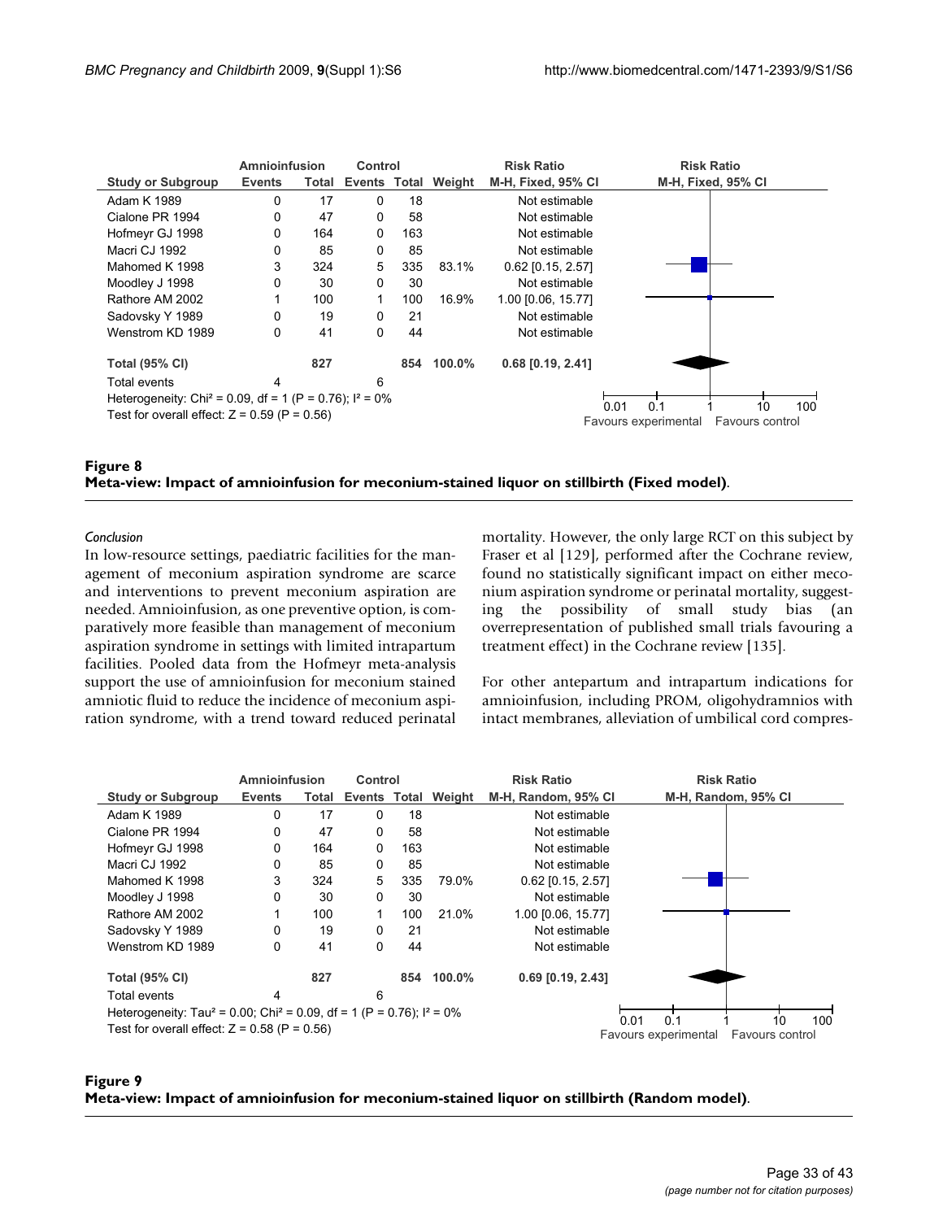| Study or Subgroup | Amnioinfusion Events | Amnioinfusion Total | Control Events | Control Total | Weight | Risk Ratio M-H, Fixed, 95% CI |
|---|---|---|---|---|---|---|
| Adam K 1989 | 0 | 17 | 0 | 18 | | Not estimable |
| Cialone PR 1994 | 0 | 47 | 0 | 58 | | Not estimable |
| Hofmeyr GJ 1998 | 0 | 164 | 0 | 163 | | Not estimable |
| Macri CJ 1992 | 0 | 85 | 0 | 85 | | Not estimable |
| Mahomed K 1998 | 3 | 324 | 5 | 335 | 83.1% | 0.62 [0.15, 2.57] |
| Moodley J 1998 | 0 | 30 | 0 | 30 | | Not estimable |
| Rathore AM 2002 | 1 | 100 | 1 | 100 | 16.9% | 1.00 [0.06, 15.77] |
| Sadovsky Y 1989 | 0 | 19 | 0 | 21 | | Not estimable |
| Wenstrom KD 1989 | 0 | 41 | 0 | 44 | | Not estimable |
| **Total (95% CI)** | | **827** | | **854** | **100.0%** | **0.68 [0.19, 2.41]** |
| Total events | 4 | | 6 | | | |

Heterogeneity: $Chi^2 = 0.09$, df = 1 (P = 0.76); $I^2 = 0\%$
Test for overall effect: Z = 0.59 (P = 0.56)

Favours experimental — Favours control

**Figure 8**
**Meta-view: Impact of amnioinfusion for meconium-stained liquor on stillbirth (Fixed model)**.

*Conclusion*

In low-resource settings, paediatric facilities for the management of meconium aspiration syndrome are scarce and interventions to prevent meconium aspiration are needed. Amnioinfusion, as one preventive option, is comparatively more feasible than management of meconium aspiration syndrome in settings with limited intrapartum facilities. Pooled data from the Hofmeyr meta-analysis support the use of amnioinfusion for meconium stained amniotic fluid to reduce the incidence of meconium aspiration syndrome, with a trend toward reduced perinatal mortality. However, the only large RCT on this subject by Fraser et al [129], performed after the Cochrane review, found no statistically significant impact on either meconium aspiration syndrome or perinatal mortality, suggesting the possibility of small study bias (an overrepresentation of published small trials favouring a treatment effect) in the Cochrane review [135].

For other antepartum and intrapartum indications for amnioinfusion, including PROM, oligohydramnios with intact membranes, alleviation of umbilical cord compres-

| Study or Subgroup | Amnioinfusion Events | Amnioinfusion Total | Control Events | Control Total | Weight | Risk Ratio M-H, Random, 95% CI |
|---|---|---|---|---|---|---|
| Adam K 1989 | 0 | 17 | 0 | 18 | | Not estimable |
| Cialone PR 1994 | 0 | 47 | 0 | 58 | | Not estimable |
| Hofmeyr GJ 1998 | 0 | 164 | 0 | 163 | | Not estimable |
| Macri CJ 1992 | 0 | 85 | 0 | 85 | | Not estimable |
| Mahomed K 1998 | 3 | 324 | 5 | 335 | 79.0% | 0.62 [0.15, 2.57] |
| Moodley J 1998 | 0 | 30 | 0 | 30 | | Not estimable |
| Rathore AM 2002 | 1 | 100 | 1 | 100 | 21.0% | 1.00 [0.06, 15.77] |
| Sadovsky Y 1989 | 0 | 19 | 0 | 21 | | Not estimable |
| Wenstrom KD 1989 | 0 | 41 | 0 | 44 | | Not estimable |
| **Total (95% CI)** | | **827** | | **854** | **100.0%** | **0.69 [0.19, 2.43]** |
| Total events | 4 | | 6 | | | |

Heterogeneity: $Tau^2 = 0.00$; $Chi^2 = 0.09$, df = 1 (P = 0.76); $I^2 = 0\%$
Test for overall effect: Z = 0.58 (P = 0.56)

Favours experimental — Favours control

**Figure 9**
**Meta-view: Impact of amnioinfusion for meconium-stained liquor on stillbirth (Random model)**.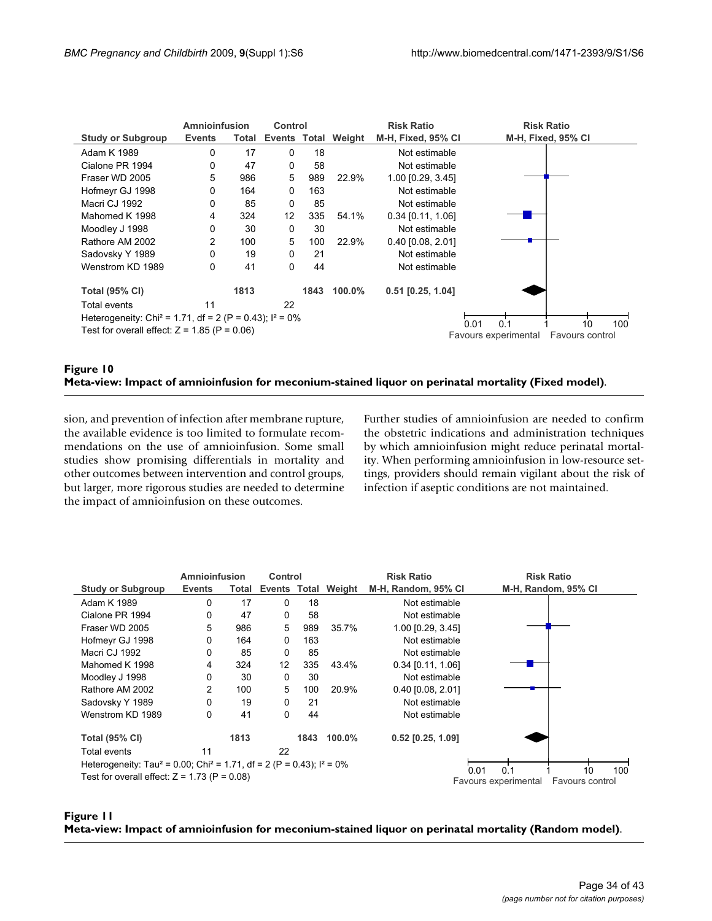| Study or Subgroup | Amnioinfusion Events | Amnioinfusion Total | Control Events | Control Total | Weight | Risk Ratio M-H, Fixed, 95% CI |
|---|---|---|---|---|---|---|
| Adam K 1989 | 0 | 17 | 0 | 18 | | Not estimable |
| Cialone PR 1994 | 0 | 47 | 0 | 58 | | Not estimable |
| Fraser WD 2005 | 5 | 986 | 5 | 989 | 22.9% | 1.00 [0.29, 3.45] |
| Hofmeyr GJ 1998 | 0 | 164 | 0 | 163 | | Not estimable |
| Macri CJ 1992 | 0 | 85 | 0 | 85 | | Not estimable |
| Mahomed K 1998 | 4 | 324 | 12 | 335 | 54.1% | 0.34 [0.11, 1.06] |
| Moodley J 1998 | 0 | 30 | 0 | 30 | | Not estimable |
| Rathore AM 2002 | 2 | 100 | 5 | 100 | 22.9% | 0.40 [0.08, 2.01] |
| Sadovsky Y 1989 | 0 | 19 | 0 | 21 | | Not estimable |
| Wenstrom KD 1989 | 0 | 41 | 0 | 44 | | Not estimable |
| **Total (95% CI)** | | **1813** | | **1843** | **100.0%** | **0.51 [0.25, 1.04]** |
| Total events | 11 | | 22 | | | |

Heterogeneity: Chi² = 1.71, df = 2 (P = 0.43); I² = 0%
Test for overall effect: Z = 1.85 (P = 0.06)

Favours experimental — Favours control (0.01, 0.1, 1, 10, 100)

**Figure 10**
**Meta-view: Impact of amnioinfusion for meconium-stained liquor on perinatal mortality (Fixed model).**

sion, and prevention of infection after membrane rupture, the available evidence is too limited to formulate recommendations on the use of amnioinfusion. Some small studies show promising differentials in mortality and other outcomes between intervention and control groups, but larger, more rigorous studies are needed to determine the impact of amnioinfusion on these outcomes.

Further studies of amnioinfusion are needed to confirm the obstetric indications and administration techniques by which amnioinfusion might reduce perinatal mortality. When performing amnioinfusion in low-resource settings, providers should remain vigilant about the risk of infection if aseptic conditions are not maintained.

| Study or Subgroup | Amnioinfusion Events | Amnioinfusion Total | Control Events | Control Total | Weight | Risk Ratio M-H, Random, 95% CI |
|---|---|---|---|---|---|---|
| Adam K 1989 | 0 | 17 | 0 | 18 | | Not estimable |
| Cialone PR 1994 | 0 | 47 | 0 | 58 | | Not estimable |
| Fraser WD 2005 | 5 | 986 | 5 | 989 | 35.7% | 1.00 [0.29, 3.45] |
| Hofmeyr GJ 1998 | 0 | 164 | 0 | 163 | | Not estimable |
| Macri CJ 1992 | 0 | 85 | 0 | 85 | | Not estimable |
| Mahomed K 1998 | 4 | 324 | 12 | 335 | 43.4% | 0.34 [0.11, 1.06] |
| Moodley J 1998 | 0 | 30 | 0 | 30 | | Not estimable |
| Rathore AM 2002 | 2 | 100 | 5 | 100 | 20.9% | 0.40 [0.08, 2.01] |
| Sadovsky Y 1989 | 0 | 19 | 0 | 21 | | Not estimable |
| Wenstrom KD 1989 | 0 | 41 | 0 | 44 | | Not estimable |
| **Total (95% CI)** | | **1813** | | **1843** | **100.0%** | **0.52 [0.25, 1.09]** |
| Total events | 11 | | 22 | | | |

Heterogeneity: Tau² = 0.00; Chi² = 1.71, df = 2 (P = 0.43); I² = 0%
Test for overall effect: Z = 1.73 (P = 0.08)

Favours experimental — Favours control (0.01, 0.1, 1, 10, 100)

**Figure 11**
**Meta-view: Impact of amnioinfusion for meconium-stained liquor on perinatal mortality (Random model).**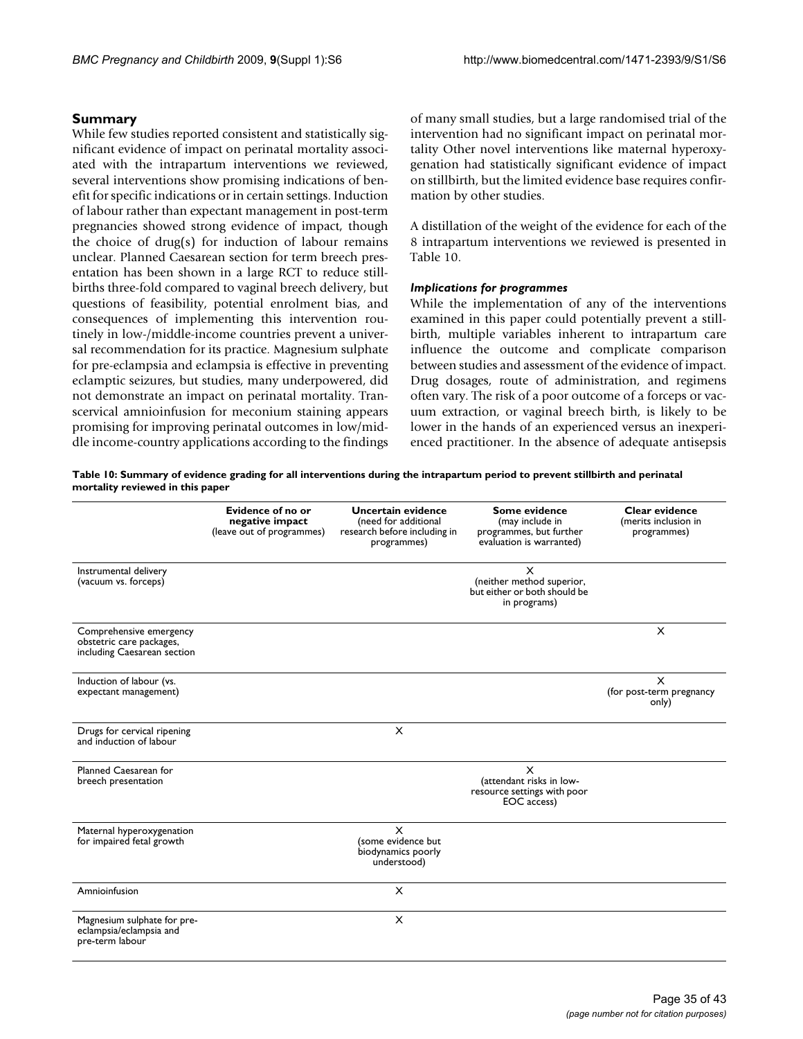## Summary

While few studies reported consistent and statistically significant evidence of impact on perinatal mortality associated with the intrapartum interventions we reviewed, several interventions show promising indications of benefit for specific indications or in certain settings. Induction of labour rather than expectant management in post-term pregnancies showed strong evidence of impact, though the choice of drug(s) for induction of labour remains unclear. Planned Caesarean section for term breech presentation has been shown in a large RCT to reduce stillbirths three-fold compared to vaginal breech delivery, but questions of feasibility, potential enrolment bias, and consequences of implementing this intervention routinely in low-/middle-income countries prevent a universal recommendation for its practice. Magnesium sulphate for pre-eclampsia and eclampsia is effective in preventing eclamptic seizures, but studies, many underpowered, did not demonstrate an impact on perinatal mortality. Transcervical amnioinfusion for meconium staining appears promising for improving perinatal outcomes in low/middle income-country applications according to the findings of many small studies, but a large randomised trial of the intervention had no significant impact on perinatal mortality Other novel interventions like maternal hyperoxygenation had statistically significant evidence of impact on stillbirth, but the limited evidence base requires confirmation by other studies.

A distillation of the weight of the evidence for each of the 8 intrapartum interventions we reviewed is presented in Table 10.

### *Implications for programmes*

While the implementation of any of the interventions examined in this paper could potentially prevent a stillbirth, multiple variables inherent to intrapartum care influence the outcome and complicate comparison between studies and assessment of the evidence of impact. Drug dosages, route of administration, and regimens often vary. The risk of a poor outcome of a forceps or vacuum extraction, or vaginal breech birth, is likely to be lower in the hands of an experienced versus an inexperienced practitioner. In the absence of adequate antisepsis

**Table 10: Summary of evidence grading for all interventions during the intrapartum period to prevent stillbirth and perinatal mortality reviewed in this paper**

| | **Evidence of no or negative impact** (leave out of programmes) | **Uncertain evidence** (need for additional research before including in programmes) | **Some evidence** (may include in programmes, but further evaluation is warranted) | **Clear evidence** (merits inclusion in programmes) |
|---|---|---|---|---|
| Instrumental delivery (vacuum vs. forceps) | | | X (neither method superior, but either or both should be in programs) | |
| Comprehensive emergency obstetric care packages, including Caesarean section | | | | X |
| Induction of labour (vs. expectant management) | | | | X (for post-term pregnancy only) |
| Drugs for cervical ripening and induction of labour | | X | | |
| Planned Caesarean for breech presentation | | | X (attendant risks in low-resource settings with poor EOC access) | |
| Maternal hyperoxygenation for impaired fetal growth | | X (some evidence but biodynamics poorly understood) | | |
| Amnioinfusion | | X | | |
| Magnesium sulphate for pre-eclampsia/eclampsia and pre-term labour | | X | | |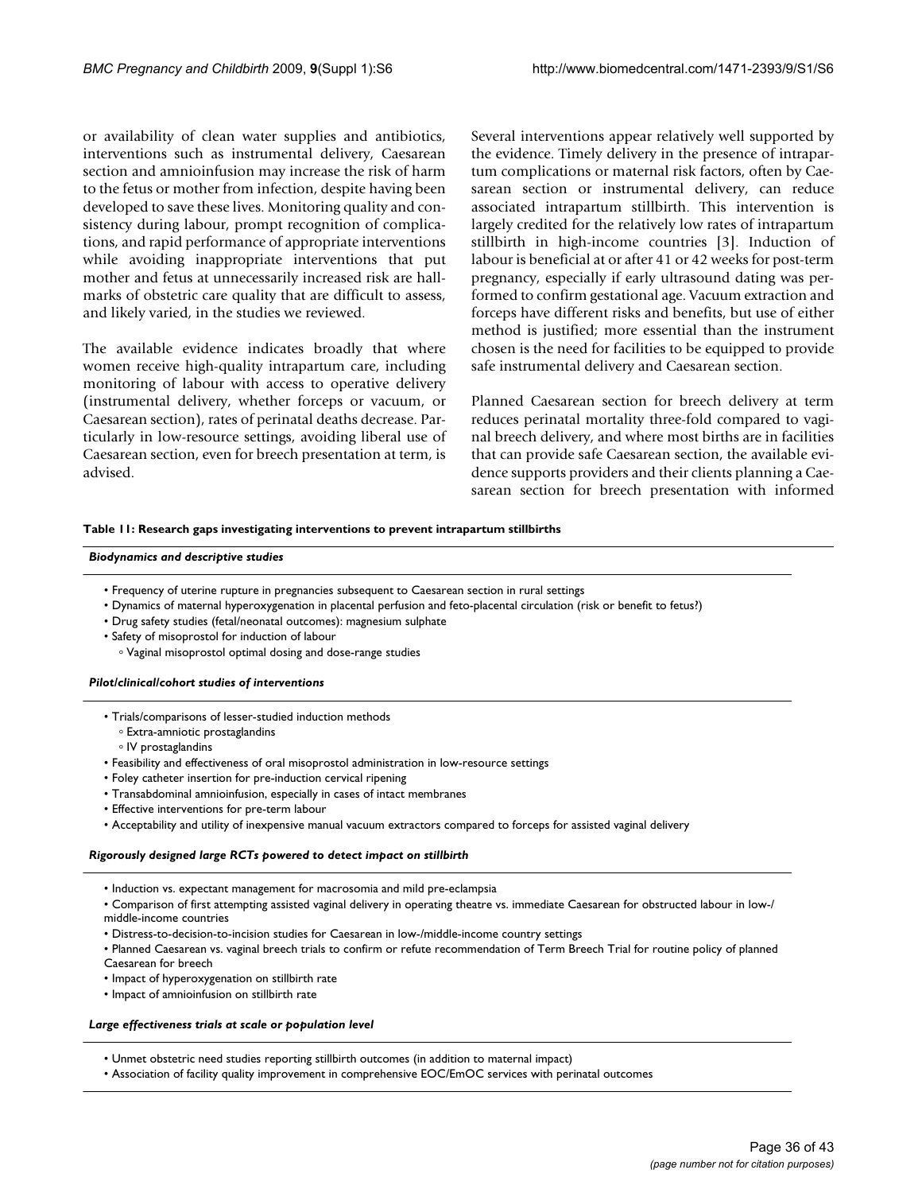or availability of clean water supplies and antibiotics, interventions such as instrumental delivery, Caesarean section and amnioinfusion may increase the risk of harm to the fetus or mother from infection, despite having been developed to save these lives. Monitoring quality and consistency during labour, prompt recognition of complications, and rapid performance of appropriate interventions while avoiding inappropriate interventions that put mother and fetus at unnecessarily increased risk are hallmarks of obstetric care quality that are difficult to assess, and likely varied, in the studies we reviewed.

The available evidence indicates broadly that where women receive high-quality intrapartum care, including monitoring of labour with access to operative delivery (instrumental delivery, whether forceps or vacuum, or Caesarean section), rates of perinatal deaths decrease. Particularly in low-resource settings, avoiding liberal use of Caesarean section, even for breech presentation at term, is advised.

Several interventions appear relatively well supported by the evidence. Timely delivery in the presence of intrapartum complications or maternal risk factors, often by Caesarean section or instrumental delivery, can reduce associated intrapartum stillbirth. This intervention is largely credited for the relatively low rates of intrapartum stillbirth in high-income countries [3]. Induction of labour is beneficial at or after 41 or 42 weeks for post-term pregnancy, especially if early ultrasound dating was performed to confirm gestational age. Vacuum extraction and forceps have different risks and benefits, but use of either method is justified; more essential than the instrument chosen is the need for facilities to be equipped to provide safe instrumental delivery and Caesarean section.

Planned Caesarean section for breech delivery at term reduces perinatal mortality three-fold compared to vaginal breech delivery, and where most births are in facilities that can provide safe Caesarean section, the available evidence supports providers and their clients planning a Caesarean section for breech presentation with informed

**Table 11: Research gaps investigating interventions to prevent intrapartum stillbirths**

***Biodynamics and descriptive studies***

- Frequency of uterine rupture in pregnancies subsequent to Caesarean section in rural settings
- Dynamics of maternal hyperoxygenation in placental perfusion and feto-placental circulation (risk or benefit to fetus?)
- Drug safety studies (fetal/neonatal outcomes): magnesium sulphate
- Safety of misoprostol for induction of labour
    - Vaginal misoprostol optimal dosing and dose-range studies

***Pilot/clinical/cohort studies of interventions***

- Trials/comparisons of lesser-studied induction methods
    - Extra-amniotic prostaglandins
    - IV prostaglandins
- Feasibility and effectiveness of oral misoprostol administration in low-resource settings
- Foley catheter insertion for pre-induction cervical ripening
- Transabdominal amnioinfusion, especially in cases of intact membranes
- Effective interventions for pre-term labour
- Acceptability and utility of inexpensive manual vacuum extractors compared to forceps for assisted vaginal delivery

***Rigorously designed large RCTs powered to detect impact on stillbirth***

- Induction vs. expectant management for macrosomia and mild pre-eclampsia
- Comparison of first attempting assisted vaginal delivery in operating theatre vs. immediate Caesarean for obstructed labour in low-/middle-income countries
- Distress-to-decision-to-incision studies for Caesarean in low-/middle-income country settings
- Planned Caesarean vs. vaginal breech trials to confirm or refute recommendation of Term Breech Trial for routine policy of planned Caesarean for breech
- Impact of hyperoxygenation on stillbirth rate
- Impact of amnioinfusion on stillbirth rate

***Large effectiveness trials at scale or population level***

- Unmet obstetric need studies reporting stillbirth outcomes (in addition to maternal impact)
- Association of facility quality improvement in comprehensive EOC/EmOC services with perinatal outcomes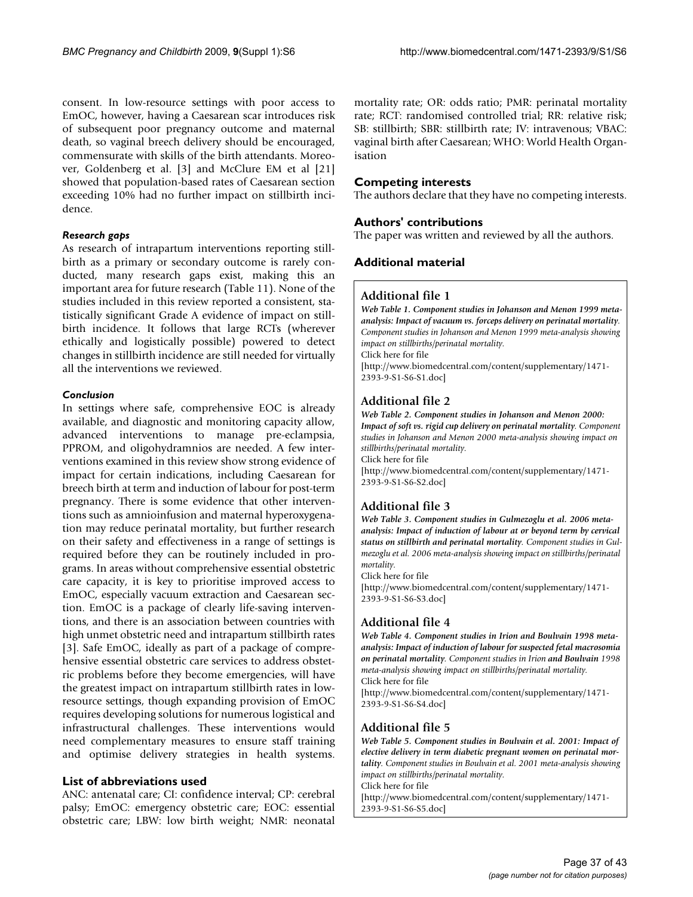consent. In low-resource settings with poor access to EmOC, however, having a Caesarean scar introduces risk of subsequent poor pregnancy outcome and maternal death, so vaginal breech delivery should be encouraged, commensurate with skills of the birth attendants. Moreover, Goldenberg et al. [3] and McClure EM et al [21] showed that population-based rates of Caesarean section exceeding 10% had no further impact on stillbirth incidence.

#### *Research gaps*

As research of intrapartum interventions reporting stillbirth as a primary or secondary outcome is rarely conducted, many research gaps exist, making this an important area for future research (Table 11). None of the studies included in this review reported a consistent, statistically significant Grade A evidence of impact on stillbirth incidence. It follows that large RCTs (wherever ethically and logistically possible) powered to detect changes in stillbirth incidence are still needed for virtually all the interventions we reviewed.

#### *Conclusion*

In settings where safe, comprehensive EOC is already available, and diagnostic and monitoring capacity allow, advanced interventions to manage pre-eclampsia, PPROM, and oligohydramnios are needed. A few interventions examined in this review show strong evidence of impact for certain indications, including Caesarean for breech birth at term and induction of labour for post-term pregnancy. There is some evidence that other interventions such as amnioinfusion and maternal hyperoxygenation may reduce perinatal mortality, but further research on their safety and effectiveness in a range of settings is required before they can be routinely included in programs. In areas without comprehensive essential obstetric care capacity, it is key to prioritise improved access to EmOC, especially vacuum extraction and Caesarean section. EmOC is a package of clearly life-saving interventions, and there is an association between countries with high unmet obstetric need and intrapartum stillbirth rates [3]. Safe EmOC, ideally as part of a package of comprehensive essential obstetric care services to address obstetric problems before they become emergencies, will have the greatest impact on intrapartum stillbirth rates in low-resource settings, though expanding provision of EmOC requires developing solutions for numerous logistical and infrastructural challenges. These interventions would need complementary measures to ensure staff training and optimise delivery strategies in health systems.

### List of abbreviations used

ANC: antenatal care; CI: confidence interval; CP: cerebral palsy; EmOC: emergency obstetric care; EOC: essential obstetric care; LBW: low birth weight; NMR: neonatal mortality rate; OR: odds ratio; PMR: perinatal mortality rate; RCT: randomised controlled trial; RR: relative risk; SB: stillbirth; SBR: stillbirth rate; IV: intravenous; VBAC: vaginal birth after Caesarean; WHO: World Health Organisation

### Competing interests

The authors declare that they have no competing interests.

### Authors' contributions

The paper was written and reviewed by all the authors.

### Additional material

#### Additional file 1

***Web Table 1. Component studies in Johanson and Menon 1999 meta-analysis: Impact of vacuum vs. forceps delivery on perinatal mortality.*** *Component studies in Johanson and Menon 1999 meta-analysis showing impact on stillbirths/perinatal mortality.*
Click here for file
[http://www.biomedcentral.com/content/supplementary/1471-2393-9-S1-S6-S1.doc]

#### Additional file 2

***Web Table 2. Component studies in Johanson and Menon 2000: Impact of soft vs. rigid cup delivery on perinatal mortality.*** *Component studies in Johanson and Menon 2000 meta-analysis showing impact on stillbirths/perinatal mortality.*
Click here for file
[http://www.biomedcentral.com/content/supplementary/1471-2393-9-S1-S6-S2.doc]

#### Additional file 3

***Web Table 3. Component studies in Gulmezoglu et al. 2006 meta-analysis: Impact of induction of labour at or beyond term by cervical status on stillbirth and perinatal mortality.*** *Component studies in Gulmezoglu et al. 2006 meta-analysis showing impact on stillbirths/perinatal mortality.*
Click here for file
[http://www.biomedcentral.com/content/supplementary/1471-2393-9-S1-S6-S3.doc]

#### Additional file 4

***Web Table 4. Component studies in Irion and Boulvain 1998 meta-analysis: Impact of induction of labour for suspected fetal macrosomia on perinatal mortality.*** *Component studies in Irion **and Boulvain** 1998 meta-analysis showing impact on stillbirths/perinatal mortality.*
Click here for file
[http://www.biomedcentral.com/content/supplementary/1471-2393-9-S1-S6-S4.doc]

#### Additional file 5

***Web Table 5. Component studies in Boulvain et al. 2001: Impact of elective delivery in term diabetic pregnant women on perinatal mortality.*** *Component studies in Boulvain et al. 2001 meta-analysis showing impact on stillbirths/perinatal mortality.*
Click here for file
[http://www.biomedcentral.com/content/supplementary/1471-2393-9-S1-S6-S5.doc]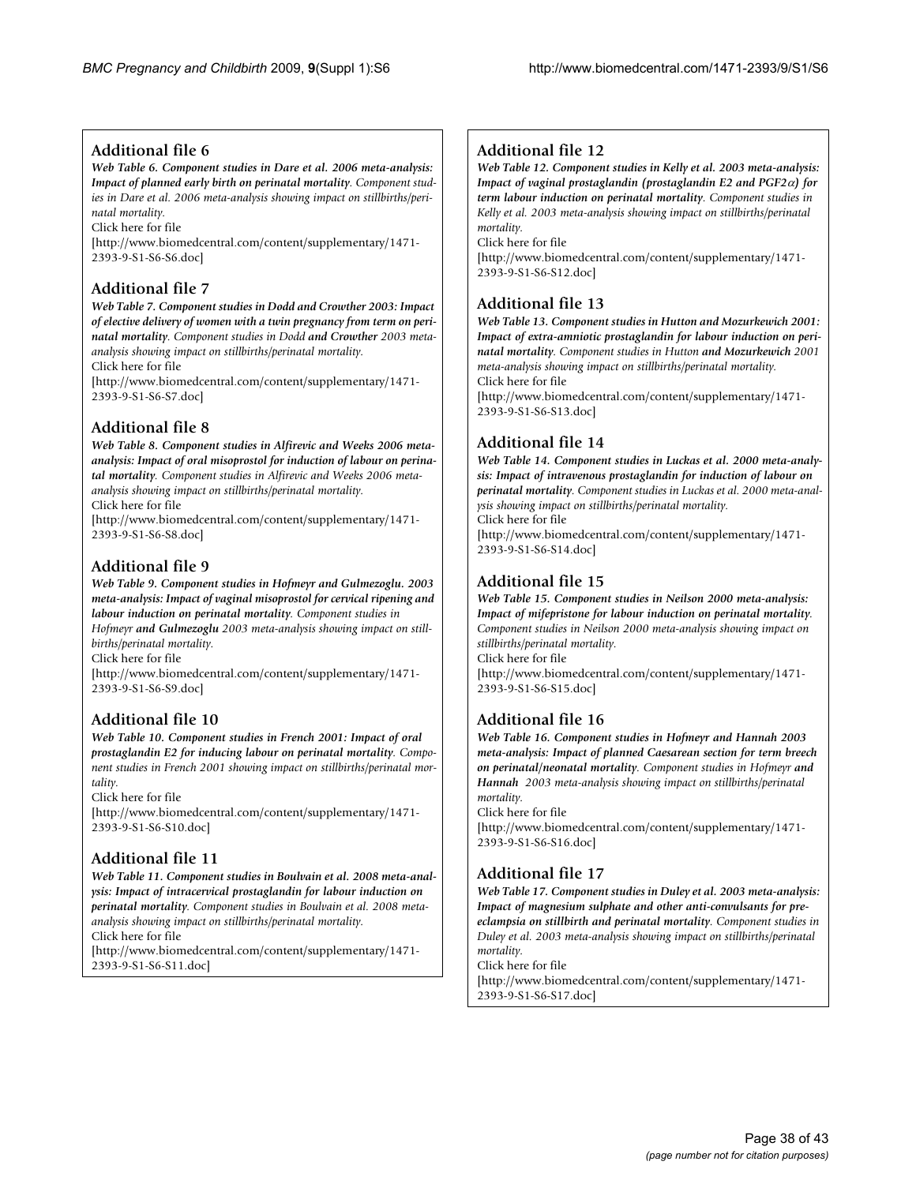## Additional file 6

***Web Table 6. Component studies in Dare et al. 2006 meta-analysis: Impact of planned early birth on perinatal mortality****. Component studies in Dare et al. 2006 meta-analysis showing impact on stillbirths/perinatal mortality.*

Click here for file

[http://www.biomedcentral.com/content/supplementary/1471-2393-9-S1-S6-S6.doc]

## Additional file 7

***Web Table 7. Component studies in Dodd and Crowther 2003: Impact of elective delivery of women with a twin pregnancy from term on perinatal mortality****. Component studies in Dodd* ***and Crowther*** *2003 meta-analysis showing impact on stillbirths/perinatal mortality.*

Click here for file

[http://www.biomedcentral.com/content/supplementary/1471-2393-9-S1-S6-S7.doc]

## Additional file 8

***Web Table 8. Component studies in Alfirevic and Weeks 2006 meta-analysis: Impact of oral misoprostol for induction of labour on perinatal mortality****. Component studies in Alfirevic and Weeks 2006 meta-analysis showing impact on stillbirths/perinatal mortality.*

Click here for file

[http://www.biomedcentral.com/content/supplementary/1471-2393-9-S1-S6-S8.doc]

## Additional file 9

***Web Table 9. Component studies in Hofmeyr and Gulmezoglu. 2003 meta-analysis: Impact of vaginal misoprostol for cervical ripening and labour induction on perinatal mortality****. Component studies in Hofmeyr* ***and Gulmezoglu*** *2003 meta-analysis showing impact on stillbirths/perinatal mortality.*

Click here for file

[http://www.biomedcentral.com/content/supplementary/1471-2393-9-S1-S6-S9.doc]

## Additional file 10

***Web Table 10. Component studies in French 2001: Impact of oral prostaglandin E2 for inducing labour on perinatal mortality****. Component studies in French 2001 showing impact on stillbirths/perinatal mortality.*

Click here for file

[http://www.biomedcentral.com/content/supplementary/1471-2393-9-S1-S6-S10.doc]

## Additional file 11

***Web Table 11. Component studies in Boulvain et al. 2008 meta-analysis: Impact of intracervical prostaglandin for labour induction on perinatal mortality****. Component studies in Boulvain et al. 2008 meta-analysis showing impact on stillbirths/perinatal mortality.*

Click here for file

[http://www.biomedcentral.com/content/supplementary/1471-2393-9-S1-S6-S11.doc]

## Additional file 12

***Web Table 12. Component studies in Kelly et al. 2003 meta-analysis: Impact of vaginal prostaglandin (prostaglandin E2 and PGF2$\alpha$) for term labour induction on perinatal mortality****. Component studies in Kelly et al. 2003 meta-analysis showing impact on stillbirths/perinatal mortality.*

Click here for file

[http://www.biomedcentral.com/content/supplementary/1471-2393-9-S1-S6-S12.doc]

## Additional file 13

***Web Table 13. Component studies in Hutton and Mozurkewich 2001: Impact of extra-amniotic prostaglandin for labour induction on perinatal mortality****. Component studies in Hutton* ***and Mozurkewich*** *2001 meta-analysis showing impact on stillbirths/perinatal mortality.*

Click here for file

[http://www.biomedcentral.com/content/supplementary/1471-2393-9-S1-S6-S13.doc]

## Additional file 14

***Web Table 14. Component studies in Luckas et al. 2000 meta-analysis: Impact of intravenous prostaglandin for induction of labour on perinatal mortality****. Component studies in Luckas et al. 2000 meta-analysis showing impact on stillbirths/perinatal mortality.*

Click here for file

[http://www.biomedcentral.com/content/supplementary/1471-2393-9-S1-S6-S14.doc]

## Additional file 15

***Web Table 15. Component studies in Neilson 2000 meta-analysis: Impact of mifepristone for labour induction on perinatal mortality****. Component studies in Neilson 2000 meta-analysis showing impact on stillbirths/perinatal mortality.*

Click here for file

[http://www.biomedcentral.com/content/supplementary/1471-2393-9-S1-S6-S15.doc]

## Additional file 16

***Web Table 16. Component studies in Hofmeyr and Hannah 2003 meta-analysis: Impact of planned Caesarean section for term breech on perinatal/neonatal mortality****. Component studies in Hofmeyr* ***and Hannah*** *2003 meta-analysis showing impact on stillbirths/perinatal mortality.*

Click here for file

[http://www.biomedcentral.com/content/supplementary/1471-2393-9-S1-S6-S16.doc]

## Additional file 17

***Web Table 17. Component studies in Duley et al. 2003 meta-analysis: Impact of magnesium sulphate and other anti-convulsants for pre-eclampsia on stillbirth and perinatal mortality****. Component studies in Duley et al. 2003 meta-analysis showing impact on stillbirths/perinatal mortality.*

Click here for file

[http://www.biomedcentral.com/content/supplementary/1471-2393-9-S1-S6-S17.doc]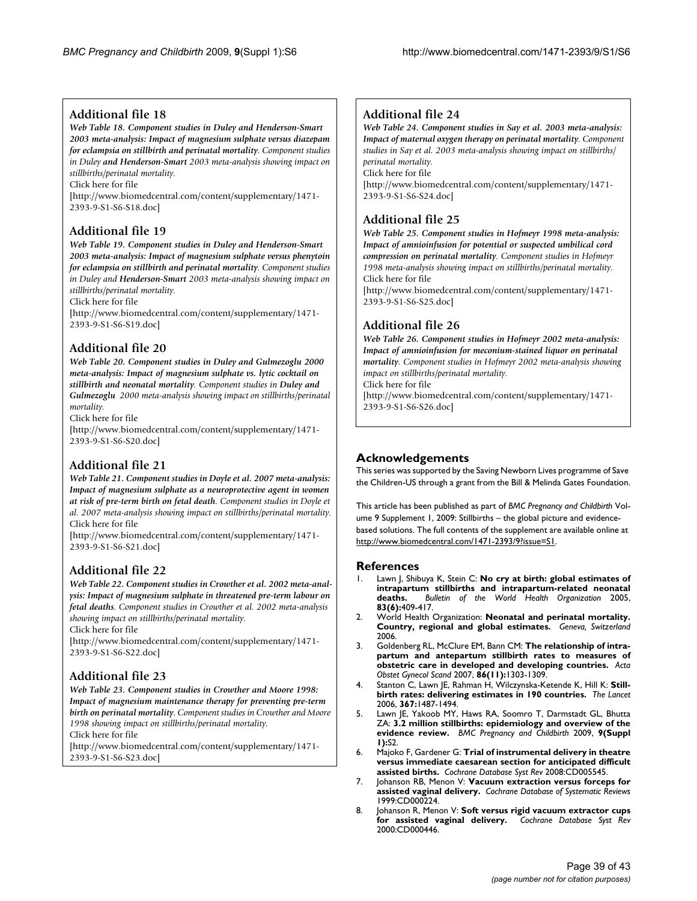## Additional file 18

***Web Table 18. Component studies in Duley and Henderson-Smart 2003 meta-analysis: Impact of magnesium sulphate versus diazepam for eclampsia on stillbirth and perinatal mortality****. Component studies in Duley* ***and Henderson-Smart*** *2003 meta-analysis showing impact on stillbirths/perinatal mortality.*

Click here for file

[http://www.biomedcentral.com/content/supplementary/1471-2393-9-S1-S6-S18.doc]

## Additional file 19

***Web Table 19. Component studies in Duley and Henderson-Smart 2003 meta-analysis: Impact of magnesium sulphate versus phenytoin for eclampsia on stillbirth and perinatal mortality****. Component studies in Duley and* ***Henderson-Smart*** *2003 meta-analysis showing impact on stillbirths/perinatal mortality.*

Click here for file

[http://www.biomedcentral.com/content/supplementary/1471-2393-9-S1-S6-S19.doc]

## Additional file 20

***Web Table 20. Component studies in Duley and Gulmezoglu 2000 meta-analysis: Impact of magnesium sulphate vs. lytic cocktail on stillbirth and neonatal mortality****. Component studies in* ***Duley and Gulmezoglu*** *2000 meta-analysis showing impact on stillbirths/perinatal mortality.*

Click here for file

[http://www.biomedcentral.com/content/supplementary/1471-2393-9-S1-S6-S20.doc]

## Additional file 21

***Web Table 21. Component studies in Doyle et al. 2007 meta-analysis: Impact of magnesium sulphate as a neuroprotective agent in women at risk of pre-term birth on fetal death****. Component studies in Doyle et al. 2007 meta-analysis showing impact on stillbirths/perinatal mortality.*

Click here for file

[http://www.biomedcentral.com/content/supplementary/1471-2393-9-S1-S6-S21.doc]

## Additional file 22

***Web Table 22. Component studies in Crowther et al. 2002 meta-analysis: Impact of magnesium sulphate in threatened pre-term labour on fetal deaths****. Component studies in Crowther et al. 2002 meta-analysis showing impact on stillbirths/perinatal mortality.*

Click here for file

[http://www.biomedcentral.com/content/supplementary/1471-2393-9-S1-S6-S22.doc]

## Additional file 23

***Web Table 23. Component studies in Crowther and Moore 1998: Impact of magnesium maintenance therapy for preventing pre-term birth on perinatal mortality****. Component studies in Crowther and Moore 1998 showing impact on stillbirths/perinatal mortality.*

Click here for file

[http://www.biomedcentral.com/content/supplementary/1471-2393-9-S1-S6-S23.doc]

## Additional file 24

***Web Table 24. Component studies in Say et al. 2003 meta-analysis: Impact of maternal oxygen therapy on perinatal mortality****. Component studies in Say et al. 2003 meta-analysis showing impact on stillbirths/perinatal mortality.*

Click here for file

[http://www.biomedcentral.com/content/supplementary/1471-2393-9-S1-S6-S24.doc]

## Additional file 25

***Web Table 25. Component studies in Hofmeyr 1998 meta-analysis: Impact of amnioinfusion for potential or suspected umbilical cord compression on perinatal mortality****. Component studies in Hofmeyr 1998 meta-analysis showing impact on stillbirths/perinatal mortality.*

Click here for file

[http://www.biomedcentral.com/content/supplementary/1471-2393-9-S1-S6-S25.doc]

## Additional file 26

***Web Table 26. Component studies in Hofmeyr 2002 meta-analysis: Impact of amnioinfusion for meconium-stained liquor on perinatal mortality****. Component studies in Hofmeyr 2002 meta-analysis showing impact on stillbirths/perinatal mortality.*

Click here for file

[http://www.biomedcentral.com/content/supplementary/1471-2393-9-S1-S6-S26.doc]

## Acknowledgements

This series was supported by the Saving Newborn Lives programme of Save the Children-US through a grant from the Bill & Melinda Gates Foundation.

This article has been published as part of *BMC Pregnancy and Childbirth* Volume 9 Supplement 1, 2009: Stillbirths – the global picture and evidence-based solutions. The full contents of the supplement are available online at http://www.biomedcentral.com/1471-2393/9?issue=S1.

## References

1. Lawn J, Shibuya K, Stein C: **No cry at birth: global estimates of intrapartum stillbirths and intrapartum-related neonatal deaths.** *Bulletin of the World Health Organization* 2005, **83(6):**409-417.
2. World Health Organization: **Neonatal and perinatal mortality. Country, regional and global estimates.** *Geneva, Switzerland* 2006.
3. Goldenberg RL, McClure EM, Bann CM: **The relationship of intrapartum and antepartum stillbirth rates to measures of obstetric care in developed and developing countries.** *Acta Obstet Gynecol Scand* 2007, **86(11):**1303-1309.
4. Stanton C, Lawn JE, Rahman H, Wilczynska-Ketende K, Hill K: **Stillbirth rates: delivering estimates in 190 countries.** *The Lancet* 2006, **367:**1487-1494.
5. Lawn JE, Yakoob MY, Haws RA, Soomro T, Darmstadt GL, Bhutta ZA: **3.2 million stillbirths: epidemiology and overview of the evidence review.** *BMC Pregnancy and Childbirth* 2009, **9(Suppl 1):**S2.
6. Majoko F, Gardener G: **Trial of instrumental delivery in theatre versus immediate caesarean section for anticipated difficult assisted births.** *Cochrane Database Syst Rev* 2008:CD005545.
7. Johanson RB, Menon V: **Vacuum extraction versus forceps for assisted vaginal delivery.** *Cochrane Database of Systematic Reviews* 1999:CD000224.
8. Johanson R, Menon V: **Soft versus rigid vacuum extractor cups for assisted vaginal delivery.** *Cochrane Database Syst Rev* 2000:CD000446.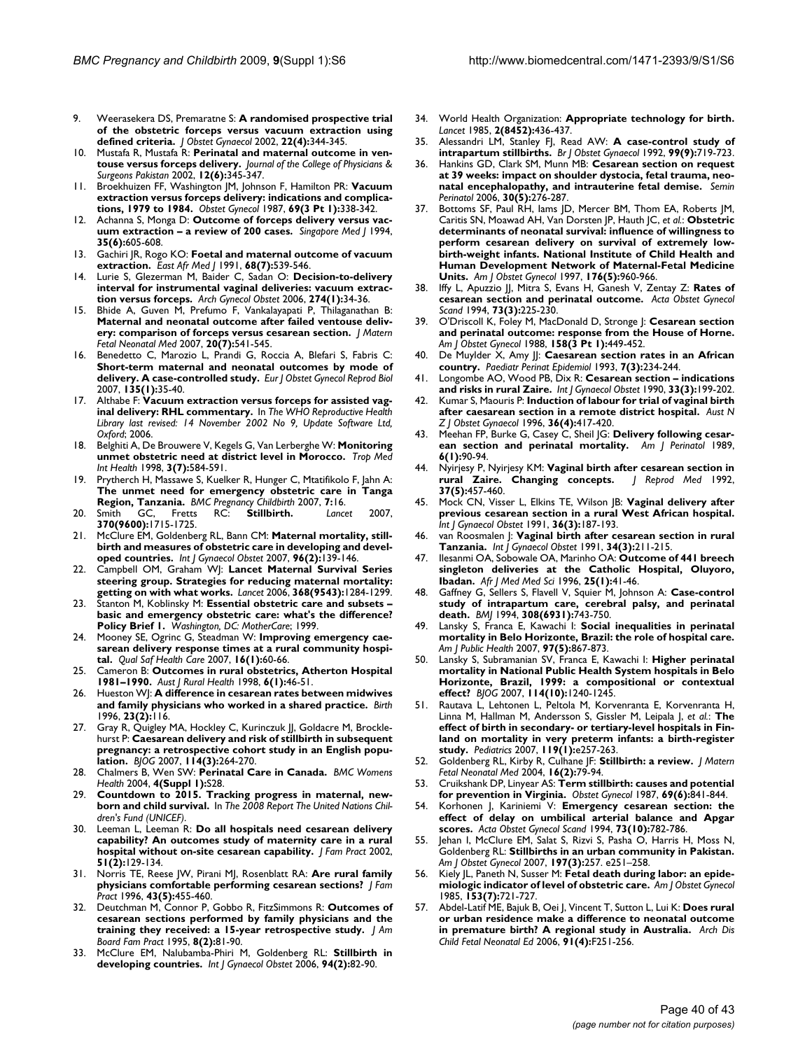9. Weerasekera DS, Premaratne S: **A randomised prospective trial of the obstetric forceps versus vacuum extraction using defined criteria.** *J Obstet Gynaecol* 2002, **22(4):**344-345.
10. Mustafa R, Mustafa R: **Perinatal and maternal outcome in ventouse versus forceps delivery.** *Journal of the College of Physicians & Surgeons Pakistan* 2002, **12(6):**345-347.
11. Broekhuizen FF, Washington JM, Johnson F, Hamilton PR: **Vacuum extraction versus forceps delivery: indications and complications, 1979 to 1984.** *Obstet Gynecol* 1987, **69(3 Pt 1):**338-342.
12. Achanna S, Monga D: **Outcome of forceps delivery versus vacuum extraction – a review of 200 cases.** *Singapore Med J* 1994, **35(6):**605-608.
13. Gachiri JR, Rogo KO: **Foetal and maternal outcome of vacuum extraction.** *East Afr Med J* 1991, **68(7):**539-546.
14. Lurie S, Glezerman M, Baider C, Sadan O: **Decision-to-delivery interval for instrumental vaginal deliveries: vacuum extraction versus forceps.** *Arch Gynecol Obstet* 2006, **274(1):**34-36.
15. Bhide A, Guven M, Prefumo F, Vankalayapati P, Thilaganathan B: **Maternal and neonatal outcome after failed ventouse delivery: comparison of forceps versus cesarean section.** *J Matern Fetal Neonatal Med* 2007, **20(7):**541-545.
16. Benedetto C, Marozio L, Prandi G, Roccia A, Blefari S, Fabris C: **Short-term maternal and neonatal outcomes by mode of delivery. A case-controlled study.** *Eur J Obstet Gynecol Reprod Biol* 2007, **135(1):**35-40.
17. Althabe F: **Vacuum extraction versus forceps for assisted vaginal delivery: RHL commentary.** In *The WHO Reproductive Health Library last revised: 14 November 2002 No 9, Update Software Ltd, Oxford*; 2006.
18. Belghiti A, De Brouwere V, Kegels G, Van Lerberghe W: **Monitoring unmet obstetric need at district level in Morocco.** *Trop Med Int Health* 1998, **3(7):**584-591.
19. Prytherch H, Massawe S, Kuelker R, Hunger C, Mtatifikolo F, Jahn A: **The unmet need for emergency obstetric care in Tanga Region, Tanzania.** *BMC Pregnancy Childbirth* 2007, **7:**16.
20. Smith GC, Fretts RC: **Stillbirth.** *Lancet* 2007, **370(9600):**1715-1725.
21. McClure EM, Goldenberg RL, Bann CM: **Maternal mortality, stillbirth and measures of obstetric care in developing and developed countries.** *Int J Gynaecol Obstet* 2007, **96(2):**139-146.
22. Campbell OM, Graham WJ: **Lancet Maternal Survival Series steering group. Strategies for reducing maternal mortality: getting on with what works.** *Lancet* 2006, **368(9543):**1284-1299.
23. Stanton M, Koblinsky M: **Essential obstetric care and subsets – basic and emergency obstetric care: what's the difference? Policy Brief 1.** *Washington, DC: MotherCare*; 1999.
24. Mooney SE, Ogrinc G, Steadman W: **Improving emergency caesarean delivery response times at a rural community hospital.** *Qual Saf Health Care* 2007, **16(1):**60-66.
25. Cameron B: **Outcomes in rural obstetrics, Atherton Hospital 1981–1990.** *Aust J Rural Health* 1998, **6(1):**46-51.
26. Hueston WJ: **A difference in cesarean rates between midwives and family physicians who worked in a shared practice.** *Birth* 1996, **23(2):**116.
27. Gray R, Quigley MA, Hockley C, Kurinczuk JJ, Goldacre M, Brocklehurst P: **Caesarean delivery and risk of stillbirth in subsequent pregnancy: a retrospective cohort study in an English population.** *BJOG* 2007, **114(3):**264-270.
28. Chalmers B, Wen SW: **Perinatal Care in Canada.** *BMC Womens Health* 2004, **4(Suppl 1):**S28.
29. **Countdown to 2015. Tracking progress in maternal, newborn and child survival.** In *The 2008 Report The United Nations Children's Fund (UNICEF)*.
30. Leeman L, Leeman R: **Do all hospitals need cesarean delivery capability? An outcomes study of maternity care in a rural hospital without on-site cesarean capability.** *J Fam Pract* 2002, **51(2):**129-134.
31. Norris TE, Reese JW, Pirani MJ, Rosenblatt RA: **Are rural family physicians comfortable performing cesarean sections?** *J Fam Pract* 1996, **43(5):**455-460.
32. Deutchman M, Connor P, Gobbo R, FitzSimmons R: **Outcomes of cesarean sections performed by family physicians and the training they received: a 15-year retrospective study.** *J Am Board Fam Pract* 1995, **8(2):**81-90.
33. McClure EM, Nalubamba-Phiri M, Goldenberg RL: **Stillbirth in developing countries.** *Int J Gynaecol Obstet* 2006, **94(2):**82-90.
34. World Health Organization: **Appropriate technology for birth.** *Lancet* 1985, **2(8452):**436-437.
35. Alessandri LM, Stanley FJ, Read AW: **A case-control study of intrapartum stillbirths.** *Br J Obstet Gynaecol* 1992, **99(9):**719-723.
36. Hankins GD, Clark SM, Munn MB: **Cesarean section on request at 39 weeks: impact on shoulder dystocia, fetal trauma, neonatal encephalopathy, and intrauterine fetal demise.** *Semin Perinatol* 2006, **30(5):**276-287.
37. Bottoms SF, Paul RH, Iams JD, Mercer BM, Thom EA, Roberts JM, Caritis SN, Moawad AH, Van Dorsten JP, Hauth JC, *et al.*: **Obstetric determinants of neonatal survival: influence of willingness to perform cesarean delivery on survival of extremely low-birth-weight infants. National Institute of Child Health and Human Development Network of Maternal-Fetal Medicine Units.** *Am J Obstet Gynecol* 1997, **176(5):**960-966.
38. Iffy L, Apuzzio JJ, Mitra S, Evans H, Ganesh V, Zentay Z: **Rates of cesarean section and perinatal outcome.** *Acta Obstet Gynecol Scand* 1994, **73(3):**225-230.
39. O'Driscoll K, Foley M, MacDonald D, Stronge J: **Cesarean section and perinatal outcome: response from the House of Horne.** *Am J Obstet Gynecol* 1988, **158(3 Pt 1):**449-452.
40. De Muylder X, Amy JJ: **Caesarean section rates in an African country.** *Paediatr Perinat Epidemiol* 1993, **7(3):**234-244.
41. Longombe AO, Wood PB, Dix R: **Cesarean section – indications and risks in rural Zaire.** *Int J Gynaecol Obstet* 1990, **33(3):**199-202.
42. Kumar S, Maouris P: **Induction of labour for trial of vaginal birth after caesarean section in a remote district hospital.** *Aust N Z J Obstet Gynaecol* 1996, **36(4):**417-420.
43. Meehan FP, Burke G, Casey C, Sheil JG: **Delivery following cesarean section and perinatal mortality.** *Am J Perinatol* 1989, **6(1):**90-94.
44. Nyirjesy P, Nyirjesy KM: **Vaginal birth after cesarean section in rural Zaire. Changing concepts.** *J Reprod Med* 1992, **37(5):**457-460.
45. Mock CN, Visser L, Elkins TE, Wilson JB: **Vaginal delivery after previous cesarean section in a rural West African hospital.** *Int J Gynaecol Obstet* 1991, **36(3):**187-193.
46. van Roosmalen J: **Vaginal birth after cesarean section in rural Tanzania.** *Int J Gynaecol Obstet* 1991, **34(3):**211-215.
47. Ilesanmi OA, Sobowale OA, Marinho OA: **Outcome of 441 breech singleton deliveries at the Catholic Hospital, Oluyoro, Ibadan.** *Afr J Med Med Sci* 1996, **25(1):**41-46.
48. Gaffney G, Sellers S, Flavell V, Squier M, Johnson A: **Case-control study of intrapartum care, cerebral palsy, and perinatal death.** *BMJ* 1994, **308(6931):**743-750.
49. Lansky S, Franca E, Kawachi I: **Social inequalities in perinatal mortality in Belo Horizonte, Brazil: the role of hospital care.** *Am J Public Health* 2007, **97(5):**867-873.
50. Lansky S, Subramanian SV, Franca E, Kawachi I: **Higher perinatal mortality in National Public Health System hospitals in Belo Horizonte, Brazil, 1999: a compositional or contextual effect?** *BJOG* 2007, **114(10):**1240-1245.
51. Rautava L, Lehtonen L, Peltola M, Korvenranta E, Korvenranta H, Linna M, Hallman M, Andersson S, Gissler M, Leipala J, *et al.*: **The effect of birth in secondary- or tertiary-level hospitals in Finland on mortality in very preterm infants: a birth-register study.** *Pediatrics* 2007, **119(1):**e257-263.
52. Goldenberg RL, Kirby R, Culhane JF: **Stillbirth: a review.** *J Matern Fetal Neonatal Med* 2004, **16(2):**79-94.
53. Cruikshank DP, Linyear AS: **Term stillbirth: causes and potential for prevention in Virginia.** *Obstet Gynecol* 1987, **69(6):**841-844.
54. Korhonen J, Kariniemi V: **Emergency cesarean section: the effect of delay on umbilical arterial balance and Apgar scores.** *Acta Obstet Gynecol Scand* 1994, **73(10):**782-786.
55. Jehan I, McClure EM, Salat S, Rizvi S, Pasha O, Harris H, Moss N, Goldenberg RL: **Stillbirths in an urban community in Pakistan.** *Am J Obstet Gynecol* 2007, **197(3):**257. e251–258.
56. Kiely JL, Paneth N, Susser M: **Fetal death during labor: an epidemiologic indicator of level of obstetric care.** *Am J Obstet Gynecol* 1985, **153(7):**721-727.
57. Abdel-Latif ME, Bajuk B, Oei J, Vincent T, Sutton L, Lui K: **Does rural or urban residence make a difference to neonatal outcome in premature birth? A regional study in Australia.** *Arch Dis Child Fetal Neonatal Ed* 2006, **91(4):**F251-256.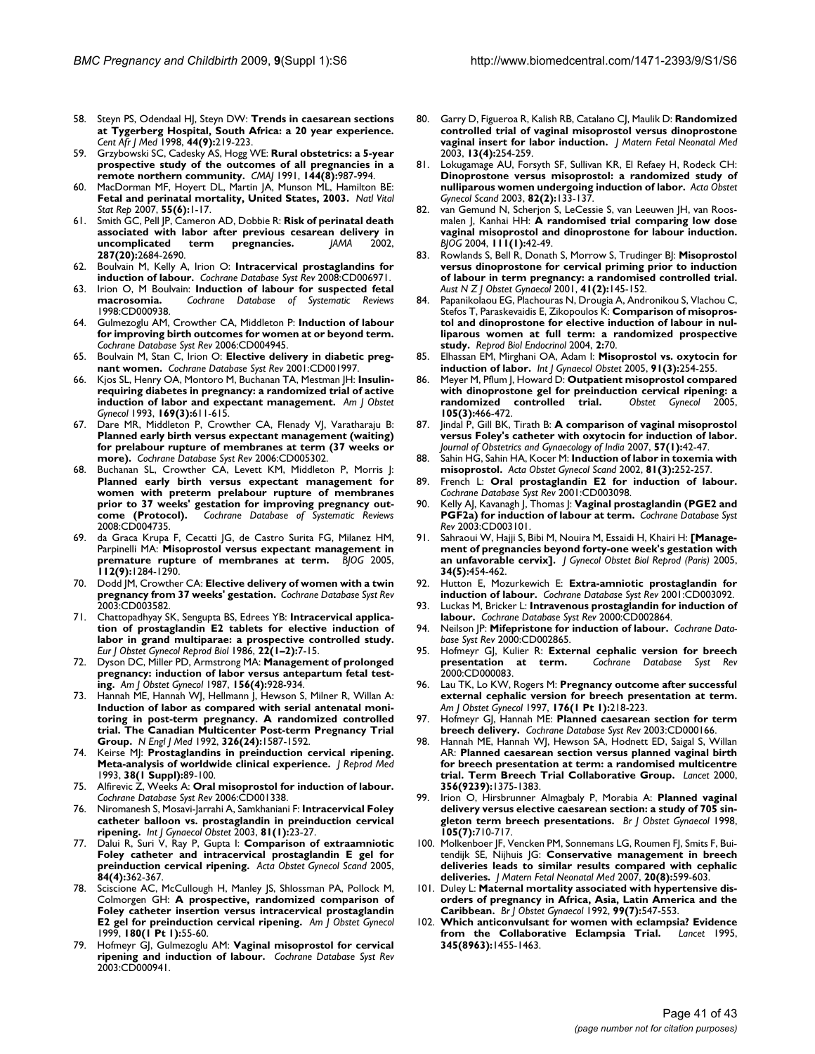58. Steyn PS, Odendaal HJ, Steyn DW: **Trends in caesarean sections at Tygerberg Hospital, South Africa: a 20 year experience.** *Cent Afr J Med* 1998, **44(9):**219-223.
59. Grzybowski SC, Cadesky AS, Hogg WE: **Rural obstetrics: a 5-year prospective study of the outcomes of all pregnancies in a remote northern community.** *CMAJ* 1991, **144(8):**987-994.
60. MacDorman MF, Hoyert DL, Martin JA, Munson ML, Hamilton BE: **Fetal and perinatal mortality, United States, 2003.** *Natl Vital Stat Rep* 2007, **55(6):**1-17.
61. Smith GC, Pell JP, Cameron AD, Dobbie R: **Risk of perinatal death associated with labor after previous cesarean delivery in uncomplicated term pregnancies.** *JAMA* 2002, **287(20):**2684-2690.
62. Boulvain M, Kelly A, Irion O: **Intracervical prostaglandins for induction of labour.** *Cochrane Database Syst Rev* 2008:CD006971.
63. Irion O, M Boulvain: **Induction of labour for suspected fetal macrosomia.** *Cochrane Database of Systematic Reviews* 1998:CD000938.
64. Gulmezoglu AM, Crowther CA, Middleton P: **Induction of labour for improving birth outcomes for women at or beyond term.** *Cochrane Database Syst Rev* 2006:CD004945.
65. Boulvain M, Stan C, Irion O: **Elective delivery in diabetic pregnant women.** *Cochrane Database Syst Rev* 2001:CD001997.
66. Kjos SL, Henry OA, Montoro M, Buchanan TA, Mestman JH: **Insulin-requiring diabetes in pregnancy: a randomized trial of active induction of labor and expectant management.** *Am J Obstet Gynecol* 1993, **169(3):**611-615.
67. Dare MR, Middleton P, Crowther CA, Flenady VJ, Varatharaju B: **Planned early birth versus expectant management (waiting) for prelabour rupture of membranes at term (37 weeks or more).** *Cochrane Database Syst Rev* 2006:CD005302.
68. Buchanan SL, Crowther CA, Levett KM, Middleton P, Morris J: **Planned early birth versus expectant management for women with preterm prelabour rupture of membranes prior to 37 weeks' gestation for improving pregnancy outcome (Protocol).** *Cochrane Database of Systematic Reviews* 2008:CD004735.
69. da Graca Krupa F, Cecatti JG, de Castro Surita FG, Milanez HM, Parpinelli MA: **Misoprostol versus expectant management in premature rupture of membranes at term.** *BJOG* 2005, **112(9):**1284-1290.
70. Dodd JM, Crowther CA: **Elective delivery of women with a twin pregnancy from 37 weeks' gestation.** *Cochrane Database Syst Rev* 2003:CD003582.
71. Chattopadhyay SK, Sengupta BS, Edrees YB: **Intracervical application of prostaglandin E2 tablets for elective induction of labor in grand multiparae: a prospective controlled study.** *Eur J Obstet Gynecol Reprod Biol* 1986, **22(1–2):**7-15.
72. Dyson DC, Miller PD, Armstrong MA: **Management of prolonged pregnancy: induction of labor versus antepartum fetal testing.** *Am J Obstet Gynecol* 1987, **156(4):**928-934.
73. Hannah ME, Hannah WJ, Hellmann J, Hewson S, Milner R, Willan A: **Induction of labor as compared with serial antenatal monitoring in post-term pregnancy. A randomized controlled trial. The Canadian Multicenter Post-term Pregnancy Trial Group.** *N Engl J Med* 1992, **326(24):**1587-1592.
74. Keirse MJ: **Prostaglandins in preinduction cervical ripening. Meta-analysis of worldwide clinical experience.** *J Reprod Med* 1993, **38(1 Suppl):**89-100.
75. Alfirevic Z, Weeks A: **Oral misoprostol for induction of labour.** *Cochrane Database Syst Rev* 2006:CD001338.
76. Niromanesh S, Mosavi-Jarrahi A, Samkhaniani F: **Intracervical Foley catheter balloon vs. prostaglandin in preinduction cervical ripening.** *Int J Gynaecol Obstet* 2003, **81(1):**23-27.
77. Dalui R, Suri V, Ray P, Gupta I: **Comparison of extraamniotic Foley catheter and intracervical prostaglandin E gel for preinduction cervical ripening.** *Acta Obstet Gynecol Scand* 2005, **84(4):**362-367.
78. Sciscione AC, McCullough H, Manley JS, Shlossman PA, Pollock M, Colmorgen GH: **A prospective, randomized comparison of Foley catheter insertion versus intracervical prostaglandin E2 gel for preinduction cervical ripening.** *Am J Obstet Gynecol* 1999, **180(1 Pt 1):**55-60.
79. Hofmeyr GJ, Gulmezoglu AM: **Vaginal misoprostol for cervical ripening and induction of labour.** *Cochrane Database Syst Rev* 2003:CD000941.
80. Garry D, Figueroa R, Kalish RB, Catalano CJ, Maulik D: **Randomized controlled trial of vaginal misoprostol versus dinoprostone vaginal insert for labor induction.** *J Matern Fetal Neonatal Med* 2003, **13(4):**254-259.
81. Lokugamage AU, Forsyth SF, Sullivan KR, El Refaey H, Rodeck CH: **Dinoprostone versus misoprostol: a randomized study of nulliparous women undergoing induction of labor.** *Acta Obstet Gynecol Scand* 2003, **82(2):**133-137.
82. van Gemund N, Scherjon S, LeCessie S, van Leeuwen JH, van Roosmalen J, Kanhai HH: **A randomised trial comparing low dose vaginal misoprostol and dinoprostone for labour induction.** *BJOG* 2004, **111(1):**42-49.
83. Rowlands S, Bell R, Donath S, Morrow S, Trudinger BJ: **Misoprostol versus dinoprostone for cervical priming prior to induction of labour in term pregnancy: a randomised controlled trial.** *Aust N Z J Obstet Gynaecol* 2001, **41(2):**145-152.
84. Papanikolaou EG, Plachouras N, Drougia A, Andronikou S, Vlachou C, Stefos T, Paraskevaidis E, Zikopoulos K: **Comparison of misoprostol and dinoprostone for elective induction of labour in nulliparous women at full term: a randomized prospective study.** *Reprod Biol Endocrinol* 2004, **2:**70.
85. Elhassan EM, Mirghani OA, Adam I: **Misoprostol vs. oxytocin for induction of labor.** *Int J Gynaecol Obstet* 2005, **91(3):**254-255.
86. Meyer M, Pflum J, Howard D: **Outpatient misoprostol compared with dinoprostone gel for preinduction cervical ripening: a randomized controlled trial.** *Obstet Gynecol* 2005, **105(3):**466-472.
87. Jindal P, Gill BK, Tirath B: **A comparison of vaginal misoprostol versus Foley's catheter with oxytocin for induction of labor.** *Journal of Obstetrics and Gynaecology of India* 2007, **57(1):**42-47.
88. Sahin HG, Sahin HA, Kocer M: **Induction of labor in toxemia with misoprostol.** *Acta Obstet Gynecol Scand* 2002, **81(3):**252-257.
89. French L: **Oral prostaglandin E2 for induction of labour.** *Cochrane Database Syst Rev* 2001:CD003098.
90. Kelly AJ, Kavanagh J, Thomas J: **Vaginal prostaglandin (PGE2 and PGF2a) for induction of labour at term.** *Cochrane Database Syst Rev* 2003:CD003101.
91. Sahraoui W, Hajji S, Bibi M, Nouira M, Essaidi H, Khairi H: **[Management of pregnancies beyond forty-one week's gestation with an unfavorable cervix].** *J Gynecol Obstet Biol Reprod (Paris)* 2005, **34(5):**454-462.
92. Hutton E, Mozurkewich E: **Extra-amniotic prostaglandin for induction of labour.** *Cochrane Database Syst Rev* 2001:CD003092.
93. Luckas M, Bricker L: **Intravenous prostaglandin for induction of labour.** *Cochrane Database Syst Rev* 2000:CD002864.
94. Neilson JP: **Mifepristone for induction of labour.** *Cochrane Database Syst Rev* 2000:CD002865.
95. Hofmeyr GJ, Kulier R: **External cephalic version for breech presentation at term.** *Cochrane Database Syst Rev* 2000:CD000083.
96. Lau TK, Lo KW, Rogers M: **Pregnancy outcome after successful external cephalic version for breech presentation at term.** *Am J Obstet Gynecol* 1997, **176(1 Pt 1):**218-223.
97. Hofmeyr GJ, Hannah ME: **Planned caesarean section for term breech delivery.** *Cochrane Database Syst Rev* 2003:CD000166.
98. Hannah ME, Hannah WJ, Hewson SA, Hodnett ED, Saigal S, Willan AR: **Planned caesarean section versus planned vaginal birth for breech presentation at term: a randomised multicentre trial. Term Breech Trial Collaborative Group.** *Lancet* 2000, **356(9239):**1375-1383.
99. Irion O, Hirsbrunner Almagbaly P, Morabia A: **Planned vaginal delivery versus elective caesarean section: a study of 705 singleton term breech presentations.** *Br J Obstet Gynaecol* 1998, **105(7):**710-717.
100. Molkenboer JF, Vencken PM, Sonnemans LG, Roumen FJ, Smits F, Buitendijk SE, Nijhuis JG: **Conservative management in breech deliveries leads to similar results compared with cephalic deliveries.** *J Matern Fetal Neonatal Med* 2007, **20(8):**599-603.
101. Duley L: **Maternal mortality associated with hypertensive disorders of pregnancy in Africa, Asia, Latin America and the Caribbean.** *Br J Obstet Gynaecol* 1992, **99(7):**547-553.
102. **Which anticonvulsant for women with eclampsia? Evidence from the Collaborative Eclampsia Trial.** *Lancet* 1995, **345(8963):**1455-1463.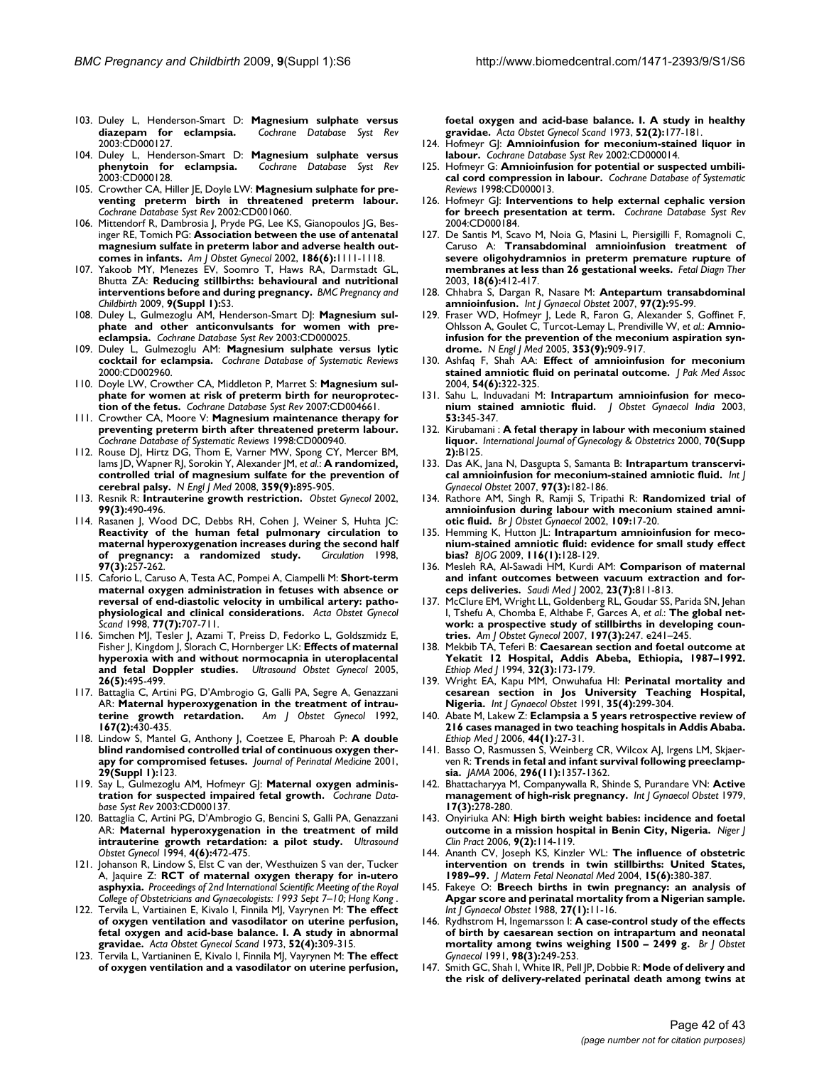103. Duley L, Henderson-Smart D: **Magnesium sulphate versus diazepam for eclampsia.** *Cochrane Database Syst Rev* 2003:CD000127.
104. Duley L, Henderson-Smart D: **Magnesium sulphate versus phenytoin for eclampsia.** *Cochrane Database Syst Rev* 2003:CD000128.
105. Crowther CA, Hiller JE, Doyle LW: **Magnesium sulphate for preventing preterm birth in threatened preterm labour.** *Cochrane Database Syst Rev* 2002:CD001060.
106. Mittendorf R, Dambrosia J, Pryde PG, Lee KS, Gianopoulos JG, Besinger RE, Tomich PG: **Association between the use of antenatal magnesium sulfate in preterm labor and adverse health outcomes in infants.** *Am J Obstet Gynecol* 2002, **186(6):**1111-1118.
107. Yakoob MY, Menezes EV, Soomro T, Haws RA, Darmstadt GL, Bhutta ZA: **Reducing stillbirths: behavioural and nutritional interventions before and during pregnancy.** *BMC Pregnancy and Childbirth* 2009, **9(Suppl 1):**S3.
108. Duley L, Gulmezoglu AM, Henderson-Smart DJ: **Magnesium sulphate and other anticonvulsants for women with pre-eclampsia.** *Cochrane Database Syst Rev* 2003:CD000025.
109. Duley L, Gulmezoglu AM: **Magnesium sulphate versus lytic cocktail for eclampsia.** *Cochrane Database of Systematic Reviews* 2000:CD002960.
110. Doyle LW, Crowther CA, Middleton P, Marret S: **Magnesium sulphate for women at risk of preterm birth for neuroprotection of the fetus.** *Cochrane Database Syst Rev* 2007:CD004661.
111. Crowther CA, Moore V: **Magnesium maintenance therapy for preventing preterm birth after threatened preterm labour.** *Cochrane Database of Systematic Reviews* 1998:CD000940.
112. Rouse DJ, Hirtz DG, Thom E, Varner MW, Spong CY, Mercer BM, Iams JD, Wapner RJ, Sorokin Y, Alexander JM, *et al.*: **A randomized, controlled trial of magnesium sulfate for the prevention of cerebral palsy.** *N Engl J Med* 2008, **359(9):**895-905.
113. Resnik R: **Intrauterine growth restriction.** *Obstet Gynecol* 2002, **99(3):**490-496.
114. Rasanen J, Wood DC, Debbs RH, Cohen J, Weiner S, Huhta JC: **Reactivity of the human fetal pulmonary circulation to maternal hyperoxygenation increases during the second half of pregnancy: a randomized study.** *Circulation* 1998, **97(3):**257-262.
115. Caforio L, Caruso A, Testa AC, Pompei A, Ciampelli M: **Short-term maternal oxygen administration in fetuses with absence or reversal of end-diastolic velocity in umbilical artery: pathophysiological and clinical considerations.** *Acta Obstet Gynecol Scand* 1998, **77(7):**707-711.
116. Simchen MJ, Tesler J, Azami T, Preiss D, Fedorko L, Goldszmidz E, Fisher J, Kingdom J, Slorach C, Hornberger LK: **Effects of maternal hyperoxia with and without normocapnia in uteroplacental and fetal Doppler studies.** *Ultrasound Obstet Gynecol* 2005, **26(5):**495-499.
117. Battaglia C, Artini PG, D'Ambrogio G, Galli PA, Segre A, Genazzani AR: **Maternal hyperoxygenation in the treatment of intrauterine growth retardation.** *Am J Obstet Gynecol* 1992, **167(2):**430-435.
118. Lindow S, Mantel G, Anthony J, Coetzee E, Pharoah P: **A double blind randomised controlled trial of continuous oxygen therapy for compromised fetuses.** *Journal of Perinatal Medicine* 2001, **29(Suppl 1):**123.
119. Say L, Gulmezoglu AM, Hofmeyr GJ: **Maternal oxygen administration for suspected impaired fetal growth.** *Cochrane Database Syst Rev* 2003:CD000137.
120. Battaglia C, Artini PG, D'Ambrogio G, Bencini S, Galli PA, Genazzani AR: **Maternal hyperoxygenation in the treatment of mild intrauterine growth retardation: a pilot study.** *Ultrasound Obstet Gynecol* 1994, **4(6):**472-475.
121. Johanson R, Lindow S, Elst C van der, Westhuizen S van der, Tucker A, Jaquire Z: **RCT of maternal oxygen therapy for in-utero asphyxia.** *Proceedings of 2nd International Scientific Meeting of the Royal College of Obstetricians and Gynaecologists: 1993 Sept 7–10; Hong Kong* .
122. Tervila L, Vartiainen E, Kivalo I, Finnila MJ, Vayrynen M: **The effect of oxygen ventilation and vasodilator on uterine perfusion, fetal oxygen and acid-base balance. I. A study in abnormal gravidae.** *Acta Obstet Gynecol Scand* 1973, **52(4):**309-315.
123. Tervila L, Vartianinen E, Kivalo I, Finnila MJ, Vayrynen M: **The effect of oxygen ventilation and a vasodilator on uterine perfusion, foetal oxygen and acid-base balance. I. A study in healthy gravidae.** *Acta Obstet Gynecol Scand* 1973, **52(2):**177-181.
124. Hofmeyr GJ: **Amnioinfusion for meconium-stained liquor in labour.** *Cochrane Database Syst Rev* 2002:CD000014.
125. Hofmeyr G: **Amnioinfusion for potential or suspected umbilical cord compression in labour.** *Cochrane Database of Systematic Reviews* 1998:CD000013.
126. Hofmeyr GJ: **Interventions to help external cephalic version for breech presentation at term.** *Cochrane Database Syst Rev* 2004:CD000184.
127. De Santis M, Scavo M, Noia G, Masini L, Piersigilli F, Romagnoli C, Caruso A: **Transabdominal amnioinfusion treatment of severe oligohydramnios in preterm premature rupture of membranes at less than 26 gestational weeks.** *Fetal Diagn Ther* 2003, **18(6):**412-417.
128. Chhabra S, Dargan R, Nasare M: **Antepartum transabdominal amnioinfusion.** *Int J Gynaecol Obstet* 2007, **97(2):**95-99.
129. Fraser WD, Hofmeyr J, Lede R, Faron G, Alexander S, Goffinet F, Ohlsson A, Goulet C, Turcot-Lemay L, Prendiville W, *et al.*: **Amnioinfusion for the prevention of the meconium aspiration syndrome.** *N Engl J Med* 2005, **353(9):**909-917.
130. Ashfaq F, Shah AA: **Effect of amnioinfusion for meconium stained amniotic fluid on perinatal outcome.** *J Pak Med Assoc* 2004, **54(6):**322-325.
131. Sahu L, Induvadani M: **Intrapartum amnioinfusion for meconium stained amniotic fluid.** *J Obstet Gynaecol India* 2003, **53:**345-347.
132. Kirubamani : **A fetal therapy in labour with meconium stained liquor.** *International Journal of Gynecology & Obstetrics* 2000, **70(Supp 2):**B125.
133. Das AK, Jana N, Dasgupta S, Samanta B: **Intrapartum transcervical amnioinfusion for meconium-stained amniotic fluid.** *Int J Gynaecol Obstet* 2007, **97(3):**182-186.
134. Rathore AM, Singh R, Ramji S, Tripathi R: **Randomized trial of amnioinfusion during labour with meconium stained amniotic fluid.** *Br J Obstet Gynaecol* 2002, **109:**17-20.
135. Hemming K, Hutton JL: **Intrapartum amnioinfusion for meconium-stained amniotic fluid: evidence for small study effect bias?** *BJOG* 2009, **116(1):**128-129.
136. Mesleh RA, Al-Sawadi HM, Kurdi AM: **Comparison of maternal and infant outcomes between vacuum extraction and forceps deliveries.** *Saudi Med J* 2002, **23(7):**811-813.
137. McClure EM, Wright LL, Goldenberg RL, Goudar SS, Parida SN, Jehan I, Tshefu A, Chomba E, Althabe F, Garces A, *et al.*: **The global network: a prospective study of stillbirths in developing countries.** *Am J Obstet Gynecol* 2007, **197(3):**247. e241–245.
138. Mekbib TA, Teferi B: **Caesarean section and foetal outcome at Yekatit 12 Hospital, Addis Abeba, Ethiopia, 1987–1992.** *Ethiop Med J* 1994, **32(3):**173-179.
139. Wright EA, Kapu MM, Onwuhafua HI: **Perinatal mortality and cesarean section in Jos University Teaching Hospital, Nigeria.** *Int J Gynaecol Obstet* 1991, **35(4):**299-304.
140. Abate M, Lakew Z: **Eclampsia a 5 years retrospective review of 216 cases managed in two teaching hospitals in Addis Ababa.** *Ethiop Med J* 2006, **44(1):**27-31.
141. Basso O, Rasmussen S, Weinberg CR, Wilcox AJ, Irgens LM, Skjaerven R: **Trends in fetal and infant survival following preeclampsia.** *JAMA* 2006, **296(11):**1357-1362.
142. Bhattacharyya M, Companywalla R, Shinde S, Purandare VN: **Active management of high-risk pregnancy.** *Int J Gynaecol Obstet* 1979, **17(3):**278-280.
143. Onyiriuka AN: **High birth weight babies: incidence and foetal outcome in a mission hospital in Benin City, Nigeria.** *Niger J Clin Pract* 2006, **9(2):**114-119.
144. Ananth CV, Joseph KS, Kinzler WL: **The influence of obstetric intervention on trends in twin stillbirths: United States, 1989–99.** *J Matern Fetal Neonatal Med* 2004, **15(6):**380-387.
145. Fakeye O: **Breech births in twin pregnancy: an analysis of Apgar score and perinatal mortality from a Nigerian sample.** *Int J Gynaecol Obstet* 1988, **27(1):**11-16.
146. Rydhstrom H, Ingemarsson I: **A case-control study of the effects of birth by caesarean section on intrapartum and neonatal mortality among twins weighing 1500 – 2499 g.** *Br J Obstet Gynaecol* 1991, **98(3):**249-253.
147. Smith GC, Shah I, White IR, Pell JP, Dobbie R: **Mode of delivery and the risk of delivery-related perinatal death among twins at**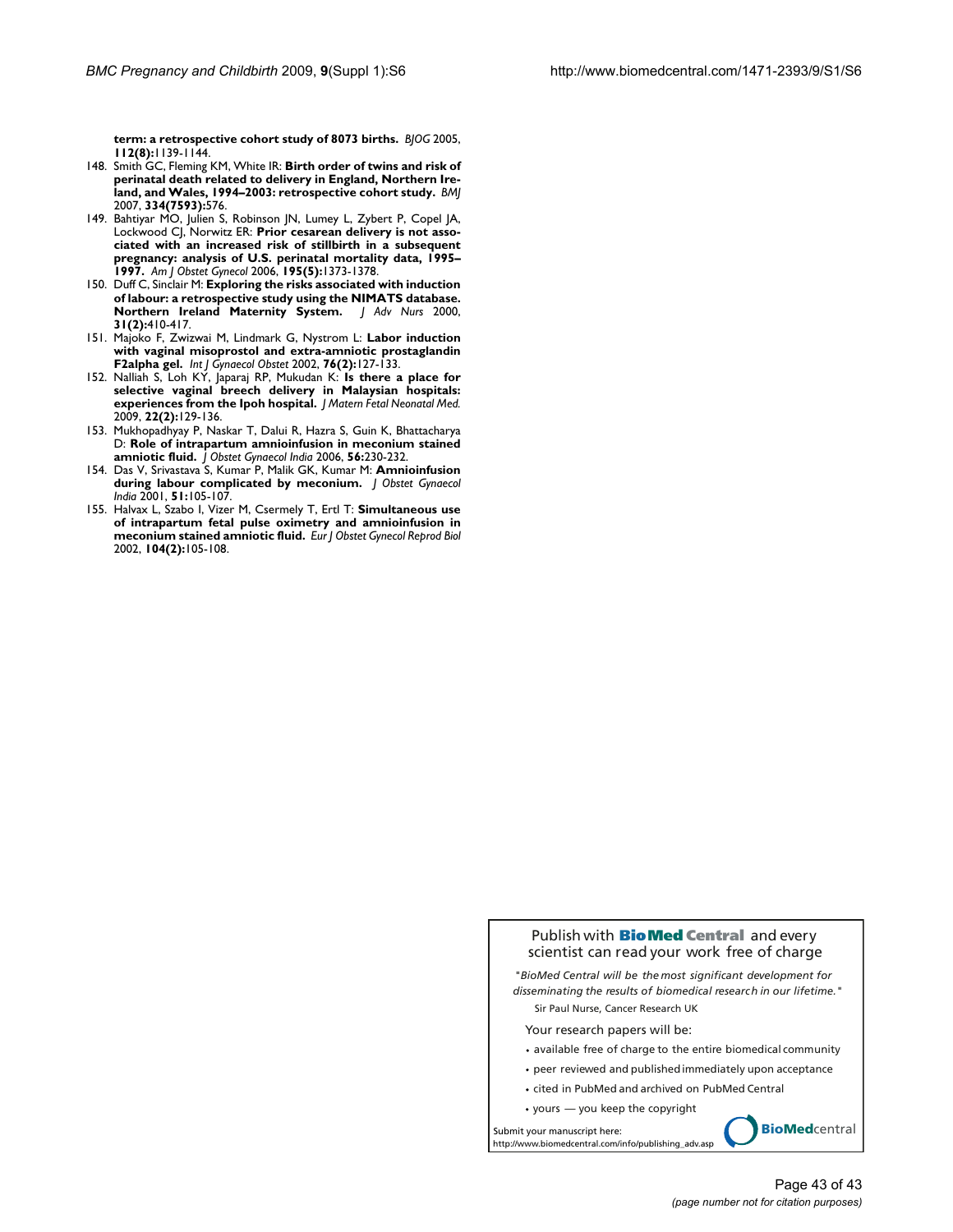**term: a retrospective cohort study of 8073 births.** *BJOG* 2005, **112(8):**1139-1144.

148. Smith GC, Fleming KM, White IR: **Birth order of twins and risk of perinatal death related to delivery in England, Northern Ireland, and Wales, 1994–2003: retrospective cohort study.** *BMJ* 2007, **334(7593):**576.
149. Bahtiyar MO, Julien S, Robinson JN, Lumey L, Zybert P, Copel JA, Lockwood CJ, Norwitz ER: **Prior cesarean delivery is not associated with an increased risk of stillbirth in a subsequent pregnancy: analysis of U.S. perinatal mortality data, 1995–1997.** *Am J Obstet Gynecol* 2006, **195(5):**1373-1378.
150. Duff C, Sinclair M: **Exploring the risks associated with induction of labour: a retrospective study using the NIMATS database. Northern Ireland Maternity System.** *J Adv Nurs* 2000, **31(2):**410-417.
151. Majoko F, Zwizwai M, Lindmark G, Nystrom L: **Labor induction with vaginal misoprostol and extra-amniotic prostaglandin F2alpha gel.** *Int J Gynaecol Obstet* 2002, **76(2):**127-133.
152. Nalliah S, Loh KY, Japaraj RP, Mukudan K: **Is there a place for selective vaginal breech delivery in Malaysian hospitals: experiences from the Ipoh hospital.** *J Matern Fetal Neonatal Med.* 2009, **22(2):**129-136.
153. Mukhopadhyay P, Naskar T, Dalui R, Hazra S, Guin K, Bhattacharya D: **Role of intrapartum amnioinfusion in meconium stained amniotic fluid.** *J Obstet Gynaecol India* 2006, **56:**230-232.
154. Das V, Srivastava S, Kumar P, Malik GK, Kumar M: **Amnioinfusion during labour complicated by meconium.** *J Obstet Gynaecol India* 2001, **51:**105-107.
155. Halvax L, Szabo I, Vizer M, Csermely T, Ertl T: **Simultaneous use of intrapartum fetal pulse oximetry and amnioinfusion in meconium stained amniotic fluid.** *Eur J Obstet Gynecol Reprod Biol* 2002, **104(2):**105-108.

Publish with **BioMed Central** and every scientist can read your work free of charge

*"BioMed Central will be the most significant development for disseminating the results of biomedical research in our lifetime."*

Sir Paul Nurse, Cancer Research UK

Your research papers will be:

- available free of charge to the entire biomedical community
- peer reviewed and published immediately upon acceptance
- cited in PubMed and archived on PubMed Central
- yours — you keep the copyright

Submit your manuscript here:
http://www.biomedcentral.com/info/publishing_adv.asp

**BioMed**central